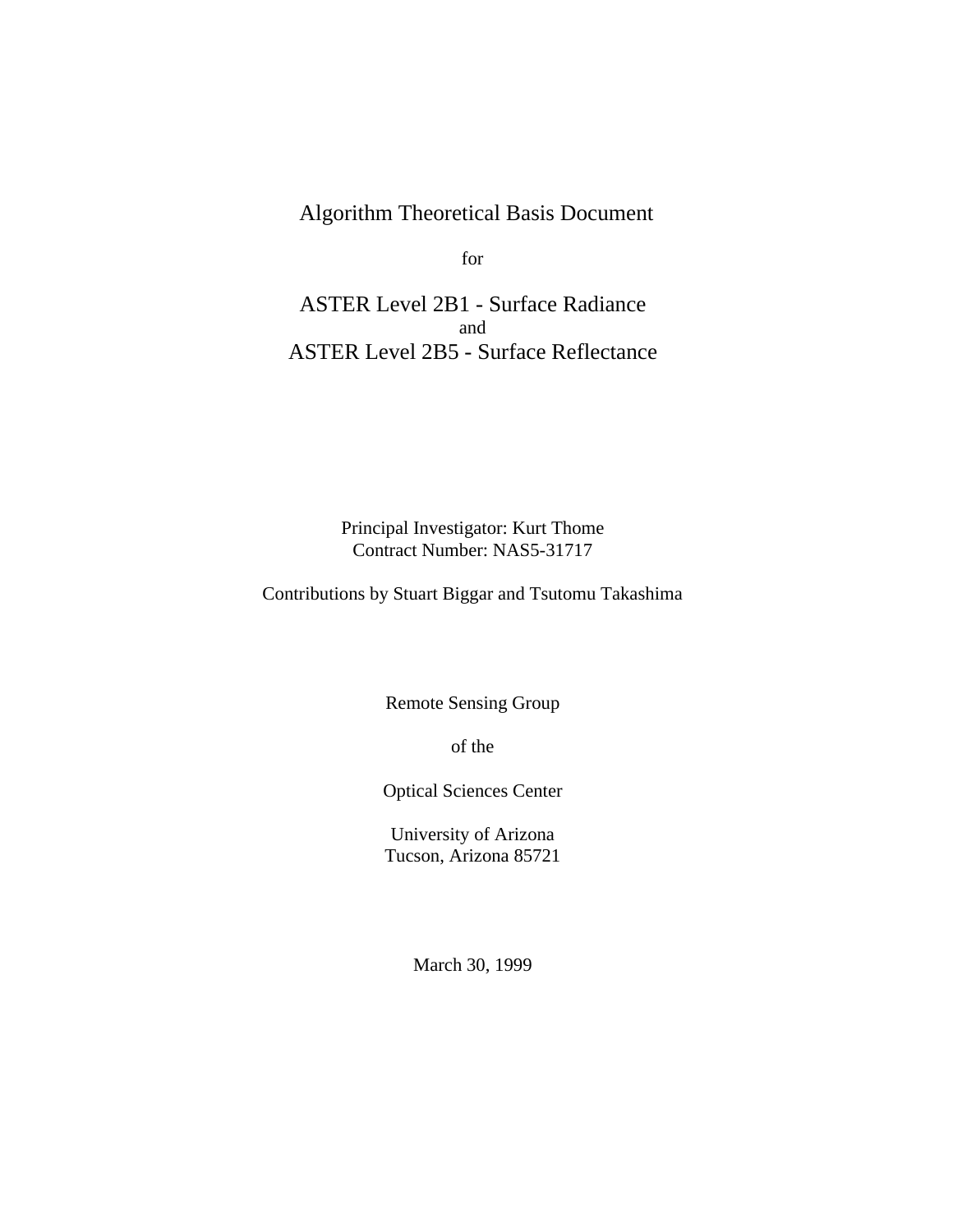# Algorithm Theoretical Basis Document

for

## ASTER Level 2B1 - Surface Radiance
and
## ASTER Level 2B5 - Surface Reflectance

Principal Investigator: Kurt Thome
Contract Number: NAS5-31717

Contributions by Stuart Biggar and Tsutomu Takashima

Remote Sensing Group

of the

Optical Sciences Center

University of Arizona
Tucson, Arizona 85721

March 30, 1999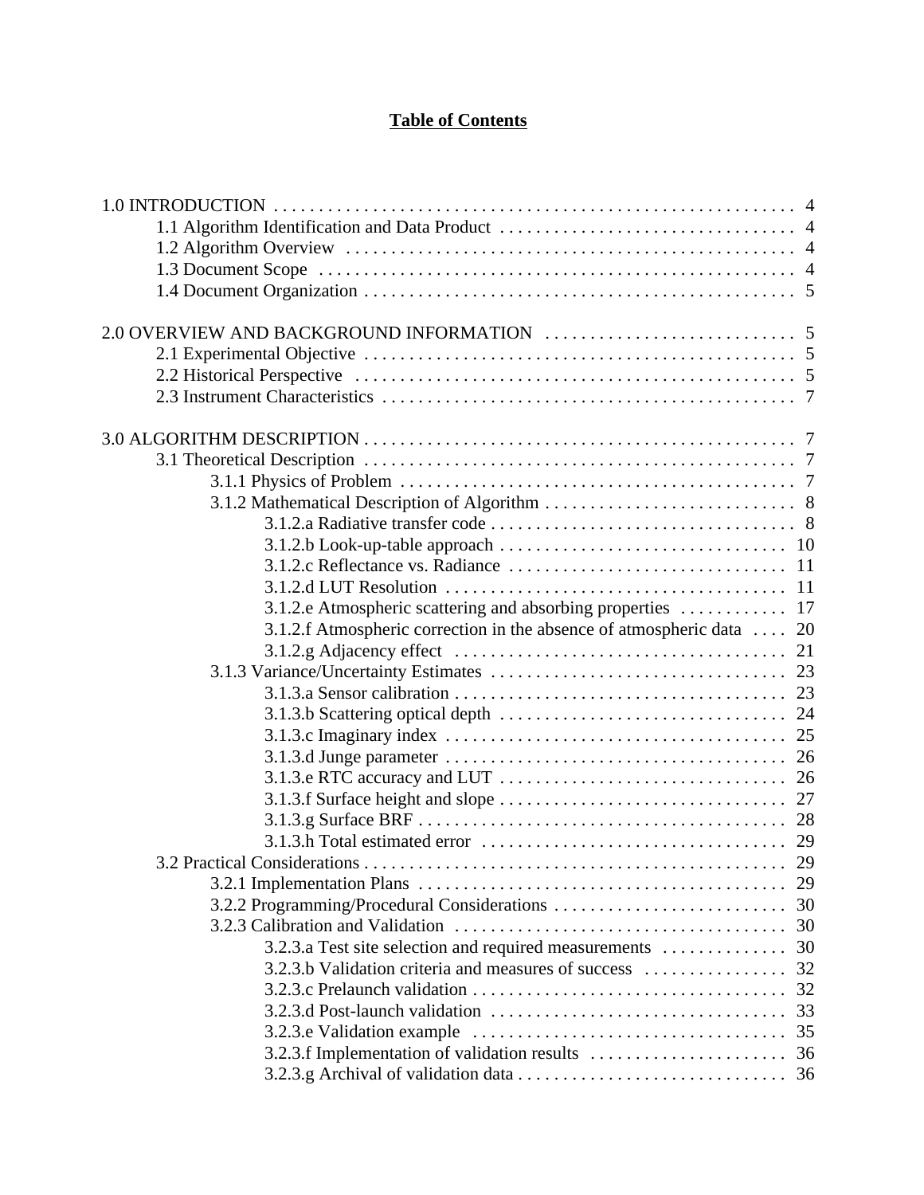# Table of Contents

1.0 INTRODUCTION . . . . . . . . . . . . . . . . . . . . . . . . . . . . . . . . . . . . . . . . . . . . . . . . . . . . . . . . . 4
- 1.1 Algorithm Identification and Data Product . . . . . . . . . . . . . . . . . . . . . . . . . . . . . . . . . 4
- 1.2 Algorithm Overview . . . . . . . . . . . . . . . . . . . . . . . . . . . . . . . . . . . . . . . . . . . . . . . . . . 4
- 1.3 Document Scope . . . . . . . . . . . . . . . . . . . . . . . . . . . . . . . . . . . . . . . . . . . . . . . . . . . . . 4
- 1.4 Document Organization . . . . . . . . . . . . . . . . . . . . . . . . . . . . . . . . . . . . . . . . . . . . . . . . 5

2.0 OVERVIEW AND BACKGROUND INFORMATION . . . . . . . . . . . . . . . . . . . . . . . . . . . . 5
- 2.1 Experimental Objective . . . . . . . . . . . . . . . . . . . . . . . . . . . . . . . . . . . . . . . . . . . . . . . . 5
- 2.2 Historical Perspective . . . . . . . . . . . . . . . . . . . . . . . . . . . . . . . . . . . . . . . . . . . . . . . . . 5
- 2.3 Instrument Characteristics . . . . . . . . . . . . . . . . . . . . . . . . . . . . . . . . . . . . . . . . . . . . . . 7

3.0 ALGORITHM DESCRIPTION . . . . . . . . . . . . . . . . . . . . . . . . . . . . . . . . . . . . . . . . . . . . . . . 7
- 3.1 Theoretical Description . . . . . . . . . . . . . . . . . . . . . . . . . . . . . . . . . . . . . . . . . . . . . . . . 7
  - 3.1.1 Physics of Problem . . . . . . . . . . . . . . . . . . . . . . . . . . . . . . . . . . . . . . . . . . . 7
  - 3.1.2 Mathematical Description of Algorithm . . . . . . . . . . . . . . . . . . . . . . . . . . . . 8
    - 3.1.2.a Radiative transfer code . . . . . . . . . . . . . . . . . . . . . . . . . . . . . . . . . . 8
    - 3.1.2.b Look-up-table approach . . . . . . . . . . . . . . . . . . . . . . . . . . . . . . . . 10
    - 3.1.2.c Reflectance vs. Radiance . . . . . . . . . . . . . . . . . . . . . . . . . . . . . . . 11
    - 3.1.2.d LUT Resolution . . . . . . . . . . . . . . . . . . . . . . . . . . . . . . . . . . . . . . 11
    - 3.1.2.e Atmospheric scattering and absorbing properties . . . . . . . . . . . . 17
    - 3.1.2.f Atmospheric correction in the absence of atmospheric data . . . . 20
    - 3.1.2.g Adjacency effect . . . . . . . . . . . . . . . . . . . . . . . . . . . . . . . . . . . . . 21
  - 3.1.3 Variance/Uncertainty Estimates . . . . . . . . . . . . . . . . . . . . . . . . . . . . . . . . . 23
    - 3.1.3.a Sensor calibration . . . . . . . . . . . . . . . . . . . . . . . . . . . . . . . . . . . . . 23
    - 3.1.3.b Scattering optical depth . . . . . . . . . . . . . . . . . . . . . . . . . . . . . . . . 24
    - 3.1.3.c Imaginary index . . . . . . . . . . . . . . . . . . . . . . . . . . . . . . . . . . . . . . 25
    - 3.1.3.d Junge parameter . . . . . . . . . . . . . . . . . . . . . . . . . . . . . . . . . . . . . . 26
    - 3.1.3.e RTC accuracy and LUT . . . . . . . . . . . . . . . . . . . . . . . . . . . . . . . . 26
    - 3.1.3.f Surface height and slope . . . . . . . . . . . . . . . . . . . . . . . . . . . . . . . . 27
    - 3.1.3.g Surface BRF . . . . . . . . . . . . . . . . . . . . . . . . . . . . . . . . . . . . . . . . . 28
    - 3.1.3.h Total estimated error . . . . . . . . . . . . . . . . . . . . . . . . . . . . . . . . . . 29
- 3.2 Practical Considerations . . . . . . . . . . . . . . . . . . . . . . . . . . . . . . . . . . . . . . . . . . . . . . . 29
  - 3.2.1 Implementation Plans . . . . . . . . . . . . . . . . . . . . . . . . . . . . . . . . . . . . . . . . . 29
  - 3.2.2 Programming/Procedural Considerations . . . . . . . . . . . . . . . . . . . . . . . . . . 30
  - 3.2.3 Calibration and Validation . . . . . . . . . . . . . . . . . . . . . . . . . . . . . . . . . . . . . 30
    - 3.2.3.a Test site selection and required measurements . . . . . . . . . . . . . . 30
    - 3.2.3.b Validation criteria and measures of success . . . . . . . . . . . . . . . . 32
    - 3.2.3.c Prelaunch validation . . . . . . . . . . . . . . . . . . . . . . . . . . . . . . . . . . . 32
    - 3.2.3.d Post-launch validation . . . . . . . . . . . . . . . . . . . . . . . . . . . . . . . . . 33
    - 3.2.3.e Validation example . . . . . . . . . . . . . . . . . . . . . . . . . . . . . . . . . . . 35
    - 3.2.3.f Implementation of validation results . . . . . . . . . . . . . . . . . . . . . . 36
    - 3.2.3.g Archival of validation data . . . . . . . . . . . . . . . . . . . . . . . . . . . . . . 36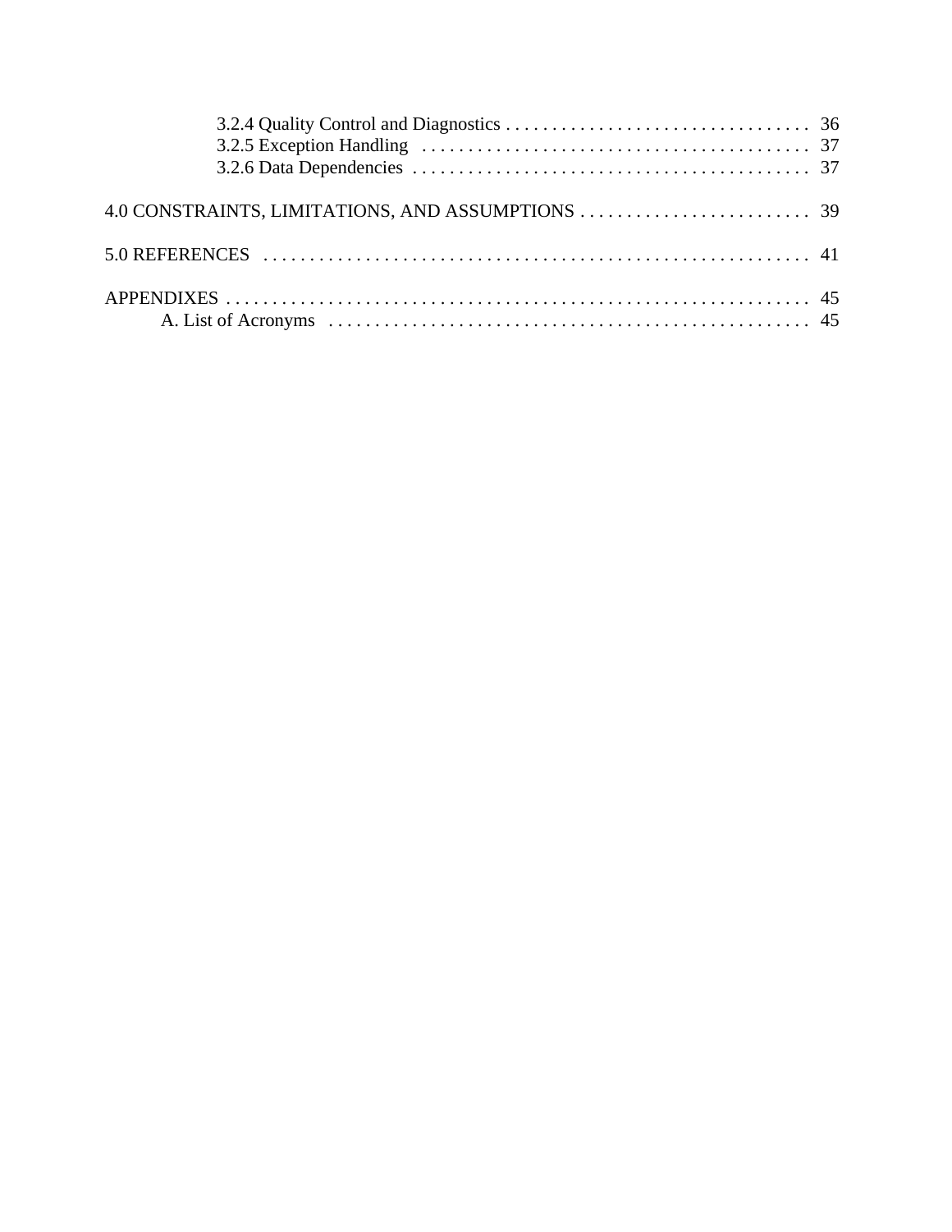3.2.4 Quality Control and Diagnostics . . . . . . . . . . . . . . . . . . . . . . . . . . . . . . . . . 36
3.2.5 Exception Handling . . . . . . . . . . . . . . . . . . . . . . . . . . . . . . . . . . . . . . . . . 37
3.2.6 Data Dependencies . . . . . . . . . . . . . . . . . . . . . . . . . . . . . . . . . . . . . . . . . . 37

4.0 CONSTRAINTS, LIMITATIONS, AND ASSUMPTIONS . . . . . . . . . . . . . . . . . . . . . . . . . 39

5.0 REFERENCES . . . . . . . . . . . . . . . . . . . . . . . . . . . . . . . . . . . . . . . . . . . . . . . . . . . . . . . . . . 41

APPENDIXES . . . . . . . . . . . . . . . . . . . . . . . . . . . . . . . . . . . . . . . . . . . . . . . . . . . . . . . . . . . . . . 45
A. List of Acronyms . . . . . . . . . . . . . . . . . . . . . . . . . . . . . . . . . . . . . . . . . . . . . . . . . . . . 45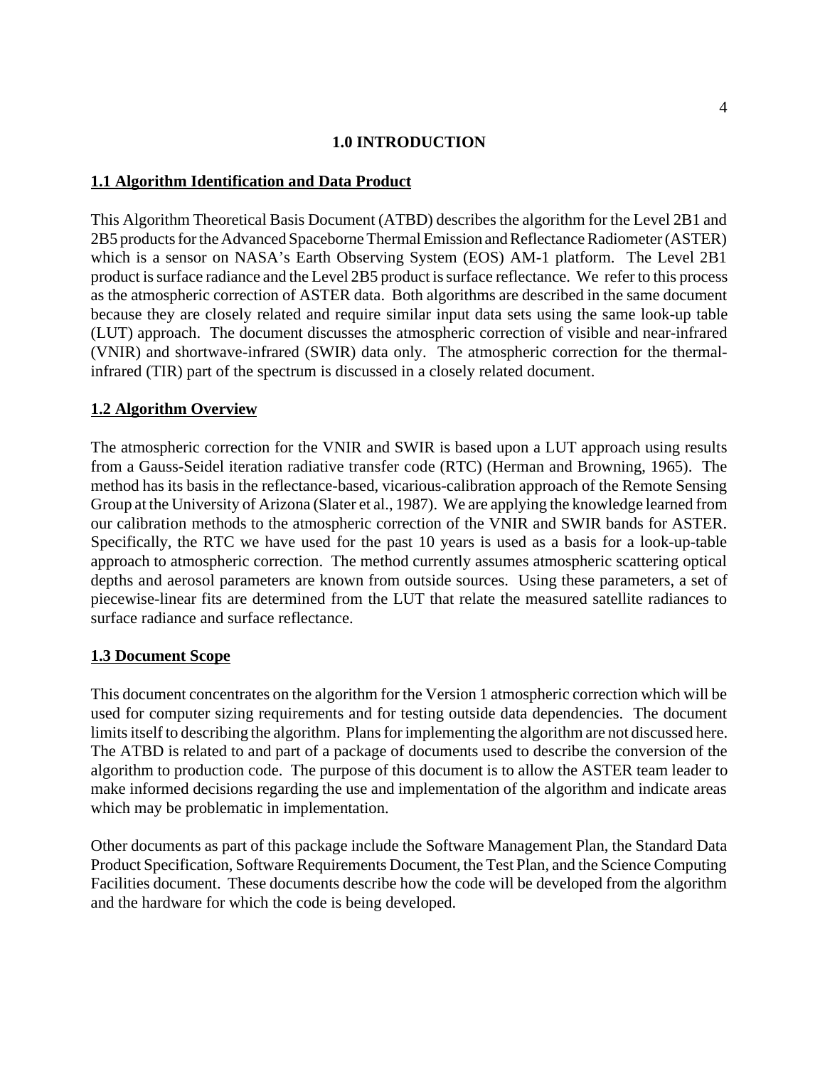# 1.0 INTRODUCTION

## 1.1 Algorithm Identification and Data Product

This Algorithm Theoretical Basis Document (ATBD) describes the algorithm for the Level 2B1 and 2B5 products for the Advanced Spaceborne Thermal Emission and Reflectance Radiometer (ASTER) which is a sensor on NASA's Earth Observing System (EOS) AM-1 platform. The Level 2B1 product is surface radiance and the Level 2B5 product is surface reflectance. We refer to this process as the atmospheric correction of ASTER data. Both algorithms are described in the same document because they are closely related and require similar input data sets using the same look-up table (LUT) approach. The document discusses the atmospheric correction of visible and near-infrared (VNIR) and shortwave-infrared (SWIR) data only. The atmospheric correction for the thermal-infrared (TIR) part of the spectrum is discussed in a closely related document.

## 1.2 Algorithm Overview

The atmospheric correction for the VNIR and SWIR is based upon a LUT approach using results from a Gauss-Seidel iteration radiative transfer code (RTC) (Herman and Browning, 1965). The method has its basis in the reflectance-based, vicarious-calibration approach of the Remote Sensing Group at the University of Arizona (Slater et al., 1987). We are applying the knowledge learned from our calibration methods to the atmospheric correction of the VNIR and SWIR bands for ASTER. Specifically, the RTC we have used for the past 10 years is used as a basis for a look-up-table approach to atmospheric correction. The method currently assumes atmospheric scattering optical depths and aerosol parameters are known from outside sources. Using these parameters, a set of piecewise-linear fits are determined from the LUT that relate the measured satellite radiances to surface radiance and surface reflectance.

## 1.3 Document Scope

This document concentrates on the algorithm for the Version 1 atmospheric correction which will be used for computer sizing requirements and for testing outside data dependencies. The document limits itself to describing the algorithm. Plans for implementing the algorithm are not discussed here. The ATBD is related to and part of a package of documents used to describe the conversion of the algorithm to production code. The purpose of this document is to allow the ASTER team leader to make informed decisions regarding the use and implementation of the algorithm and indicate areas which may be problematic in implementation.

Other documents as part of this package include the Software Management Plan, the Standard Data Product Specification, Software Requirements Document, the Test Plan, and the Science Computing Facilities document. These documents describe how the code will be developed from the algorithm and the hardware for which the code is being developed.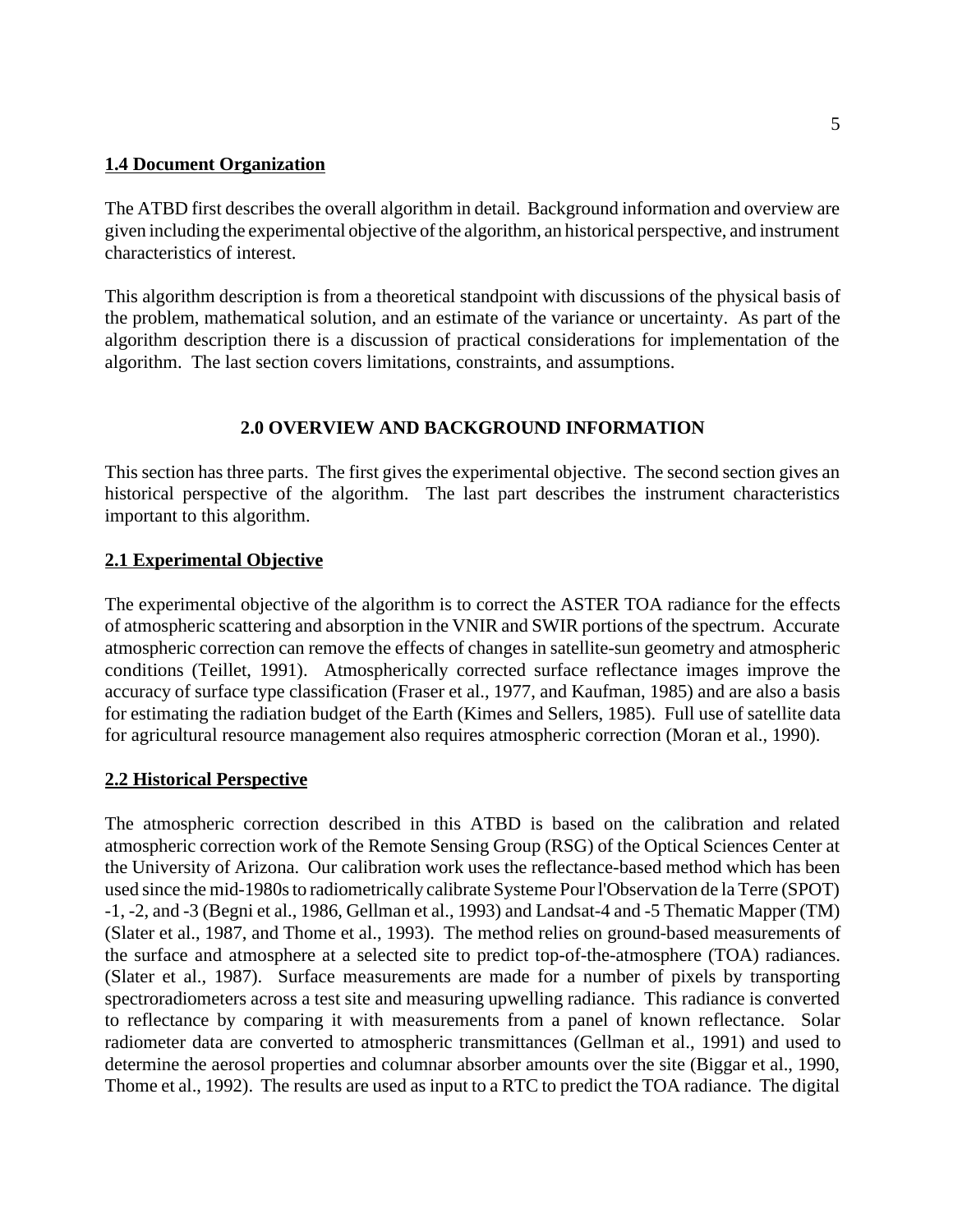### 1.4 Document Organization

The ATBD first describes the overall algorithm in detail. Background information and overview are given including the experimental objective of the algorithm, an historical perspective, and instrument characteristics of interest.

This algorithm description is from a theoretical standpoint with discussions of the physical basis of the problem, mathematical solution, and an estimate of the variance or uncertainty. As part of the algorithm description there is a discussion of practical considerations for implementation of the algorithm. The last section covers limitations, constraints, and assumptions.

## 2.0 OVERVIEW AND BACKGROUND INFORMATION

This section has three parts. The first gives the experimental objective. The second section gives an historical perspective of the algorithm. The last part describes the instrument characteristics important to this algorithm.

### 2.1 Experimental Objective

The experimental objective of the algorithm is to correct the ASTER TOA radiance for the effects of atmospheric scattering and absorption in the VNIR and SWIR portions of the spectrum. Accurate atmospheric correction can remove the effects of changes in satellite-sun geometry and atmospheric conditions (Teillet, 1991). Atmospherically corrected surface reflectance images improve the accuracy of surface type classification (Fraser et al., 1977, and Kaufman, 1985) and are also a basis for estimating the radiation budget of the Earth (Kimes and Sellers, 1985). Full use of satellite data for agricultural resource management also requires atmospheric correction (Moran et al., 1990).

### 2.2 Historical Perspective

The atmospheric correction described in this ATBD is based on the calibration and related atmospheric correction work of the Remote Sensing Group (RSG) of the Optical Sciences Center at the University of Arizona. Our calibration work uses the reflectance-based method which has been used since the mid-1980s to radiometrically calibrate Systeme Pour l'Observation de la Terre (SPOT) -1, -2, and -3 (Begni et al., 1986, Gellman et al., 1993) and Landsat-4 and -5 Thematic Mapper (TM) (Slater et al., 1987, and Thome et al., 1993). The method relies on ground-based measurements of the surface and atmosphere at a selected site to predict top-of-the-atmosphere (TOA) radiances. (Slater et al., 1987). Surface measurements are made for a number of pixels by transporting spectroradiometers across a test site and measuring upwelling radiance. This radiance is converted to reflectance by comparing it with measurements from a panel of known reflectance. Solar radiometer data are converted to atmospheric transmittances (Gellman et al., 1991) and used to determine the aerosol properties and columnar absorber amounts over the site (Biggar et al., 1990, Thome et al., 1992). The results are used as input to a RTC to predict the TOA radiance. The digital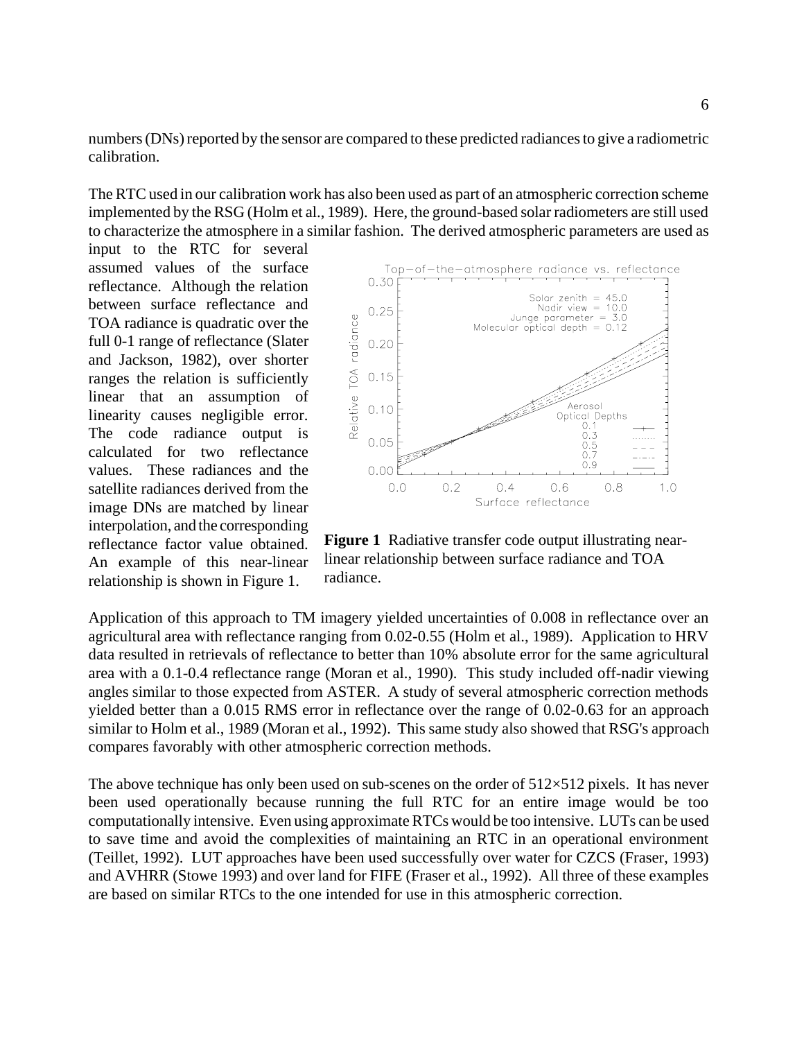numbers (DNs) reported by the sensor are compared to these predicted radiances to give a radiometric calibration.

The RTC used in our calibration work has also been used as part of an atmospheric correction scheme implemented by the RSG (Holm et al., 1989). Here, the ground-based solar radiometers are still used to characterize the atmosphere in a similar fashion. The derived atmospheric parameters are used as input to the RTC for several assumed values of the surface reflectance. Although the relation between surface reflectance and TOA radiance is quadratic over the full 0-1 range of reflectance (Slater and Jackson, 1982), over shorter ranges the relation is sufficiently linear that an assumption of linearity causes negligible error. The code radiance output is calculated for two reflectance values. These radiances and the satellite radiances derived from the image DNs are matched by linear interpolation, and the corresponding reflectance factor value obtained. An example of this near-linear relationship is shown in Figure 1.

**Figure 1** Radiative transfer code output illustrating near-linear relationship between surface radiance and TOA radiance.

Application of this approach to TM imagery yielded uncertainties of 0.008 in reflectance over an agricultural area with reflectance ranging from 0.02-0.55 (Holm et al., 1989). Application to HRV data resulted in retrievals of reflectance to better than 10% absolute error for the same agricultural area with a 0.1-0.4 reflectance range (Moran et al., 1990). This study included off-nadir viewing angles similar to those expected from ASTER. A study of several atmospheric correction methods yielded better than a 0.015 RMS error in reflectance over the range of 0.02-0.63 for an approach similar to Holm et al., 1989 (Moran et al., 1992). This same study also showed that RSG's approach compares favorably with other atmospheric correction methods.

The above technique has only been used on sub-scenes on the order of 512×512 pixels. It has never been used operationally because running the full RTC for an entire image would be too computationally intensive. Even using approximate RTCs would be too intensive. LUTs can be used to save time and avoid the complexities of maintaining an RTC in an operational environment (Teillet, 1992). LUT approaches have been used successfully over water for CZCS (Fraser, 1993) and AVHRR (Stowe 1993) and over land for FIFE (Fraser et al., 1992). All three of these examples are based on similar RTCs to the one intended for use in this atmospheric correction.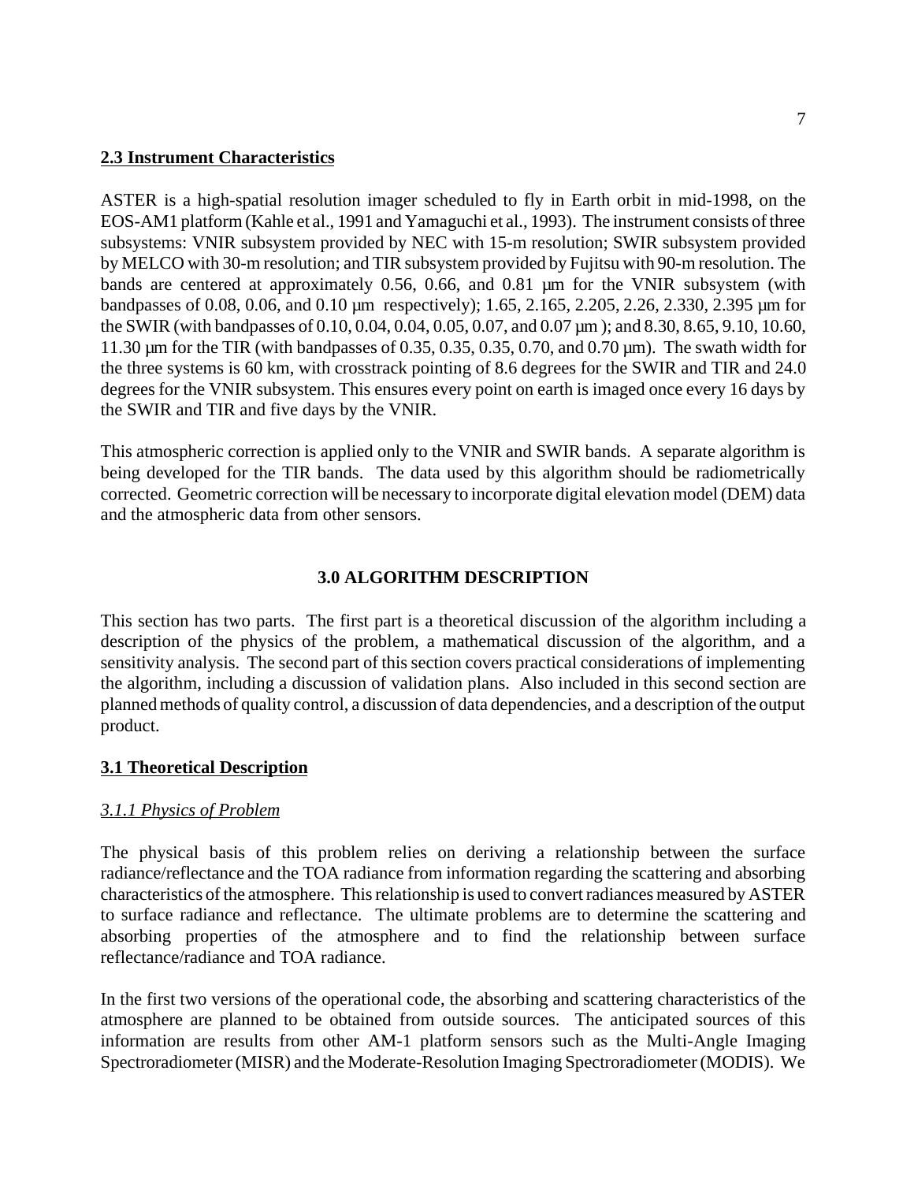## 2.3 Instrument Characteristics

ASTER is a high-spatial resolution imager scheduled to fly in Earth orbit in mid-1998, on the EOS-AM1 platform (Kahle et al., 1991 and Yamaguchi et al., 1993). The instrument consists of three subsystems: VNIR subsystem provided by NEC with 15-m resolution; SWIR subsystem provided by MELCO with 30-m resolution; and TIR subsystem provided by Fujitsu with 90-m resolution. The bands are centered at approximately 0.56, 0.66, and 0.81 µm for the VNIR subsystem (with bandpasses of 0.08, 0.06, and 0.10 µm respectively); 1.65, 2.165, 2.205, 2.26, 2.330, 2.395 µm for the SWIR (with bandpasses of 0.10, 0.04, 0.04, 0.05, 0.07, and 0.07 µm ); and 8.30, 8.65, 9.10, 10.60, 11.30 µm for the TIR (with bandpasses of 0.35, 0.35, 0.35, 0.70, and 0.70 µm). The swath width for the three systems is 60 km, with crosstrack pointing of 8.6 degrees for the SWIR and TIR and 24.0 degrees for the VNIR subsystem. This ensures every point on earth is imaged once every 16 days by the SWIR and TIR and five days by the VNIR.

This atmospheric correction is applied only to the VNIR and SWIR bands. A separate algorithm is being developed for the TIR bands. The data used by this algorithm should be radiometrically corrected. Geometric correction will be necessary to incorporate digital elevation model (DEM) data and the atmospheric data from other sensors.

# 3.0 ALGORITHM DESCRIPTION

This section has two parts. The first part is a theoretical discussion of the algorithm including a description of the physics of the problem, a mathematical discussion of the algorithm, and a sensitivity analysis. The second part of this section covers practical considerations of implementing the algorithm, including a discussion of validation plans. Also included in this second section are planned methods of quality control, a discussion of data dependencies, and a description of the output product.

## 3.1 Theoretical Description

### *3.1.1 Physics of Problem*

The physical basis of this problem relies on deriving a relationship between the surface radiance/reflectance and the TOA radiance from information regarding the scattering and absorbing characteristics of the atmosphere. This relationship is used to convert radiances measured by ASTER to surface radiance and reflectance. The ultimate problems are to determine the scattering and absorbing properties of the atmosphere and to find the relationship between surface reflectance/radiance and TOA radiance.

In the first two versions of the operational code, the absorbing and scattering characteristics of the atmosphere are planned to be obtained from outside sources. The anticipated sources of this information are results from other AM-1 platform sensors such as the Multi-Angle Imaging Spectroradiometer (MISR) and the Moderate-Resolution Imaging Spectroradiometer (MODIS). We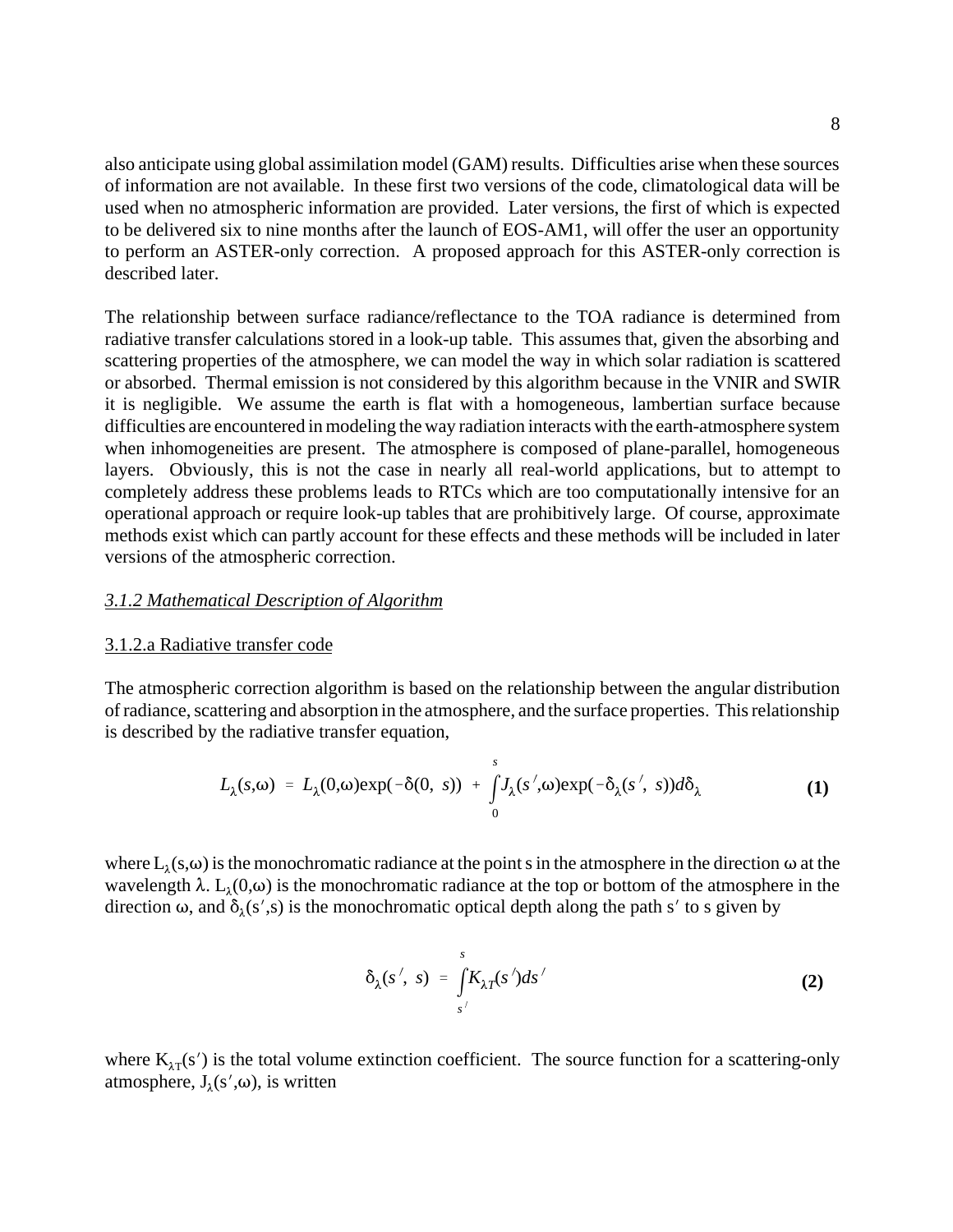also anticipate using global assimilation model (GAM) results. Difficulties arise when these sources of information are not available. In these first two versions of the code, climatological data will be used when no atmospheric information are provided. Later versions, the first of which is expected to be delivered six to nine months after the launch of EOS-AM1, will offer the user an opportunity to perform an ASTER-only correction. A proposed approach for this ASTER-only correction is described later.

The relationship between surface radiance/reflectance to the TOA radiance is determined from radiative transfer calculations stored in a look-up table. This assumes that, given the absorbing and scattering properties of the atmosphere, we can model the way in which solar radiation is scattered or absorbed. Thermal emission is not considered by this algorithm because in the VNIR and SWIR it is negligible. We assume the earth is flat with a homogeneous, lambertian surface because difficulties are encountered in modeling the way radiation interacts with the earth-atmosphere system when inhomogeneities are present. The atmosphere is composed of plane-parallel, homogeneous layers. Obviously, this is not the case in nearly all real-world applications, but to attempt to completely address these problems leads to RTCs which are too computationally intensive for an operational approach or require look-up tables that are prohibitively large. Of course, approximate methods exist which can partly account for these effects and these methods will be included in later versions of the atmospheric correction.

### *3.1.2 Mathematical Description of Algorithm*

#### 3.1.2.a Radiative transfer code

The atmospheric correction algorithm is based on the relationship between the angular distribution of radiance, scattering and absorption in the atmosphere, and the surface properties. This relationship is described by the radiative transfer equation,

$$L_{\lambda}(s,\omega) = L_{\lambda}(0,\omega)\exp(-\delta(0,\ s)) + \int_{0}^{s} J_{\lambda}(s',\omega)\exp(-\delta_{\lambda}(s',\ s))d\delta_{\lambda} \tag{1}$$

where $L_{\lambda}(s,\omega)$ is the monochromatic radiance at the point s in the atmosphere in the direction $\omega$ at the wavelength $\lambda$. $L_{\lambda}(0,\omega)$ is the monochromatic radiance at the top or bottom of the atmosphere in the direction $\omega$, and $\delta_{\lambda}(s',s)$ is the monochromatic optical depth along the path $s'$ to s given by

$$\delta_{\lambda}(s',\ s) = \int_{s'}^{s} K_{\lambda T}(s')ds' \tag{2}$$

where $K_{\lambda T}(s')$ is the total volume extinction coefficient. The source function for a scattering-only atmosphere, $J_{\lambda}(s',\omega)$, is written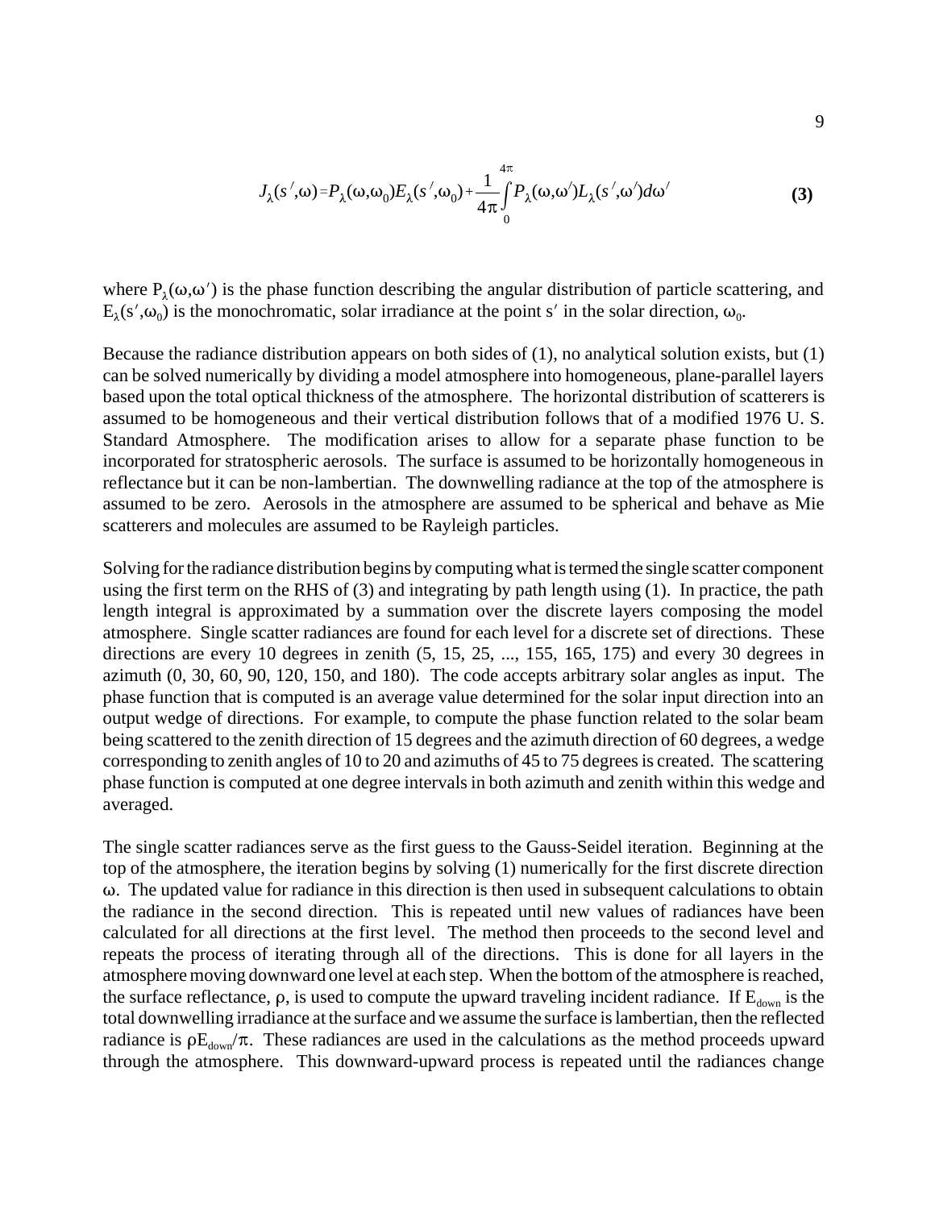$$J_{\lambda}(s',\omega) = P_{\lambda}(\omega,\omega_0)E_{\lambda}(s',\omega_0) + \frac{1}{4\pi}\int_0^{4\pi} P_{\lambda}(\omega,\omega')L_{\lambda}(s',\omega')d\omega' \qquad \textbf{(3)}$$

where $P_{\lambda}(\omega,\omega')$ is the phase function describing the angular distribution of particle scattering, and $E_{\lambda}(s',\omega_0)$ is the monochromatic, solar irradiance at the point $s'$ in the solar direction, $\omega_0$.

Because the radiance distribution appears on both sides of (1), no analytical solution exists, but (1) can be solved numerically by dividing a model atmosphere into homogeneous, plane-parallel layers based upon the total optical thickness of the atmosphere. The horizontal distribution of scatterers is assumed to be homogeneous and their vertical distribution follows that of a modified 1976 U. S. Standard Atmosphere. The modification arises to allow for a separate phase function to be incorporated for stratospheric aerosols. The surface is assumed to be horizontally homogeneous in reflectance but it can be non-lambertian. The downwelling radiance at the top of the atmosphere is assumed to be zero. Aerosols in the atmosphere are assumed to be spherical and behave as Mie scatterers and molecules are assumed to be Rayleigh particles.

Solving for the radiance distribution begins by computing what is termed the single scatter component using the first term on the RHS of (3) and integrating by path length using (1). In practice, the path length integral is approximated by a summation over the discrete layers composing the model atmosphere. Single scatter radiances are found for each level for a discrete set of directions. These directions are every 10 degrees in zenith (5, 15, 25, ..., 155, 165, 175) and every 30 degrees in azimuth (0, 30, 60, 90, 120, 150, and 180). The code accepts arbitrary solar angles as input. The phase function that is computed is an average value determined for the solar input direction into an output wedge of directions. For example, to compute the phase function related to the solar beam being scattered to the zenith direction of 15 degrees and the azimuth direction of 60 degrees, a wedge corresponding to zenith angles of 10 to 20 and azimuths of 45 to 75 degrees is created. The scattering phase function is computed at one degree intervals in both azimuth and zenith within this wedge and averaged.

The single scatter radiances serve as the first guess to the Gauss-Seidel iteration. Beginning at the top of the atmosphere, the iteration begins by solving (1) numerically for the first discrete direction $\omega$. The updated value for radiance in this direction is then used in subsequent calculations to obtain the radiance in the second direction. This is repeated until new values of radiances have been calculated for all directions at the first level. The method then proceeds to the second level and repeats the process of iterating through all of the directions. This is done for all layers in the atmosphere moving downward one level at each step. When the bottom of the atmosphere is reached, the surface reflectance, $\rho$, is used to compute the upward traveling incident radiance. If $E_{down}$ is the total downwelling irradiance at the surface and we assume the surface is lambertian, then the reflected radiance is $\rho E_{down}/\pi$. These radiances are used in the calculations as the method proceeds upward through the atmosphere. This downward-upward process is repeated until the radiances change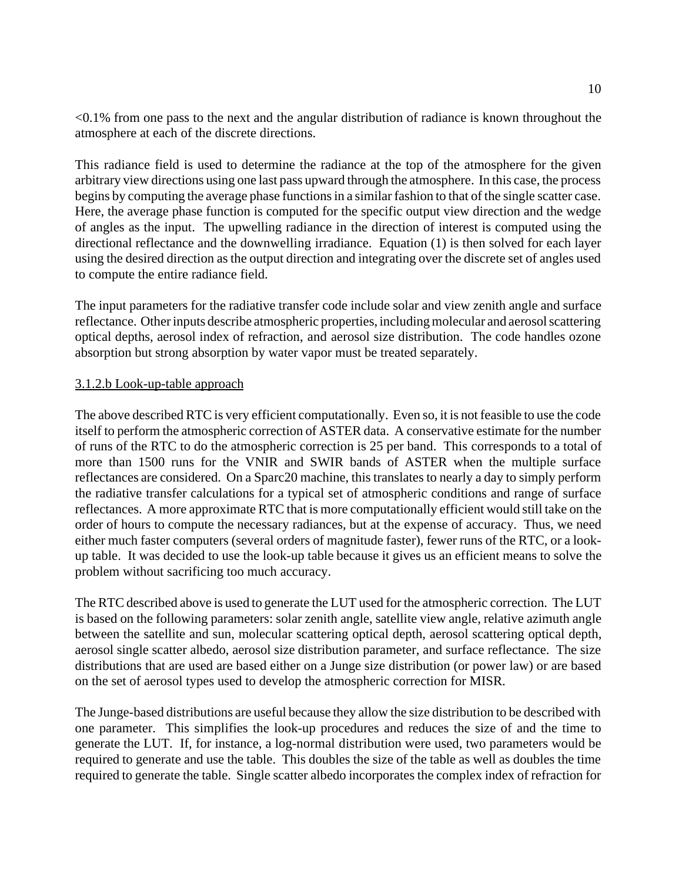<0.1% from one pass to the next and the angular distribution of radiance is known throughout the atmosphere at each of the discrete directions.

This radiance field is used to determine the radiance at the top of the atmosphere for the given arbitrary view directions using one last pass upward through the atmosphere. In this case, the process begins by computing the average phase functions in a similar fashion to that of the single scatter case. Here, the average phase function is computed for the specific output view direction and the wedge of angles as the input. The upwelling radiance in the direction of interest is computed using the directional reflectance and the downwelling irradiance. Equation (1) is then solved for each layer using the desired direction as the output direction and integrating over the discrete set of angles used to compute the entire radiance field.

The input parameters for the radiative transfer code include solar and view zenith angle and surface reflectance. Other inputs describe atmospheric properties, including molecular and aerosol scattering optical depths, aerosol index of refraction, and aerosol size distribution. The code handles ozone absorption but strong absorption by water vapor must be treated separately.

#### 3.1.2.b Look-up-table approach

The above described RTC is very efficient computationally. Even so, it is not feasible to use the code itself to perform the atmospheric correction of ASTER data. A conservative estimate for the number of runs of the RTC to do the atmospheric correction is 25 per band. This corresponds to a total of more than 1500 runs for the VNIR and SWIR bands of ASTER when the multiple surface reflectances are considered. On a Sparc20 machine, this translates to nearly a day to simply perform the radiative transfer calculations for a typical set of atmospheric conditions and range of surface reflectances. A more approximate RTC that is more computationally efficient would still take on the order of hours to compute the necessary radiances, but at the expense of accuracy. Thus, we need either much faster computers (several orders of magnitude faster), fewer runs of the RTC, or a look-up table. It was decided to use the look-up table because it gives us an efficient means to solve the problem without sacrificing too much accuracy.

The RTC described above is used to generate the LUT used for the atmospheric correction. The LUT is based on the following parameters: solar zenith angle, satellite view angle, relative azimuth angle between the satellite and sun, molecular scattering optical depth, aerosol scattering optical depth, aerosol single scatter albedo, aerosol size distribution parameter, and surface reflectance. The size distributions that are used are based either on a Junge size distribution (or power law) or are based on the set of aerosol types used to develop the atmospheric correction for MISR.

The Junge-based distributions are useful because they allow the size distribution to be described with one parameter. This simplifies the look-up procedures and reduces the size of and the time to generate the LUT. If, for instance, a log-normal distribution were used, two parameters would be required to generate and use the table. This doubles the size of the table as well as doubles the time required to generate the table. Single scatter albedo incorporates the complex index of refraction for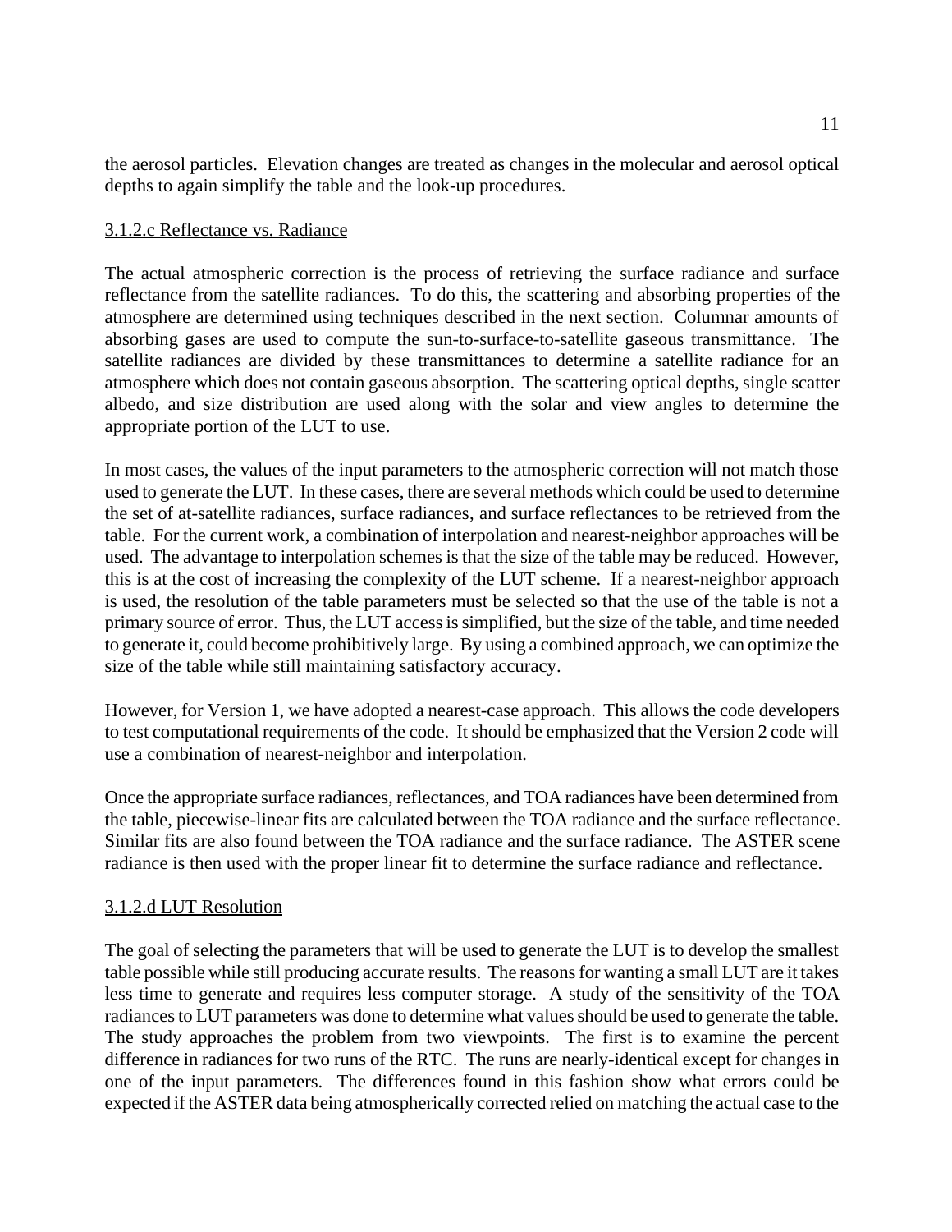the aerosol particles. Elevation changes are treated as changes in the molecular and aerosol optical depths to again simplify the table and the look-up procedures.

### 3.1.2.c Reflectance vs. Radiance

The actual atmospheric correction is the process of retrieving the surface radiance and surface reflectance from the satellite radiances. To do this, the scattering and absorbing properties of the atmosphere are determined using techniques described in the next section. Columnar amounts of absorbing gases are used to compute the sun-to-surface-to-satellite gaseous transmittance. The satellite radiances are divided by these transmittances to determine a satellite radiance for an atmosphere which does not contain gaseous absorption. The scattering optical depths, single scatter albedo, and size distribution are used along with the solar and view angles to determine the appropriate portion of the LUT to use.

In most cases, the values of the input parameters to the atmospheric correction will not match those used to generate the LUT. In these cases, there are several methods which could be used to determine the set of at-satellite radiances, surface radiances, and surface reflectances to be retrieved from the table. For the current work, a combination of interpolation and nearest-neighbor approaches will be used. The advantage to interpolation schemes is that the size of the table may be reduced. However, this is at the cost of increasing the complexity of the LUT scheme. If a nearest-neighbor approach is used, the resolution of the table parameters must be selected so that the use of the table is not a primary source of error. Thus, the LUT access is simplified, but the size of the table, and time needed to generate it, could become prohibitively large. By using a combined approach, we can optimize the size of the table while still maintaining satisfactory accuracy.

However, for Version 1, we have adopted a nearest-case approach. This allows the code developers to test computational requirements of the code. It should be emphasized that the Version 2 code will use a combination of nearest-neighbor and interpolation.

Once the appropriate surface radiances, reflectances, and TOA radiances have been determined from the table, piecewise-linear fits are calculated between the TOA radiance and the surface reflectance. Similar fits are also found between the TOA radiance and the surface radiance. The ASTER scene radiance is then used with the proper linear fit to determine the surface radiance and reflectance.

### 3.1.2.d LUT Resolution

The goal of selecting the parameters that will be used to generate the LUT is to develop the smallest table possible while still producing accurate results. The reasons for wanting a small LUT are it takes less time to generate and requires less computer storage. A study of the sensitivity of the TOA radiances to LUT parameters was done to determine what values should be used to generate the table. The study approaches the problem from two viewpoints. The first is to examine the percent difference in radiances for two runs of the RTC. The runs are nearly-identical except for changes in one of the input parameters. The differences found in this fashion show what errors could be expected if the ASTER data being atmospherically corrected relied on matching the actual case to the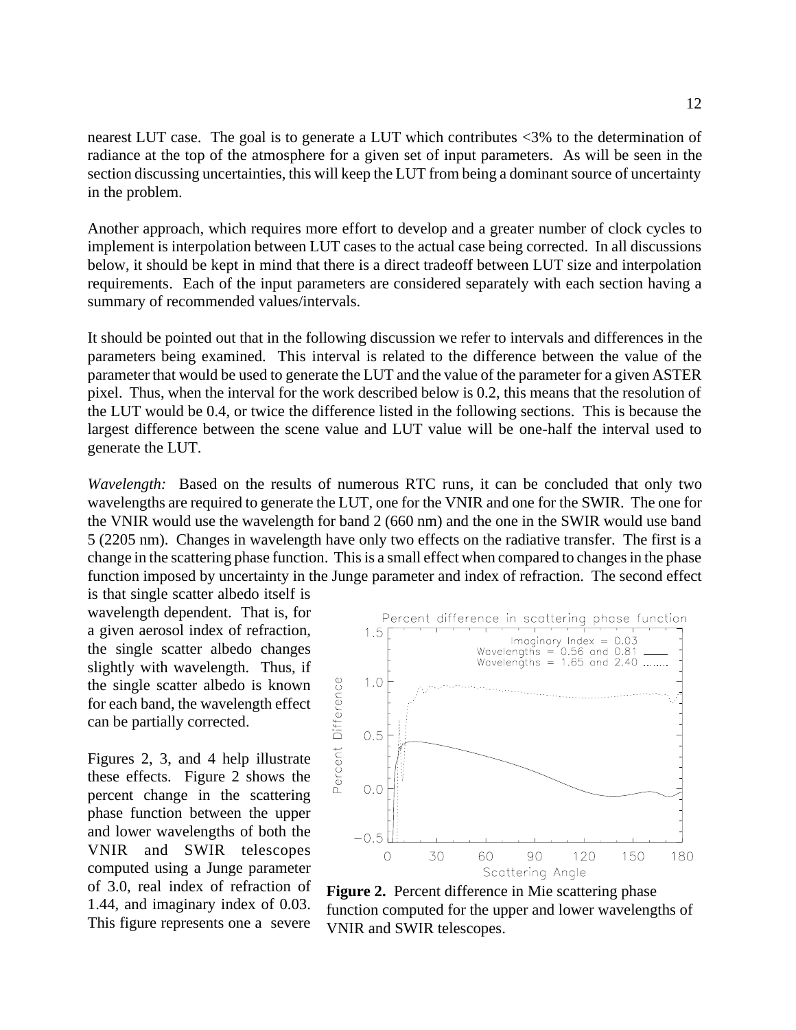nearest LUT case. The goal is to generate a LUT which contributes <3% to the determination of radiance at the top of the atmosphere for a given set of input parameters. As will be seen in the section discussing uncertainties, this will keep the LUT from being a dominant source of uncertainty in the problem.

Another approach, which requires more effort to develop and a greater number of clock cycles to implement is interpolation between LUT cases to the actual case being corrected. In all discussions below, it should be kept in mind that there is a direct tradeoff between LUT size and interpolation requirements. Each of the input parameters are considered separately with each section having a summary of recommended values/intervals.

It should be pointed out that in the following discussion we refer to intervals and differences in the parameters being examined. This interval is related to the difference between the value of the parameter that would be used to generate the LUT and the value of the parameter for a given ASTER pixel. Thus, when the interval for the work described below is 0.2, this means that the resolution of the LUT would be 0.4, or twice the difference listed in the following sections. This is because the largest difference between the scene value and LUT value will be one-half the interval used to generate the LUT.

*Wavelength:* Based on the results of numerous RTC runs, it can be concluded that only two wavelengths are required to generate the LUT, one for the VNIR and one for the SWIR. The one for the VNIR would use the wavelength for band 2 (660 nm) and the one in the SWIR would use band 5 (2205 nm). Changes in wavelength have only two effects on the radiative transfer. The first is a change in the scattering phase function. This is a small effect when compared to changes in the phase function imposed by uncertainty in the Junge parameter and index of refraction. The second effect is that single scatter albedo itself is wavelength dependent. That is, for a given aerosol index of refraction, the single scatter albedo changes slightly with wavelength. Thus, if the single scatter albedo is known for each band, the wavelength effect can be partially corrected.

Figures 2, 3, and 4 help illustrate these effects. Figure 2 shows the percent change in the scattering phase function between the upper and lower wavelengths of both the VNIR and SWIR telescopes computed using a Junge parameter of 3.0, real index of refraction of 1.44, and imaginary index of 0.03. This figure represents one a severe

**Figure 2.** Percent difference in Mie scattering phase function computed for the upper and lower wavelengths of VNIR and SWIR telescopes.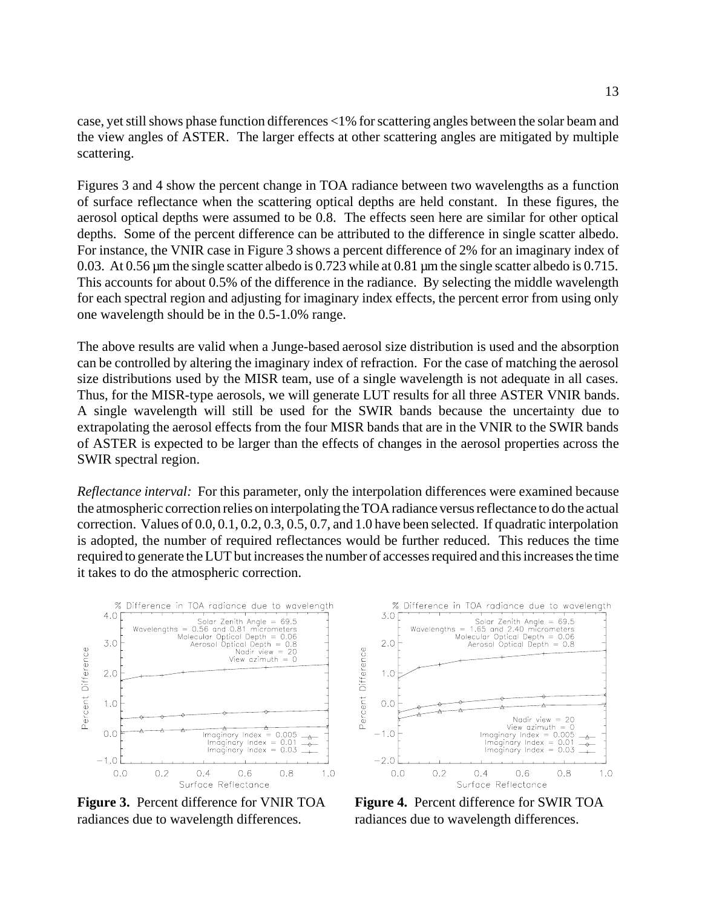case, yet still shows phase function differences <1% for scattering angles between the solar beam and the view angles of ASTER. The larger effects at other scattering angles are mitigated by multiple scattering.

Figures 3 and 4 show the percent change in TOA radiance between two wavelengths as a function of surface reflectance when the scattering optical depths are held constant. In these figures, the aerosol optical depths were assumed to be 0.8. The effects seen here are similar for other optical depths. Some of the percent difference can be attributed to the difference in single scatter albedo. For instance, the VNIR case in Figure 3 shows a percent difference of 2% for an imaginary index of 0.03. At 0.56 µm the single scatter albedo is 0.723 while at 0.81 µm the single scatter albedo is 0.715. This accounts for about 0.5% of the difference in the radiance. By selecting the middle wavelength for each spectral region and adjusting for imaginary index effects, the percent error from using only one wavelength should be in the 0.5-1.0% range.

The above results are valid when a Junge-based aerosol size distribution is used and the absorption can be controlled by altering the imaginary index of refraction. For the case of matching the aerosol size distributions used by the MISR team, use of a single wavelength is not adequate in all cases. Thus, for the MISR-type aerosols, we will generate LUT results for all three ASTER VNIR bands. A single wavelength will still be used for the SWIR bands because the uncertainty due to extrapolating the aerosol effects from the four MISR bands that are in the VNIR to the SWIR bands of ASTER is expected to be larger than the effects of changes in the aerosol properties across the SWIR spectral region.

*Reflectance interval:* For this parameter, only the interpolation differences were examined because the atmospheric correction relies on interpolating the TOA radiance versus reflectance to do the actual correction. Values of 0.0, 0.1, 0.2, 0.3, 0.5, 0.7, and 1.0 have been selected. If quadratic interpolation is adopted, the number of required reflectances would be further reduced. This reduces the time required to generate the LUT but increases the number of accesses required and this increases the time it takes to do the atmospheric correction.

**Figure 3.** Percent difference for VNIR TOA radiances due to wavelength differences.

**Figure 4.** Percent difference for SWIR TOA radiances due to wavelength differences.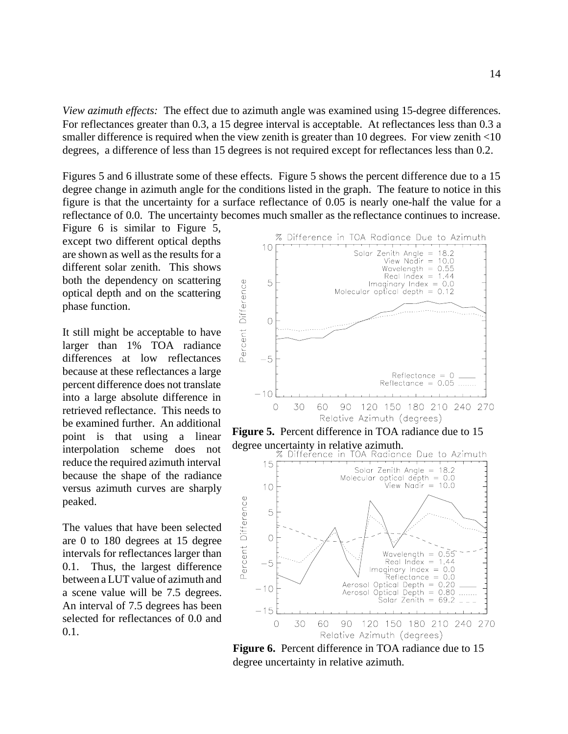*View azimuth effects:* The effect due to azimuth angle was examined using 15-degree differences. For reflectances greater than 0.3, a 15 degree interval is acceptable. At reflectances less than 0.3 a smaller difference is required when the view zenith is greater than 10 degrees. For view zenith <10 degrees, a difference of less than 15 degrees is not required except for reflectances less than 0.2.

Figures 5 and 6 illustrate some of these effects. Figure 5 shows the percent difference due to a 15 degree change in azimuth angle for the conditions listed in the graph. The feature to notice in this figure is that the uncertainty for a surface reflectance of 0.05 is nearly one-half the value for a reflectance of 0.0. The uncertainty becomes much smaller as the reflectance continues to increase. Figure 6 is similar to Figure 5, except two different optical depths are shown as well as the results for a different solar zenith. This shows both the dependency on scattering optical depth and on the scattering phase function.

It still might be acceptable to have larger than 1% TOA radiance differences at low reflectances because at these reflectances a large percent difference does not translate into a large absolute difference in retrieved reflectance. This needs to be examined further. An additional point is that using a linear interpolation scheme does not reduce the required azimuth interval because the shape of the radiance versus azimuth curves are sharply peaked.

The values that have been selected are 0 to 180 degrees at 15 degree intervals for reflectances larger than 0.1. Thus, the largest difference between a LUT value of azimuth and a scene value will be 7.5 degrees. An interval of 7.5 degrees has been selected for reflectances of 0.0 and 0.1.

**Figure 5.** Percent difference in TOA radiance due to 15 degree uncertainty in relative azimuth.

**Figure 6.** Percent difference in TOA radiance due to 15 degree uncertainty in relative azimuth.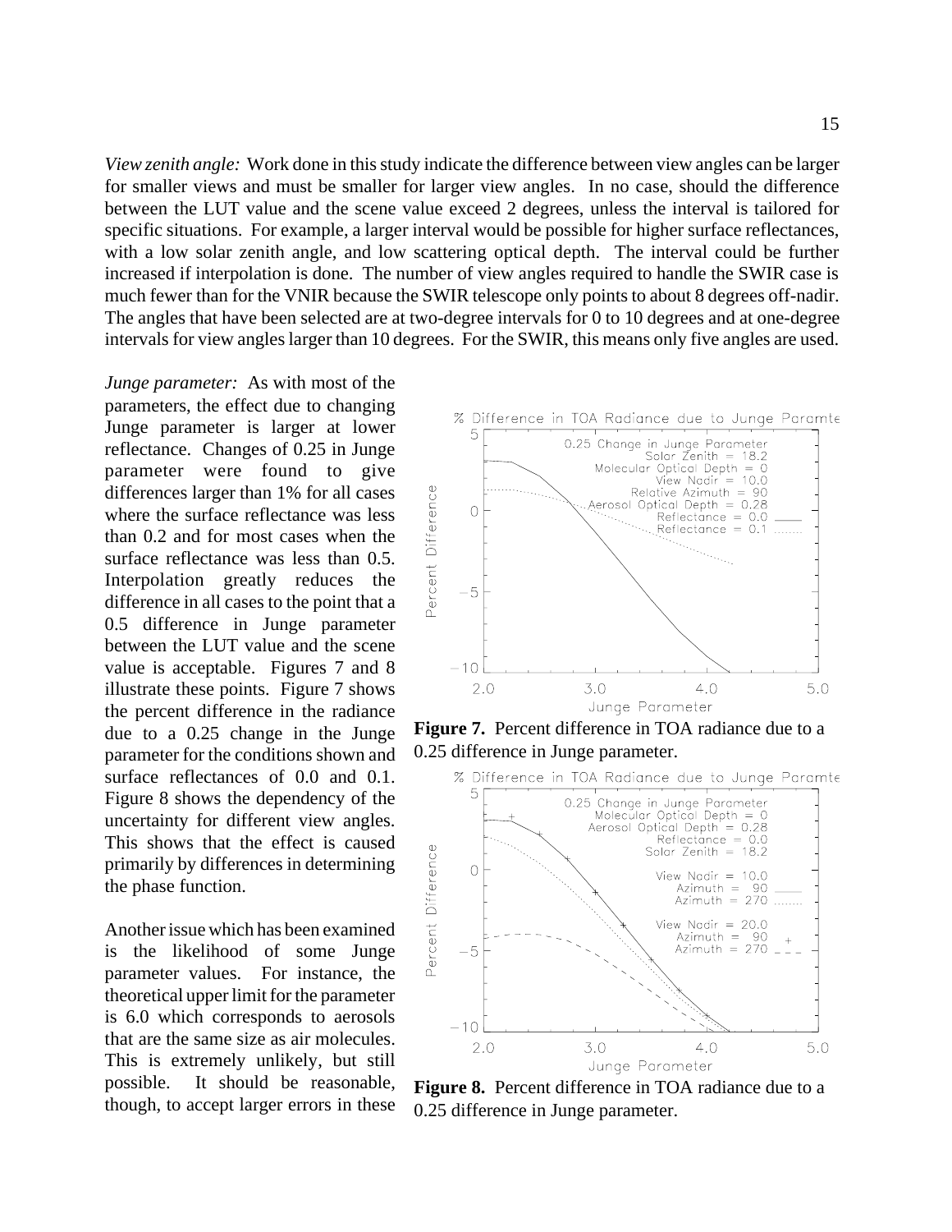*View zenith angle:* Work done in this study indicate the difference between view angles can be larger for smaller views and must be smaller for larger view angles. In no case, should the difference between the LUT value and the scene value exceed 2 degrees, unless the interval is tailored for specific situations. For example, a larger interval would be possible for higher surface reflectances, with a low solar zenith angle, and low scattering optical depth. The interval could be further increased if interpolation is done. The number of view angles required to handle the SWIR case is much fewer than for the VNIR because the SWIR telescope only points to about 8 degrees off-nadir. The angles that have been selected are at two-degree intervals for 0 to 10 degrees and at one-degree intervals for view angles larger than 10 degrees. For the SWIR, this means only five angles are used.

*Junge parameter:* As with most of the parameters, the effect due to changing Junge parameter is larger at lower reflectance. Changes of 0.25 in Junge parameter were found to give differences larger than 1% for all cases where the surface reflectance was less than 0.2 and for most cases when the surface reflectance was less than 0.5. Interpolation greatly reduces the difference in all cases to the point that a 0.5 difference in Junge parameter between the LUT value and the scene value is acceptable. Figures 7 and 8 illustrate these points. Figure 7 shows the percent difference in the radiance due to a 0.25 change in the Junge parameter for the conditions shown and surface reflectances of 0.0 and 0.1. Figure 8 shows the dependency of the uncertainty for different view angles. This shows that the effect is caused primarily by differences in determining the phase function.

**Figure 7.** Percent difference in TOA radiance due to a 0.25 difference in Junge parameter.

**Figure 8.** Percent difference in TOA radiance due to a 0.25 difference in Junge parameter.

Another issue which has been examined is the likelihood of some Junge parameter values. For instance, the theoretical upper limit for the parameter is 6.0 which corresponds to aerosols that are the same size as air molecules. This is extremely unlikely, but still possible. It should be reasonable, though, to accept larger errors in these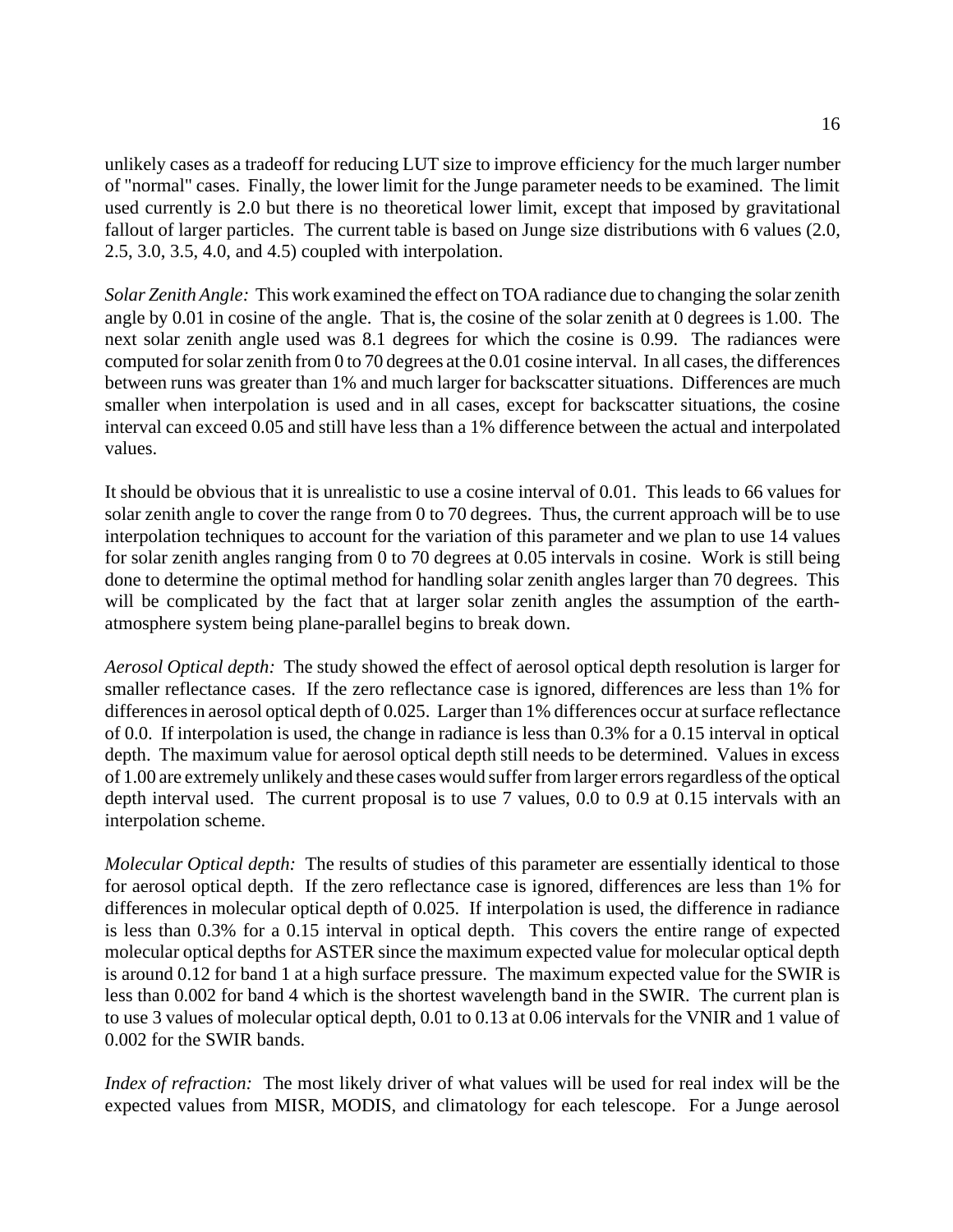unlikely cases as a tradeoff for reducing LUT size to improve efficiency for the much larger number of "normal" cases. Finally, the lower limit for the Junge parameter needs to be examined. The limit used currently is 2.0 but there is no theoretical lower limit, except that imposed by gravitational fallout of larger particles. The current table is based on Junge size distributions with 6 values (2.0, 2.5, 3.0, 3.5, 4.0, and 4.5) coupled with interpolation.

*Solar Zenith Angle:* This work examined the effect on TOA radiance due to changing the solar zenith angle by 0.01 in cosine of the angle. That is, the cosine of the solar zenith at 0 degrees is 1.00. The next solar zenith angle used was 8.1 degrees for which the cosine is 0.99. The radiances were computed for solar zenith from 0 to 70 degrees at the 0.01 cosine interval. In all cases, the differences between runs was greater than 1% and much larger for backscatter situations. Differences are much smaller when interpolation is used and in all cases, except for backscatter situations, the cosine interval can exceed 0.05 and still have less than a 1% difference between the actual and interpolated values.

It should be obvious that it is unrealistic to use a cosine interval of 0.01. This leads to 66 values for solar zenith angle to cover the range from 0 to 70 degrees. Thus, the current approach will be to use interpolation techniques to account for the variation of this parameter and we plan to use 14 values for solar zenith angles ranging from 0 to 70 degrees at 0.05 intervals in cosine. Work is still being done to determine the optimal method for handling solar zenith angles larger than 70 degrees. This will be complicated by the fact that at larger solar zenith angles the assumption of the earth-atmosphere system being plane-parallel begins to break down.

*Aerosol Optical depth:* The study showed the effect of aerosol optical depth resolution is larger for smaller reflectance cases. If the zero reflectance case is ignored, differences are less than 1% for differences in aerosol optical depth of 0.025. Larger than 1% differences occur at surface reflectance of 0.0. If interpolation is used, the change in radiance is less than 0.3% for a 0.15 interval in optical depth. The maximum value for aerosol optical depth still needs to be determined. Values in excess of 1.00 are extremely unlikely and these cases would suffer from larger errors regardless of the optical depth interval used. The current proposal is to use 7 values, 0.0 to 0.9 at 0.15 intervals with an interpolation scheme.

*Molecular Optical depth:* The results of studies of this parameter are essentially identical to those for aerosol optical depth. If the zero reflectance case is ignored, differences are less than 1% for differences in molecular optical depth of 0.025. If interpolation is used, the difference in radiance is less than 0.3% for a 0.15 interval in optical depth. This covers the entire range of expected molecular optical depths for ASTER since the maximum expected value for molecular optical depth is around 0.12 for band 1 at a high surface pressure. The maximum expected value for the SWIR is less than 0.002 for band 4 which is the shortest wavelength band in the SWIR. The current plan is to use 3 values of molecular optical depth, 0.01 to 0.13 at 0.06 intervals for the VNIR and 1 value of 0.002 for the SWIR bands.

*Index of refraction:* The most likely driver of what values will be used for real index will be the expected values from MISR, MODIS, and climatology for each telescope. For a Junge aerosol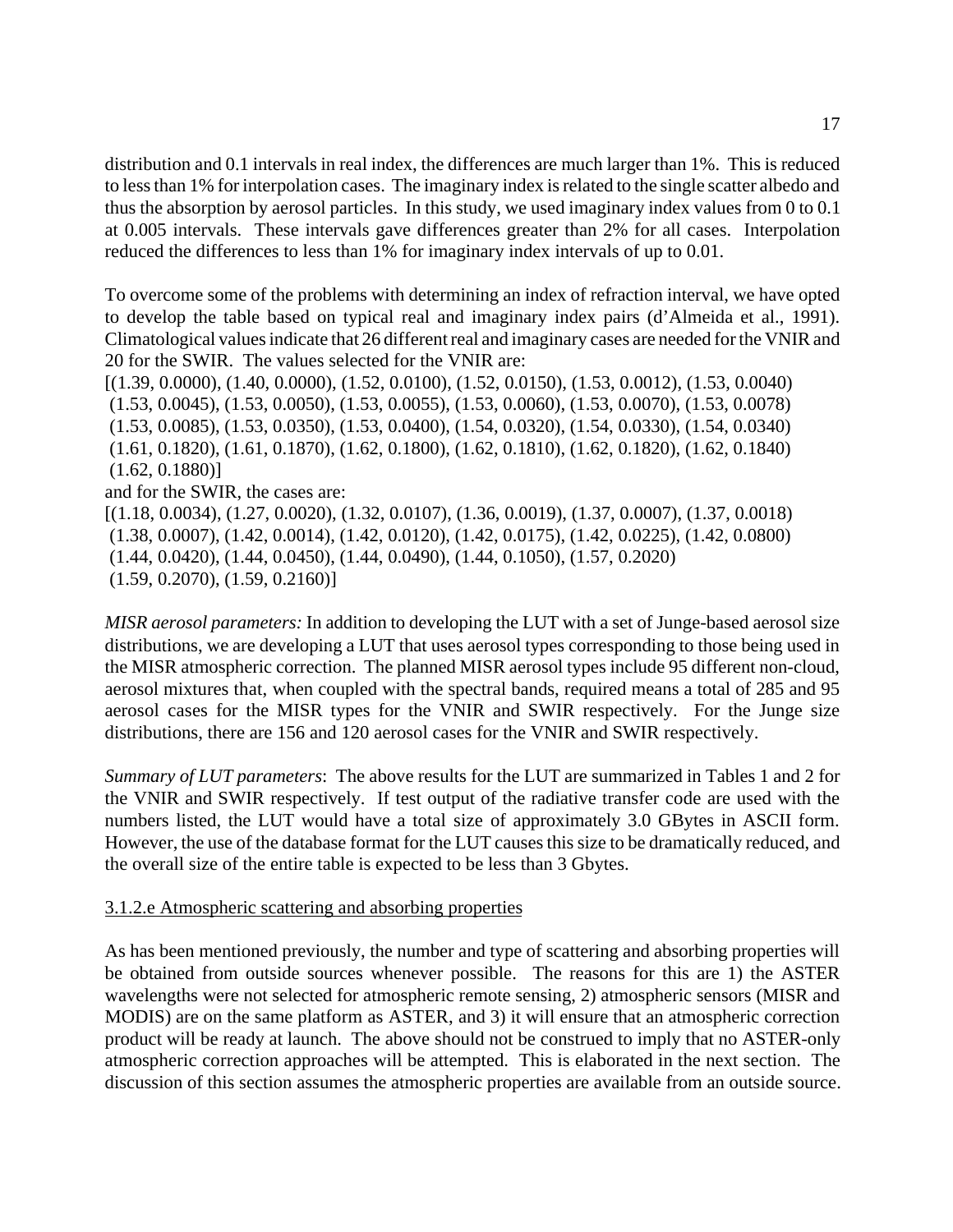distribution and 0.1 intervals in real index, the differences are much larger than 1%. This is reduced to less than 1% for interpolation cases. The imaginary index is related to the single scatter albedo and thus the absorption by aerosol particles. In this study, we used imaginary index values from 0 to 0.1 at 0.005 intervals. These intervals gave differences greater than 2% for all cases. Interpolation reduced the differences to less than 1% for imaginary index intervals of up to 0.01.

To overcome some of the problems with determining an index of refraction interval, we have opted to develop the table based on typical real and imaginary index pairs (d'Almeida et al., 1991). Climatological values indicate that 26 different real and imaginary cases are needed for the VNIR and 20 for the SWIR. The values selected for the VNIR are:
[(1.39, 0.0000), (1.40, 0.0000), (1.52, 0.0100), (1.52, 0.0150), (1.53, 0.0012), (1.53, 0.0040) (1.53, 0.0045), (1.53, 0.0050), (1.53, 0.0055), (1.53, 0.0060), (1.53, 0.0070), (1.53, 0.0078) (1.53, 0.0085), (1.53, 0.0350), (1.53, 0.0400), (1.54, 0.0320), (1.54, 0.0330), (1.54, 0.0340) (1.61, 0.1820), (1.61, 0.1870), (1.62, 0.1800), (1.62, 0.1810), (1.62, 0.1820), (1.62, 0.1840) (1.62, 0.1880)]
and for the SWIR, the cases are:
[(1.18, 0.0034), (1.27, 0.0020), (1.32, 0.0107), (1.36, 0.0019), (1.37, 0.0007), (1.37, 0.0018) (1.38, 0.0007), (1.42, 0.0014), (1.42, 0.0120), (1.42, 0.0175), (1.42, 0.0225), (1.42, 0.0800) (1.44, 0.0420), (1.44, 0.0450), (1.44, 0.0490), (1.44, 0.1050), (1.57, 0.2020) (1.59, 0.2070), (1.59, 0.2160)]

*MISR aerosol parameters:* In addition to developing the LUT with a set of Junge-based aerosol size distributions, we are developing a LUT that uses aerosol types corresponding to those being used in the MISR atmospheric correction. The planned MISR aerosol types include 95 different non-cloud, aerosol mixtures that, when coupled with the spectral bands, required means a total of 285 and 95 aerosol cases for the MISR types for the VNIR and SWIR respectively. For the Junge size distributions, there are 156 and 120 aerosol cases for the VNIR and SWIR respectively.

*Summary of LUT parameters*: The above results for the LUT are summarized in Tables 1 and 2 for the VNIR and SWIR respectively. If test output of the radiative transfer code are used with the numbers listed, the LUT would have a total size of approximately 3.0 GBytes in ASCII form. However, the use of the database format for the LUT causes this size to be dramatically reduced, and the overall size of the entire table is expected to be less than 3 Gbytes.

3.1.2.e Atmospheric scattering and absorbing properties

As has been mentioned previously, the number and type of scattering and absorbing properties will be obtained from outside sources whenever possible. The reasons for this are 1) the ASTER wavelengths were not selected for atmospheric remote sensing, 2) atmospheric sensors (MISR and MODIS) are on the same platform as ASTER, and 3) it will ensure that an atmospheric correction product will be ready at launch. The above should not be construed to imply that no ASTER-only atmospheric correction approaches will be attempted. This is elaborated in the next section. The discussion of this section assumes the atmospheric properties are available from an outside source.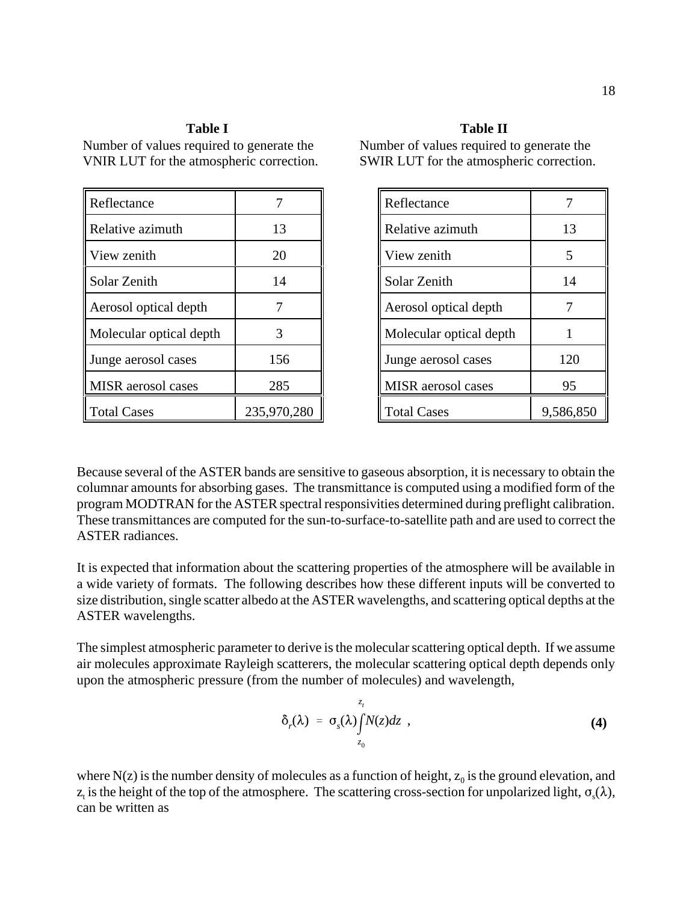**Table I**

Number of values required to generate the VNIR LUT for the atmospheric correction.

| Parameter | Values |
|---|---|
| Reflectance | 7 |
| Relative azimuth | 13 |
| View zenith | 20 |
| Solar Zenith | 14 |
| Aerosol optical depth | 7 |
| Molecular optical depth | 3 |
| Junge aerosol cases | 156 |
| MISR aerosol cases | 285 |
| Total Cases | 235,970,280 |

**Table II**

Number of values required to generate the SWIR LUT for the atmospheric correction.

| Parameter | Values |
|---|---|
| Reflectance | 7 |
| Relative azimuth | 13 |
| View zenith | 5 |
| Solar Zenith | 14 |
| Aerosol optical depth | 7 |
| Molecular optical depth | 1 |
| Junge aerosol cases | 120 |
| MISR aerosol cases | 95 |
| Total Cases | 9,586,850 |

Because several of the ASTER bands are sensitive to gaseous absorption, it is necessary to obtain the columnar amounts for absorbing gases. The transmittance is computed using a modified form of the program MODTRAN for the ASTER spectral responsivities determined during preflight calibration. These transmittances are computed for the sun-to-surface-to-satellite path and are used to correct the ASTER radiances.

It is expected that information about the scattering properties of the atmosphere will be available in a wide variety of formats. The following describes how these different inputs will be converted to size distribution, single scatter albedo at the ASTER wavelengths, and scattering optical depths at the ASTER wavelengths.

The simplest atmospheric parameter to derive is the molecular scattering optical depth. If we assume air molecules approximate Rayleigh scatterers, the molecular scattering optical depth depends only upon the atmospheric pressure (from the number of molecules) and wavelength,

$$\delta_r(\lambda) = \sigma_s(\lambda) \int_{z_0}^{z_t} N(z)dz \ , \qquad \textbf{(4)}$$

where N(z) is the number density of molecules as a function of height, $z_0$ is the ground elevation, and $z_t$ is the height of the top of the atmosphere. The scattering cross-section for unpolarized light, $\sigma_s(\lambda)$, can be written as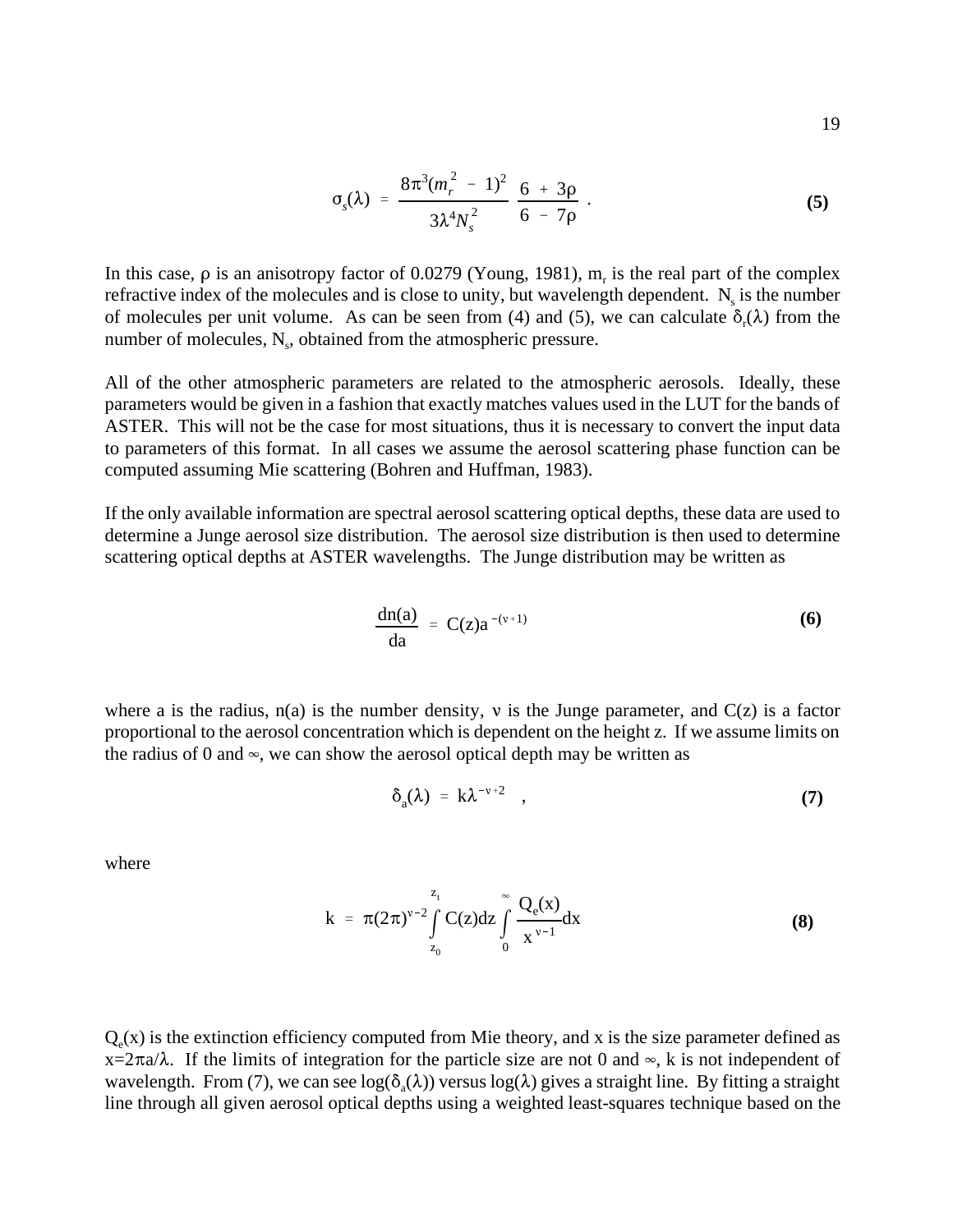$$\sigma_s(\lambda) = \frac{8\pi^3(m_r^2 - 1)^2}{3\lambda^4 N_s^2}\,\frac{6 + 3\rho}{6 - 7\rho} \ . \tag{5}$$

In this case, $\rho$ is an anisotropy factor of 0.0279 (Young, 1981), $m_r$ is the real part of the complex refractive index of the molecules and is close to unity, but wavelength dependent. $N_s$ is the number of molecules per unit volume. As can be seen from (4) and (5), we can calculate $\delta_r(\lambda)$ from the number of molecules, $N_s$, obtained from the atmospheric pressure.

All of the other atmospheric parameters are related to the atmospheric aerosols. Ideally, these parameters would be given in a fashion that exactly matches values used in the LUT for the bands of ASTER. This will not be the case for most situations, thus it is necessary to convert the input data to parameters of this format. In all cases we assume the aerosol scattering phase function can be computed assuming Mie scattering (Bohren and Huffman, 1983).

If the only available information are spectral aerosol scattering optical depths, these data are used to determine a Junge aerosol size distribution. The aerosol size distribution is then used to determine scattering optical depths at ASTER wavelengths. The Junge distribution may be written as

$$\frac{dn(a)}{da} = C(z)a^{-(\nu+1)} \tag{6}$$

where a is the radius, n(a) is the number density, $\nu$ is the Junge parameter, and C(z) is a factor proportional to the aerosol concentration which is dependent on the height z. If we assume limits on the radius of 0 and $\infty$, we can show the aerosol optical depth may be written as

$$\delta_a(\lambda) = k\lambda^{-\nu+2} \ , \tag{7}$$

where

$$k = \pi(2\pi)^{\nu-2}\int_{z_0}^{z_t} C(z)dz \int_0^{\infty} \frac{Q_e(x)}{x^{\nu-1}}dx \tag{8}$$

$Q_e(x)$ is the extinction efficiency computed from Mie theory, and x is the size parameter defined as $x=2\pi a/\lambda$. If the limits of integration for the particle size are not 0 and $\infty$, k is not independent of wavelength. From (7), we can see $\log(\delta_a(\lambda))$ versus $\log(\lambda)$ gives a straight line. By fitting a straight line through all given aerosol optical depths using a weighted least-squares technique based on the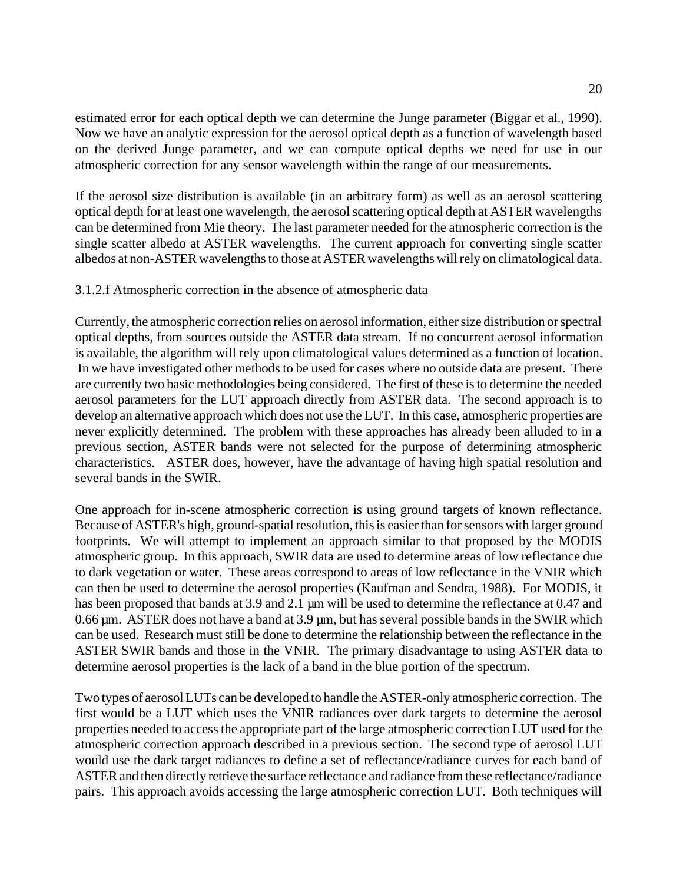estimated error for each optical depth we can determine the Junge parameter (Biggar et al., 1990). Now we have an analytic expression for the aerosol optical depth as a function of wavelength based on the derived Junge parameter, and we can compute optical depths we need for use in our atmospheric correction for any sensor wavelength within the range of our measurements.

If the aerosol size distribution is available (in an arbitrary form) as well as an aerosol scattering optical depth for at least one wavelength, the aerosol scattering optical depth at ASTER wavelengths can be determined from Mie theory. The last parameter needed for the atmospheric correction is the single scatter albedo at ASTER wavelengths. The current approach for converting single scatter albedos at non-ASTER wavelengths to those at ASTER wavelengths will rely on climatological data.

3.1.2.f Atmospheric correction in the absence of atmospheric data

Currently, the atmospheric correction relies on aerosol information, either size distribution or spectral optical depths, from sources outside the ASTER data stream. If no concurrent aerosol information is available, the algorithm will rely upon climatological values determined as a function of location. In we have investigated other methods to be used for cases where no outside data are present. There are currently two basic methodologies being considered. The first of these is to determine the needed aerosol parameters for the LUT approach directly from ASTER data. The second approach is to develop an alternative approach which does not use the LUT. In this case, atmospheric properties are never explicitly determined. The problem with these approaches has already been alluded to in a previous section, ASTER bands were not selected for the purpose of determining atmospheric characteristics. ASTER does, however, have the advantage of having high spatial resolution and several bands in the SWIR.

One approach for in-scene atmospheric correction is using ground targets of known reflectance. Because of ASTER's high, ground-spatial resolution, this is easier than for sensors with larger ground footprints. We will attempt to implement an approach similar to that proposed by the MODIS atmospheric group. In this approach, SWIR data are used to determine areas of low reflectance due to dark vegetation or water. These areas correspond to areas of low reflectance in the VNIR which can then be used to determine the aerosol properties (Kaufman and Sendra, 1988). For MODIS, it has been proposed that bands at 3.9 and 2.1 µm will be used to determine the reflectance at 0.47 and 0.66 µm. ASTER does not have a band at 3.9 µm, but has several possible bands in the SWIR which can be used. Research must still be done to determine the relationship between the reflectance in the ASTER SWIR bands and those in the VNIR. The primary disadvantage to using ASTER data to determine aerosol properties is the lack of a band in the blue portion of the spectrum.

Two types of aerosol LUTs can be developed to handle the ASTER-only atmospheric correction. The first would be a LUT which uses the VNIR radiances over dark targets to determine the aerosol properties needed to access the appropriate part of the large atmospheric correction LUT used for the atmospheric correction approach described in a previous section. The second type of aerosol LUT would use the dark target radiances to define a set of reflectance/radiance curves for each band of ASTER and then directly retrieve the surface reflectance and radiance from these reflectance/radiance pairs. This approach avoids accessing the large atmospheric correction LUT. Both techniques will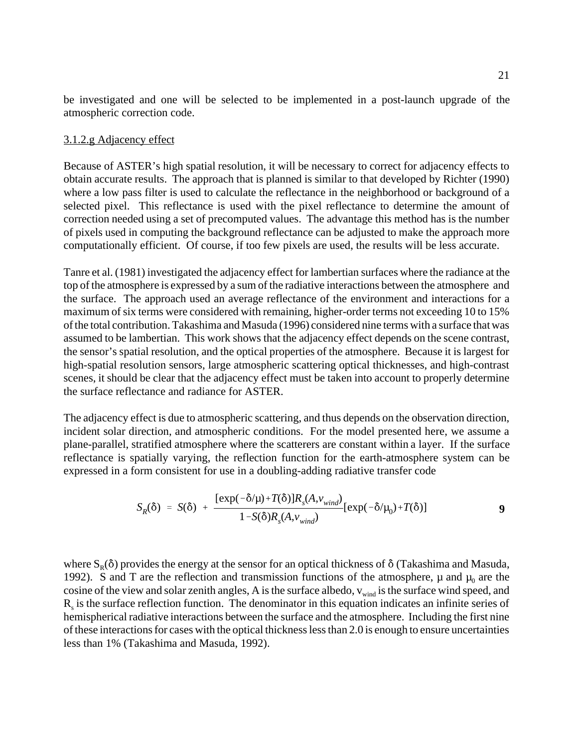be investigated and one will be selected to be implemented in a post-launch upgrade of the atmospheric correction code.

### 3.1.2.g Adjacency effect

Because of ASTER's high spatial resolution, it will be necessary to correct for adjacency effects to obtain accurate results. The approach that is planned is similar to that developed by Richter (1990) where a low pass filter is used to calculate the reflectance in the neighborhood or background of a selected pixel. This reflectance is used with the pixel reflectance to determine the amount of correction needed using a set of precomputed values. The advantage this method has is the number of pixels used in computing the background reflectance can be adjusted to make the approach more computationally efficient. Of course, if too few pixels are used, the results will be less accurate.

Tanre et al. (1981) investigated the adjacency effect for lambertian surfaces where the radiance at the top of the atmosphere is expressed by a sum of the radiative interactions between the atmosphere and the surface. The approach used an average reflectance of the environment and interactions for a maximum of six terms were considered with remaining, higher-order terms not exceeding 10 to 15% of the total contribution. Takashima and Masuda (1996) considered nine terms with a surface that was assumed to be lambertian. This work shows that the adjacency effect depends on the scene contrast, the sensor's spatial resolution, and the optical properties of the atmosphere. Because it is largest for high-spatial resolution sensors, large atmospheric scattering optical thicknesses, and high-contrast scenes, it should be clear that the adjacency effect must be taken into account to properly determine the surface reflectance and radiance for ASTER.

The adjacency effect is due to atmospheric scattering, and thus depends on the observation direction, incident solar direction, and atmospheric conditions. For the model presented here, we assume a plane-parallel, stratified atmosphere where the scatterers are constant within a layer. If the surface reflectance is spatially varying, the reflection function for the earth-atmosphere system can be expressed in a form consistent for use in a doubling-adding radiative transfer code

$$S_R(\delta) = S(\delta) + \frac{[\exp(-\delta/\mu) + T(\delta)]R_s(A,v_{wind})}{1 - S(\delta)R_s(A,v_{wind})}[\exp(-\delta/\mu_0) + T(\delta)] \qquad \textbf{9}$$

where $S_R(\delta)$ provides the energy at the sensor for an optical thickness of $\delta$ (Takashima and Masuda, 1992). S and T are the reflection and transmission functions of the atmosphere, $\mu$ and $\mu_0$ are the cosine of the view and solar zenith angles, A is the surface albedo, $v_{wind}$ is the surface wind speed, and $R_s$ is the surface reflection function. The denominator in this equation indicates an infinite series of hemispherical radiative interactions between the surface and the atmosphere. Including the first nine of these interactions for cases with the optical thickness less than 2.0 is enough to ensure uncertainties less than 1% (Takashima and Masuda, 1992).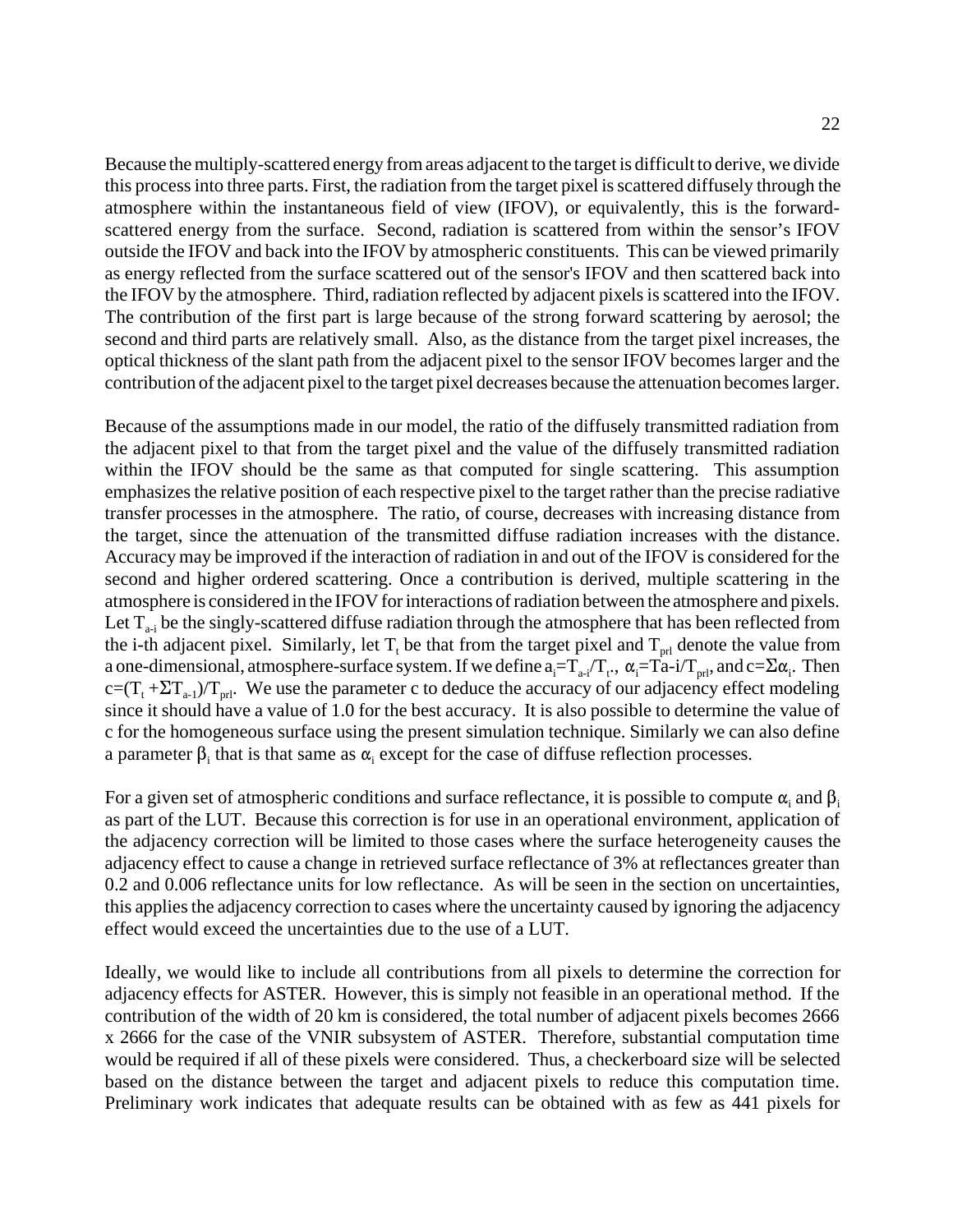Because the multiply-scattered energy from areas adjacent to the target is difficult to derive, we divide this process into three parts. First, the radiation from the target pixel is scattered diffusely through the atmosphere within the instantaneous field of view (IFOV), or equivalently, this is the forward-scattered energy from the surface. Second, radiation is scattered from within the sensor's IFOV outside the IFOV and back into the IFOV by atmospheric constituents. This can be viewed primarily as energy reflected from the surface scattered out of the sensor's IFOV and then scattered back into the IFOV by the atmosphere. Third, radiation reflected by adjacent pixels is scattered into the IFOV. The contribution of the first part is large because of the strong forward scattering by aerosol; the second and third parts are relatively small. Also, as the distance from the target pixel increases, the optical thickness of the slant path from the adjacent pixel to the sensor IFOV becomes larger and the contribution of the adjacent pixel to the target pixel decreases because the attenuation becomes larger.

Because of the assumptions made in our model, the ratio of the diffusely transmitted radiation from the adjacent pixel to that from the target pixel and the value of the diffusely transmitted radiation within the IFOV should be the same as that computed for single scattering. This assumption emphasizes the relative position of each respective pixel to the target rather than the precise radiative transfer processes in the atmosphere. The ratio, of course, decreases with increasing distance from the target, since the attenuation of the transmitted diffuse radiation increases with the distance. Accuracy may be improved if the interaction of radiation in and out of the IFOV is considered for the second and higher ordered scattering. Once a contribution is derived, multiple scattering in the atmosphere is considered in the IFOV for interactions of radiation between the atmosphere and pixels. Let $T_{a-i}$ be the singly-scattered diffuse radiation through the atmosphere that has been reflected from the i-th adjacent pixel. Similarly, let $T_t$ be that from the target pixel and $T_{prl}$ denote the value from a one-dimensional, atmosphere-surface system. If we define $a_i=T_{a-i}/T_t$., $\alpha_i=Ta\text{-}i/T_{prl}$, and $c=\Sigma\alpha_i$. Then $c=(T_t+\Sigma T_{a-1})/T_{prl}$. We use the parameter c to deduce the accuracy of our adjacency effect modeling since it should have a value of 1.0 for the best accuracy. It is also possible to determine the value of c for the homogeneous surface using the present simulation technique. Similarly we can also define a parameter $\beta_i$ that is that same as $\alpha_i$ except for the case of diffuse reflection processes.

For a given set of atmospheric conditions and surface reflectance, it is possible to compute $\alpha_i$ and $\beta_i$ as part of the LUT. Because this correction is for use in an operational environment, application of the adjacency correction will be limited to those cases where the surface heterogeneity causes the adjacency effect to cause a change in retrieved surface reflectance of 3% at reflectances greater than 0.2 and 0.006 reflectance units for low reflectance. As will be seen in the section on uncertainties, this applies the adjacency correction to cases where the uncertainty caused by ignoring the adjacency effect would exceed the uncertainties due to the use of a LUT.

Ideally, we would like to include all contributions from all pixels to determine the correction for adjacency effects for ASTER. However, this is simply not feasible in an operational method. If the contribution of the width of 20 km is considered, the total number of adjacent pixels becomes 2666 x 2666 for the case of the VNIR subsystem of ASTER. Therefore, substantial computation time would be required if all of these pixels were considered. Thus, a checkerboard size will be selected based on the distance between the target and adjacent pixels to reduce this computation time. Preliminary work indicates that adequate results can be obtained with as few as 441 pixels for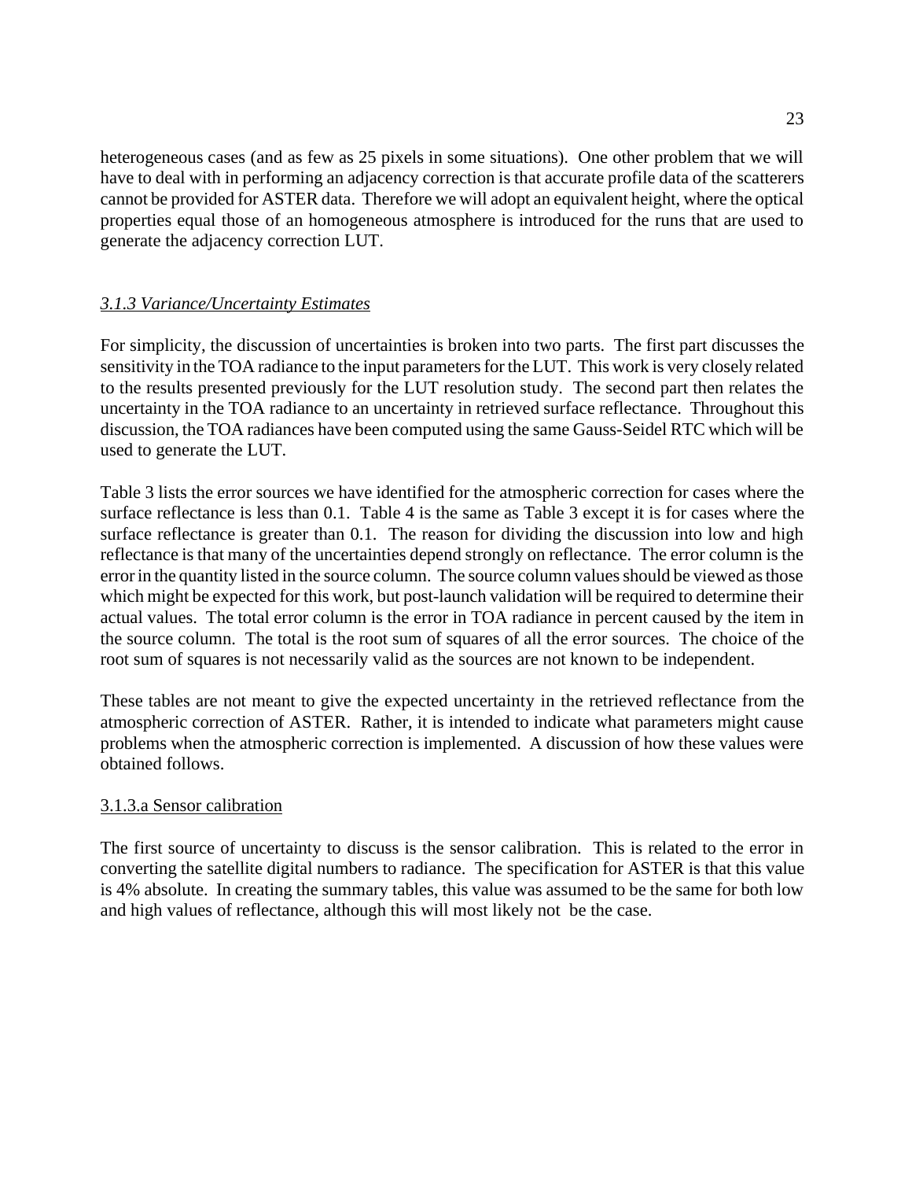heterogeneous cases (and as few as 25 pixels in some situations). One other problem that we will have to deal with in performing an adjacency correction is that accurate profile data of the scatterers cannot be provided for ASTER data. Therefore we will adopt an equivalent height, where the optical properties equal those of an homogeneous atmosphere is introduced for the runs that are used to generate the adjacency correction LUT.

### *3.1.3 Variance/Uncertainty Estimates*

For simplicity, the discussion of uncertainties is broken into two parts. The first part discusses the sensitivity in the TOA radiance to the input parameters for the LUT. This work is very closely related to the results presented previously for the LUT resolution study. The second part then relates the uncertainty in the TOA radiance to an uncertainty in retrieved surface reflectance. Throughout this discussion, the TOA radiances have been computed using the same Gauss-Seidel RTC which will be used to generate the LUT.

Table 3 lists the error sources we have identified for the atmospheric correction for cases where the surface reflectance is less than 0.1. Table 4 is the same as Table 3 except it is for cases where the surface reflectance is greater than 0.1. The reason for dividing the discussion into low and high reflectance is that many of the uncertainties depend strongly on reflectance. The error column is the error in the quantity listed in the source column. The source column values should be viewed as those which might be expected for this work, but post-launch validation will be required to determine their actual values. The total error column is the error in TOA radiance in percent caused by the item in the source column. The total is the root sum of squares of all the error sources. The choice of the root sum of squares is not necessarily valid as the sources are not known to be independent.

These tables are not meant to give the expected uncertainty in the retrieved reflectance from the atmospheric correction of ASTER. Rather, it is intended to indicate what parameters might cause problems when the atmospheric correction is implemented. A discussion of how these values were obtained follows.

#### 3.1.3.a Sensor calibration

The first source of uncertainty to discuss is the sensor calibration. This is related to the error in converting the satellite digital numbers to radiance. The specification for ASTER is that this value is 4% absolute. In creating the summary tables, this value was assumed to be the same for both low and high values of reflectance, although this will most likely not be the case.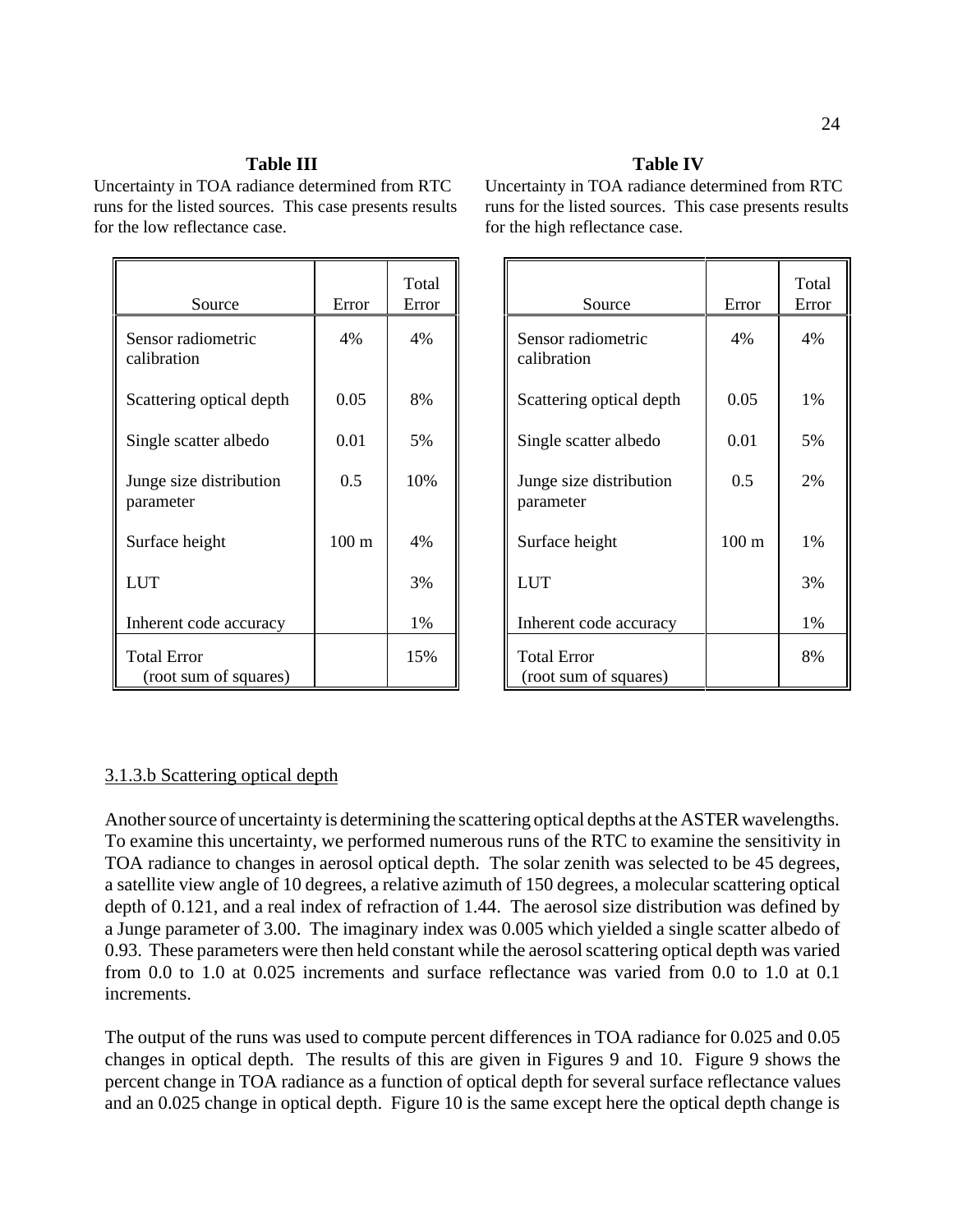**Table III**

Uncertainty in TOA radiance determined from RTC runs for the listed sources. This case presents results for the low reflectance case.

| Source | Error | Total Error |
|---|---|---|
| Sensor radiometric calibration | 4% | 4% |
| Scattering optical depth | 0.05 | 8% |
| Single scatter albedo | 0.01 | 5% |
| Junge size distribution parameter | 0.5 | 10% |
| Surface height | 100 m | 4% |
| LUT | | 3% |
| Inherent code accuracy | | 1% |
| Total Error (root sum of squares) | | 15% |

**Table IV**

Uncertainty in TOA radiance determined from RTC runs for the listed sources. This case presents results for the high reflectance case.

| Source | Error | Total Error |
|---|---|---|
| Sensor radiometric calibration | 4% | 4% |
| Scattering optical depth | 0.05 | 1% |
| Single scatter albedo | 0.01 | 5% |
| Junge size distribution parameter | 0.5 | 2% |
| Surface height | 100 m | 1% |
| LUT | | 3% |
| Inherent code accuracy | | 1% |
| Total Error (root sum of squares) | | 8% |

### 3.1.3.b Scattering optical depth

Another source of uncertainty is determining the scattering optical depths at the ASTER wavelengths. To examine this uncertainty, we performed numerous runs of the RTC to examine the sensitivity in TOA radiance to changes in aerosol optical depth. The solar zenith was selected to be 45 degrees, a satellite view angle of 10 degrees, a relative azimuth of 150 degrees, a molecular scattering optical depth of 0.121, and a real index of refraction of 1.44. The aerosol size distribution was defined by a Junge parameter of 3.00. The imaginary index was 0.005 which yielded a single scatter albedo of 0.93. These parameters were then held constant while the aerosol scattering optical depth was varied from 0.0 to 1.0 at 0.025 increments and surface reflectance was varied from 0.0 to 1.0 at 0.1 increments.

The output of the runs was used to compute percent differences in TOA radiance for 0.025 and 0.05 changes in optical depth. The results of this are given in Figures 9 and 10. Figure 9 shows the percent change in TOA radiance as a function of optical depth for several surface reflectance values and an 0.025 change in optical depth. Figure 10 is the same except here the optical depth change is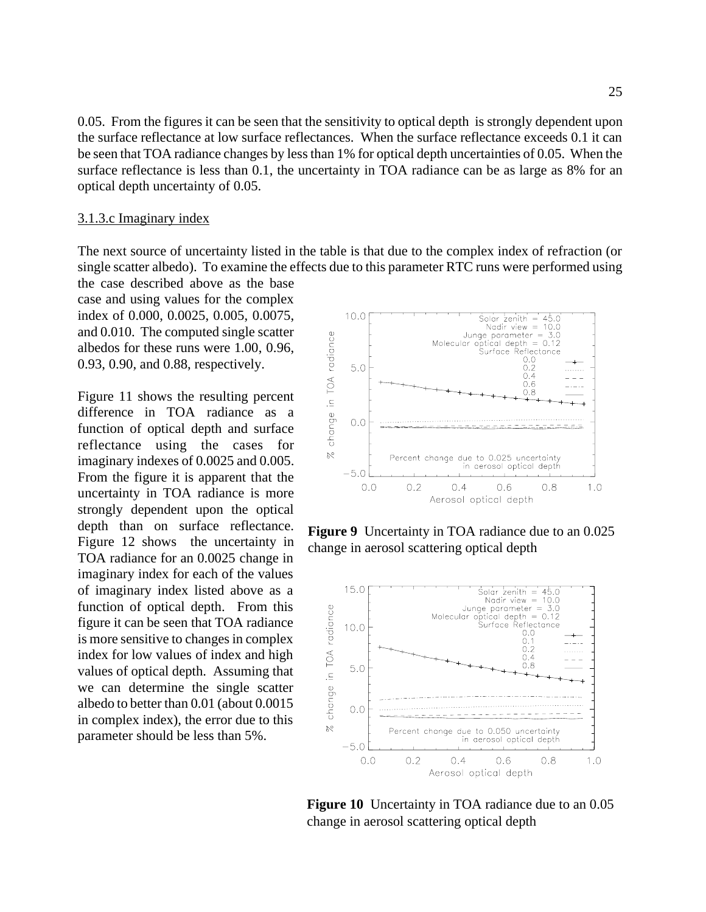0.05. From the figures it can be seen that the sensitivity to optical depth is strongly dependent upon the surface reflectance at low surface reflectances. When the surface reflectance exceeds 0.1 it can be seen that TOA radiance changes by less than 1% for optical depth uncertainties of 0.05. When the surface reflectance is less than 0.1, the uncertainty in TOA radiance can be as large as 8% for an optical depth uncertainty of 0.05.

### 3.1.3.c Imaginary index

The next source of uncertainty listed in the table is that due to the complex index of refraction (or single scatter albedo). To examine the effects due to this parameter RTC runs were performed using the case described above as the base case and using values for the complex index of 0.000, 0.0025, 0.005, 0.0075, and 0.010. The computed single scatter albedos for these runs were 1.00, 0.96, 0.93, 0.90, and 0.88, respectively.

Figure 11 shows the resulting percent difference in TOA radiance as a function of optical depth and surface reflectance using the cases for imaginary indexes of 0.0025 and 0.005. From the figure it is apparent that the uncertainty in TOA radiance is more strongly dependent upon the optical depth than on surface reflectance. Figure 12 shows the uncertainty in TOA radiance for an 0.0025 change in imaginary index for each of the values of imaginary index listed above as a function of optical depth. From this figure it can be seen that TOA radiance is more sensitive to changes in complex index for low values of index and high values of optical depth. Assuming that we can determine the single scatter albedo to better than 0.01 (about 0.0015 in complex index), the error due to this parameter should be less than 5%.

**Figure 9** Uncertainty in TOA radiance due to an 0.025 change in aerosol scattering optical depth

**Figure 10** Uncertainty in TOA radiance due to an 0.05 change in aerosol scattering optical depth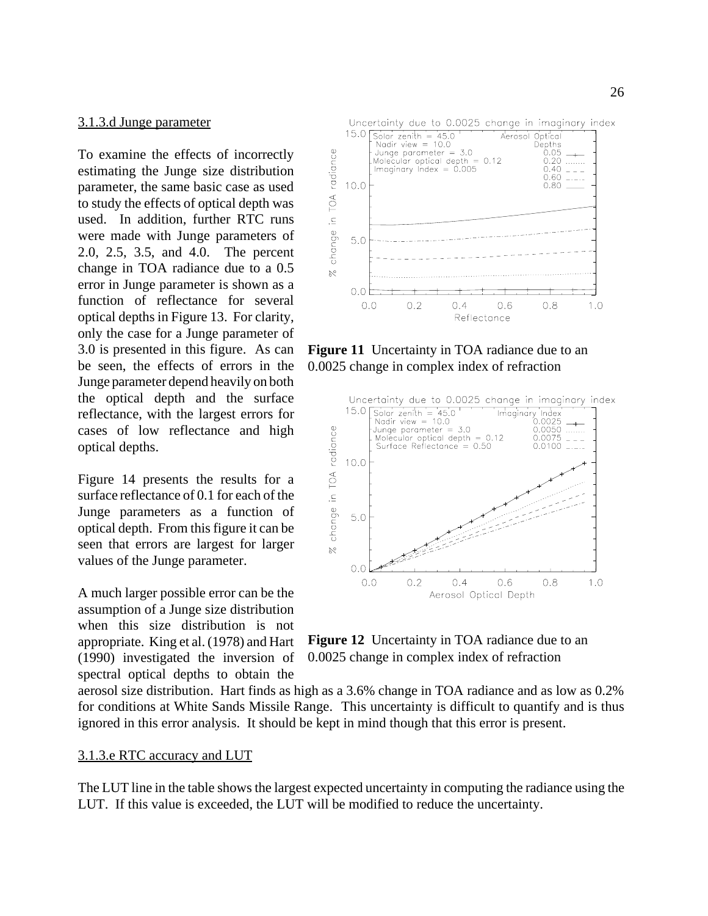3.1.3.d Junge parameter

To examine the effects of incorrectly estimating the Junge size distribution parameter, the same basic case as used to study the effects of optical depth was used. In addition, further RTC runs were made with Junge parameters of 2.0, 2.5, 3.5, and 4.0. The percent change in TOA radiance due to a 0.5 error in Junge parameter is shown as a function of reflectance for several optical depths in Figure 13. For clarity, only the case for a Junge parameter of 3.0 is presented in this figure. As can be seen, the effects of errors in the Junge parameter depend heavily on both the optical depth and the surface reflectance, with the largest errors for cases of low reflectance and high optical depths.

Figure 14 presents the results for a surface reflectance of 0.1 for each of the Junge parameters as a function of optical depth. From this figure it can be seen that errors are largest for larger values of the Junge parameter.

A much larger possible error can be the assumption of a Junge size distribution when this size distribution is not appropriate. King et al. (1978) and Hart (1990) investigated the inversion of spectral optical depths to obtain the aerosol size distribution. Hart finds as high as a 3.6% change in TOA radiance and as low as 0.2% for conditions at White Sands Missile Range. This uncertainty is difficult to quantify and is thus ignored in this error analysis. It should be kept in mind though that this error is present.

**Figure 11** Uncertainty in TOA radiance due to an 0.0025 change in complex index of refraction

**Figure 12** Uncertainty in TOA radiance due to an 0.0025 change in complex index of refraction

3.1.3.e RTC accuracy and LUT

The LUT line in the table shows the largest expected uncertainty in computing the radiance using the LUT. If this value is exceeded, the LUT will be modified to reduce the uncertainty.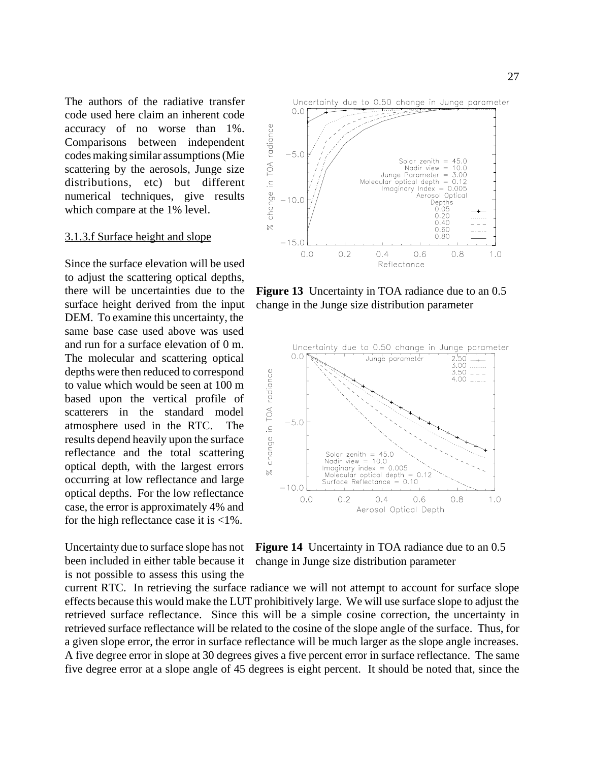The authors of the radiative transfer code used here claim an inherent code accuracy of no worse than 1%. Comparisons between independent codes making similar assumptions (Mie scattering by the aerosols, Junge size distributions, etc) but different numerical techniques, give results which compare at the 1% level.

### 3.1.3.f Surface height and slope

Since the surface elevation will be used to adjust the scattering optical depths, there will be uncertainties due to the surface height derived from the input DEM. To examine this uncertainty, the same base case used above was used and run for a surface elevation of 0 m. The molecular and scattering optical depths were then reduced to correspond to value which would be seen at 100 m based upon the vertical profile of scatterers in the standard model atmosphere used in the RTC. The results depend heavily upon the surface reflectance and the total scattering optical depth, with the largest errors occurring at low reflectance and large optical depths. For the low reflectance case, the error is approximately 4% and for the high reflectance case it is <1%.

**Figure 13** Uncertainty in TOA radiance due to an 0.5 change in the Junge size distribution parameter

**Figure 14** Uncertainty in TOA radiance due to an 0.5 change in Junge size distribution parameter

Uncertainty due to surface slope has not been included in either table because it is not possible to assess this using the current RTC. In retrieving the surface radiance we will not attempt to account for surface slope effects because this would make the LUT prohibitively large. We will use surface slope to adjust the retrieved surface reflectance. Since this will be a simple cosine correction, the uncertainty in retrieved surface reflectance will be related to the cosine of the slope angle of the surface. Thus, for a given slope error, the error in surface reflectance will be much larger as the slope angle increases. A five degree error in slope at 30 degrees gives a five percent error in surface reflectance. The same five degree error at a slope angle of 45 degrees is eight percent. It should be noted that, since the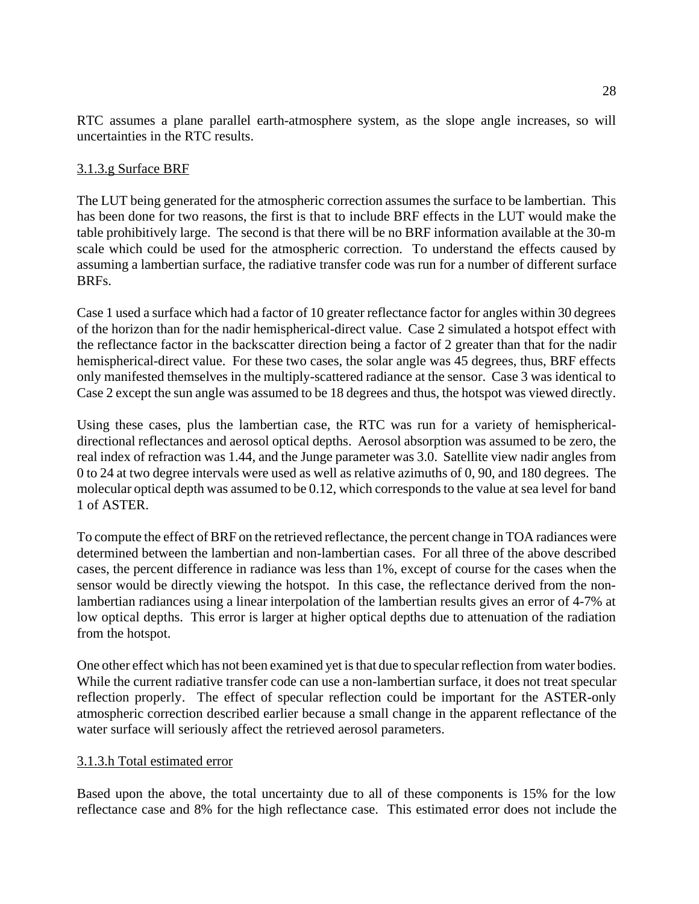RTC assumes a plane parallel earth-atmosphere system, as the slope angle increases, so will uncertainties in the RTC results.

#### 3.1.3.g Surface BRF

The LUT being generated for the atmospheric correction assumes the surface to be lambertian. This has been done for two reasons, the first is that to include BRF effects in the LUT would make the table prohibitively large. The second is that there will be no BRF information available at the 30-m scale which could be used for the atmospheric correction. To understand the effects caused by assuming a lambertian surface, the radiative transfer code was run for a number of different surface BRFs.

Case 1 used a surface which had a factor of 10 greater reflectance factor for angles within 30 degrees of the horizon than for the nadir hemispherical-direct value. Case 2 simulated a hotspot effect with the reflectance factor in the backscatter direction being a factor of 2 greater than that for the nadir hemispherical-direct value. For these two cases, the solar angle was 45 degrees, thus, BRF effects only manifested themselves in the multiply-scattered radiance at the sensor. Case 3 was identical to Case 2 except the sun angle was assumed to be 18 degrees and thus, the hotspot was viewed directly.

Using these cases, plus the lambertian case, the RTC was run for a variety of hemispherical-directional reflectances and aerosol optical depths. Aerosol absorption was assumed to be zero, the real index of refraction was 1.44, and the Junge parameter was 3.0. Satellite view nadir angles from 0 to 24 at two degree intervals were used as well as relative azimuths of 0, 90, and 180 degrees. The molecular optical depth was assumed to be 0.12, which corresponds to the value at sea level for band 1 of ASTER.

To compute the effect of BRF on the retrieved reflectance, the percent change in TOA radiances were determined between the lambertian and non-lambertian cases. For all three of the above described cases, the percent difference in radiance was less than 1%, except of course for the cases when the sensor would be directly viewing the hotspot. In this case, the reflectance derived from the non-lambertian radiances using a linear interpolation of the lambertian results gives an error of 4-7% at low optical depths. This error is larger at higher optical depths due to attenuation of the radiation from the hotspot.

One other effect which has not been examined yet is that due to specular reflection from water bodies. While the current radiative transfer code can use a non-lambertian surface, it does not treat specular reflection properly. The effect of specular reflection could be important for the ASTER-only atmospheric correction described earlier because a small change in the apparent reflectance of the water surface will seriously affect the retrieved aerosol parameters.

#### 3.1.3.h Total estimated error

Based upon the above, the total uncertainty due to all of these components is 15% for the low reflectance case and 8% for the high reflectance case. This estimated error does not include the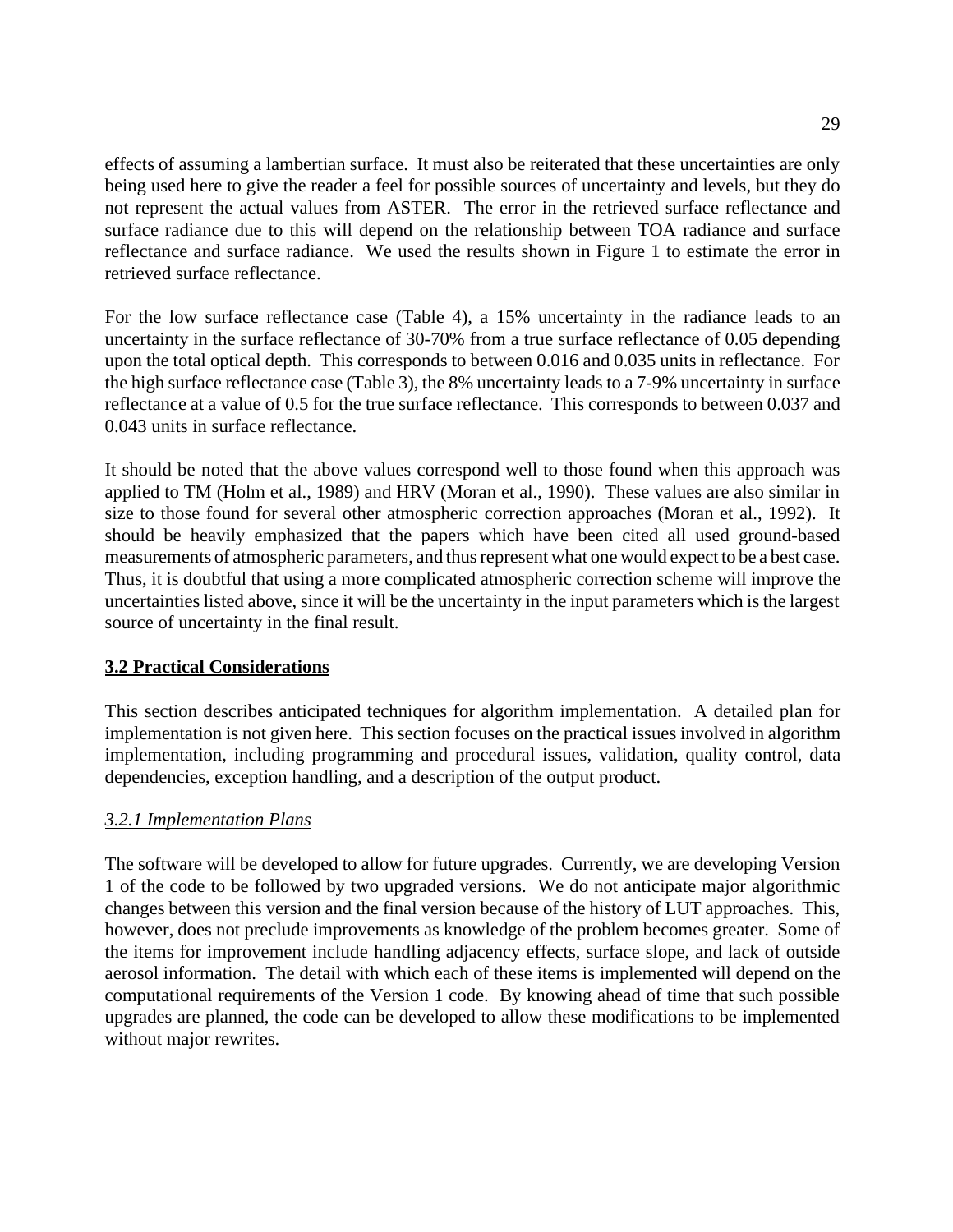effects of assuming a lambertian surface. It must also be reiterated that these uncertainties are only being used here to give the reader a feel for possible sources of uncertainty and levels, but they do not represent the actual values from ASTER. The error in the retrieved surface reflectance and surface radiance due to this will depend on the relationship between TOA radiance and surface reflectance and surface radiance. We used the results shown in Figure 1 to estimate the error in retrieved surface reflectance.

For the low surface reflectance case (Table 4), a 15% uncertainty in the radiance leads to an uncertainty in the surface reflectance of 30-70% from a true surface reflectance of 0.05 depending upon the total optical depth. This corresponds to between 0.016 and 0.035 units in reflectance. For the high surface reflectance case (Table 3), the 8% uncertainty leads to a 7-9% uncertainty in surface reflectance at a value of 0.5 for the true surface reflectance. This corresponds to between 0.037 and 0.043 units in surface reflectance.

It should be noted that the above values correspond well to those found when this approach was applied to TM (Holm et al., 1989) and HRV (Moran et al., 1990). These values are also similar in size to those found for several other atmospheric correction approaches (Moran et al., 1992). It should be heavily emphasized that the papers which have been cited all used ground-based measurements of atmospheric parameters, and thus represent what one would expect to be a best case. Thus, it is doubtful that using a more complicated atmospheric correction scheme will improve the uncertainties listed above, since it will be the uncertainty in the input parameters which is the largest source of uncertainty in the final result.

## 3.2 Practical Considerations

This section describes anticipated techniques for algorithm implementation. A detailed plan for implementation is not given here. This section focuses on the practical issues involved in algorithm implementation, including programming and procedural issues, validation, quality control, data dependencies, exception handling, and a description of the output product.

### *3.2.1 Implementation Plans*

The software will be developed to allow for future upgrades. Currently, we are developing Version 1 of the code to be followed by two upgraded versions. We do not anticipate major algorithmic changes between this version and the final version because of the history of LUT approaches. This, however, does not preclude improvements as knowledge of the problem becomes greater. Some of the items for improvement include handling adjacency effects, surface slope, and lack of outside aerosol information. The detail with which each of these items is implemented will depend on the computational requirements of the Version 1 code. By knowing ahead of time that such possible upgrades are planned, the code can be developed to allow these modifications to be implemented without major rewrites.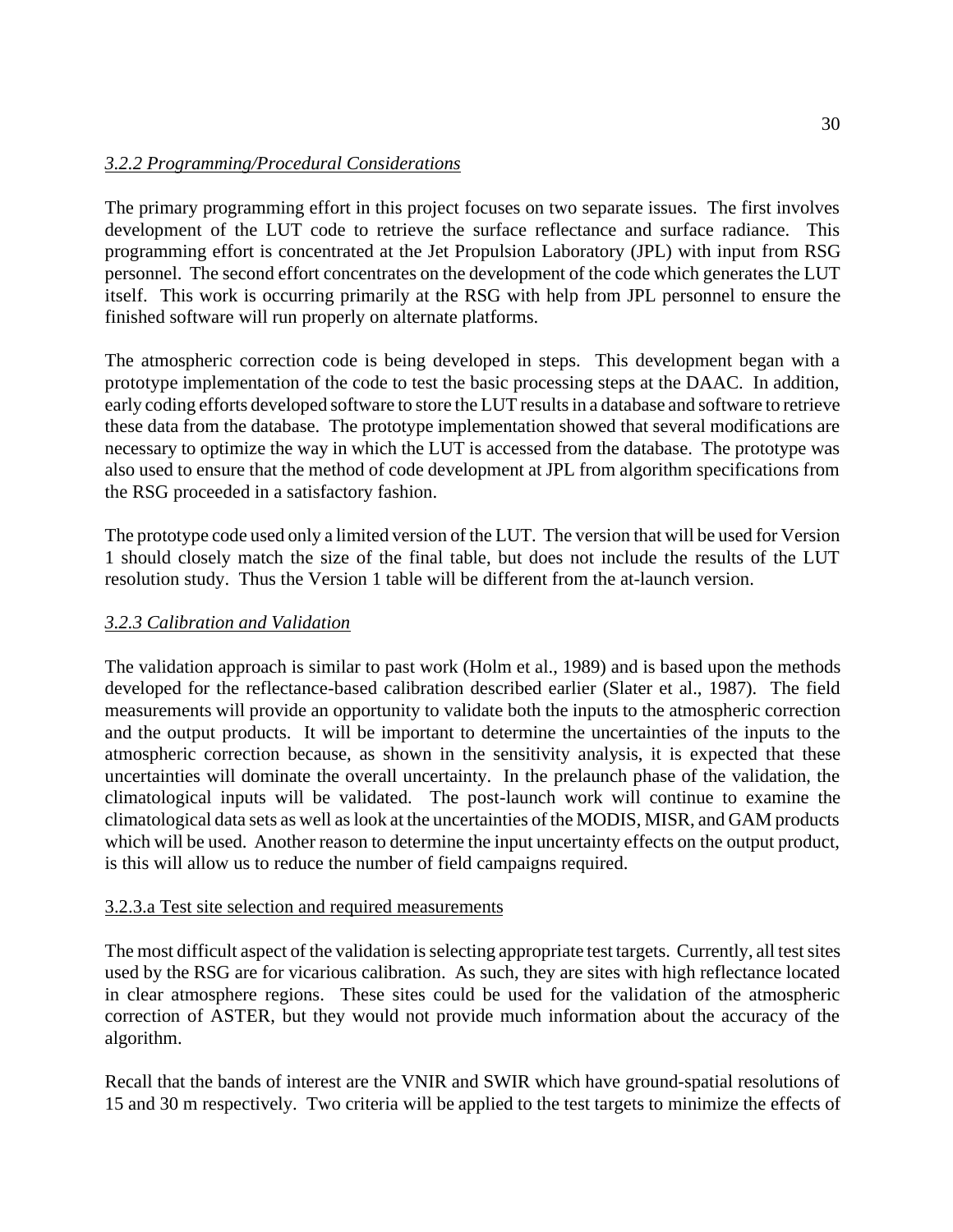### *3.2.2 Programming/Procedural Considerations*

The primary programming effort in this project focuses on two separate issues. The first involves development of the LUT code to retrieve the surface reflectance and surface radiance. This programming effort is concentrated at the Jet Propulsion Laboratory (JPL) with input from RSG personnel. The second effort concentrates on the development of the code which generates the LUT itself. This work is occurring primarily at the RSG with help from JPL personnel to ensure the finished software will run properly on alternate platforms.

The atmospheric correction code is being developed in steps. This development began with a prototype implementation of the code to test the basic processing steps at the DAAC. In addition, early coding efforts developed software to store the LUT results in a database and software to retrieve these data from the database. The prototype implementation showed that several modifications are necessary to optimize the way in which the LUT is accessed from the database. The prototype was also used to ensure that the method of code development at JPL from algorithm specifications from the RSG proceeded in a satisfactory fashion.

The prototype code used only a limited version of the LUT. The version that will be used for Version 1 should closely match the size of the final table, but does not include the results of the LUT resolution study. Thus the Version 1 table will be different from the at-launch version.

### *3.2.3 Calibration and Validation*

The validation approach is similar to past work (Holm et al., 1989) and is based upon the methods developed for the reflectance-based calibration described earlier (Slater et al., 1987). The field measurements will provide an opportunity to validate both the inputs to the atmospheric correction and the output products. It will be important to determine the uncertainties of the inputs to the atmospheric correction because, as shown in the sensitivity analysis, it is expected that these uncertainties will dominate the overall uncertainty. In the prelaunch phase of the validation, the climatological inputs will be validated. The post-launch work will continue to examine the climatological data sets as well as look at the uncertainties of the MODIS, MISR, and GAM products which will be used. Another reason to determine the input uncertainty effects on the output product, is this will allow us to reduce the number of field campaigns required.

#### 3.2.3.a Test site selection and required measurements

The most difficult aspect of the validation is selecting appropriate test targets. Currently, all test sites used by the RSG are for vicarious calibration. As such, they are sites with high reflectance located in clear atmosphere regions. These sites could be used for the validation of the atmospheric correction of ASTER, but they would not provide much information about the accuracy of the algorithm.

Recall that the bands of interest are the VNIR and SWIR which have ground-spatial resolutions of 15 and 30 m respectively. Two criteria will be applied to the test targets to minimize the effects of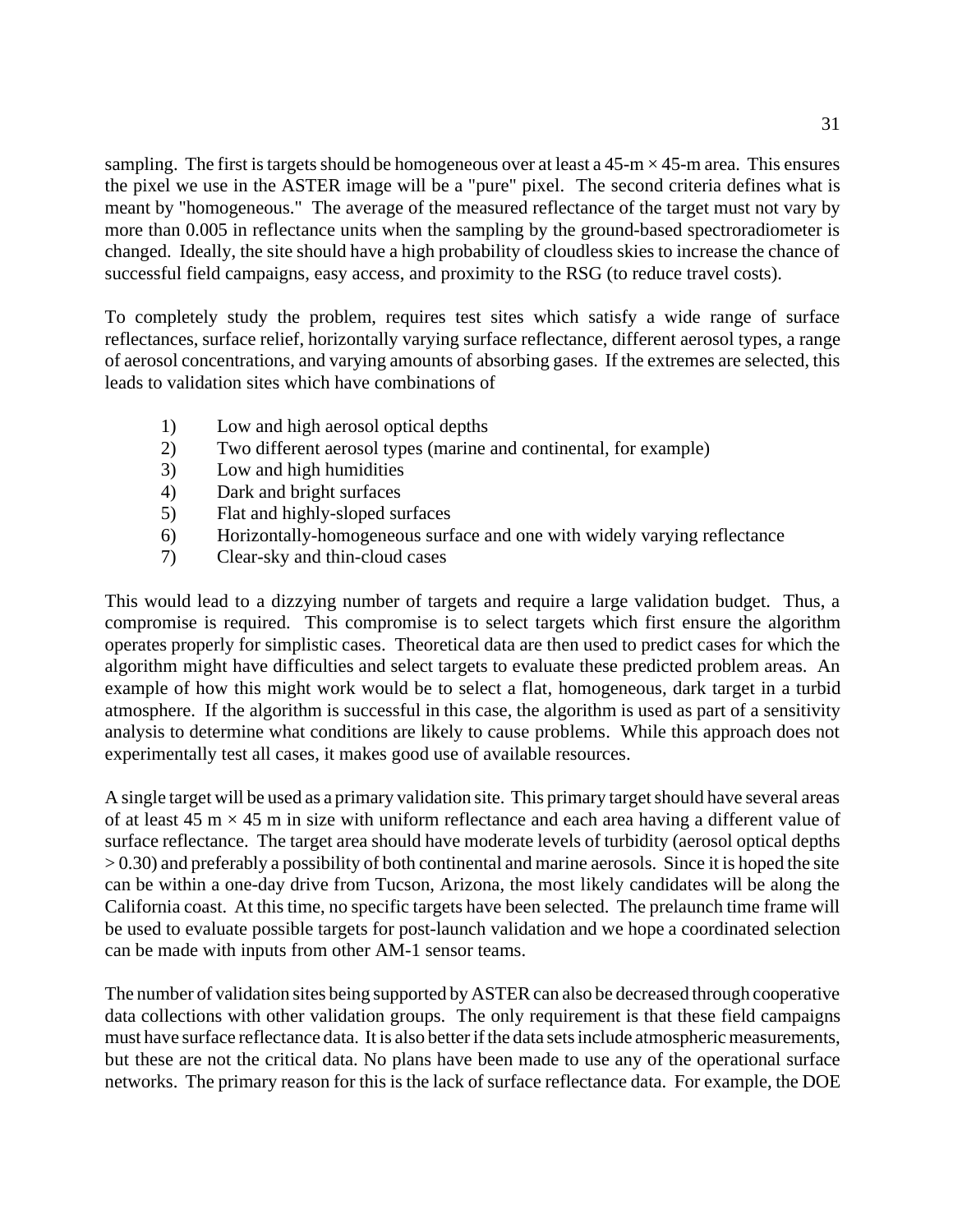sampling. The first is targets should be homogeneous over at least a 45-m × 45-m area. This ensures the pixel we use in the ASTER image will be a "pure" pixel. The second criteria defines what is meant by "homogeneous." The average of the measured reflectance of the target must not vary by more than 0.005 in reflectance units when the sampling by the ground-based spectroradiometer is changed. Ideally, the site should have a high probability of cloudless skies to increase the chance of successful field campaigns, easy access, and proximity to the RSG (to reduce travel costs).

To completely study the problem, requires test sites which satisfy a wide range of surface reflectances, surface relief, horizontally varying surface reflectance, different aerosol types, a range of aerosol concentrations, and varying amounts of absorbing gases. If the extremes are selected, this leads to validation sites which have combinations of

1) Low and high aerosol optical depths
2) Two different aerosol types (marine and continental, for example)
3) Low and high humidities
4) Dark and bright surfaces
5) Flat and highly-sloped surfaces
6) Horizontally-homogeneous surface and one with widely varying reflectance
7) Clear-sky and thin-cloud cases

This would lead to a dizzying number of targets and require a large validation budget. Thus, a compromise is required. This compromise is to select targets which first ensure the algorithm operates properly for simplistic cases. Theoretical data are then used to predict cases for which the algorithm might have difficulties and select targets to evaluate these predicted problem areas. An example of how this might work would be to select a flat, homogeneous, dark target in a turbid atmosphere. If the algorithm is successful in this case, the algorithm is used as part of a sensitivity analysis to determine what conditions are likely to cause problems. While this approach does not experimentally test all cases, it makes good use of available resources.

A single target will be used as a primary validation site. This primary target should have several areas of at least 45 m × 45 m in size with uniform reflectance and each area having a different value of surface reflectance. The target area should have moderate levels of turbidity (aerosol optical depths > 0.30) and preferably a possibility of both continental and marine aerosols. Since it is hoped the site can be within a one-day drive from Tucson, Arizona, the most likely candidates will be along the California coast. At this time, no specific targets have been selected. The prelaunch time frame will be used to evaluate possible targets for post-launch validation and we hope a coordinated selection can be made with inputs from other AM-1 sensor teams.

The number of validation sites being supported by ASTER can also be decreased through cooperative data collections with other validation groups. The only requirement is that these field campaigns must have surface reflectance data. It is also better if the data sets include atmospheric measurements, but these are not the critical data. No plans have been made to use any of the operational surface networks. The primary reason for this is the lack of surface reflectance data. For example, the DOE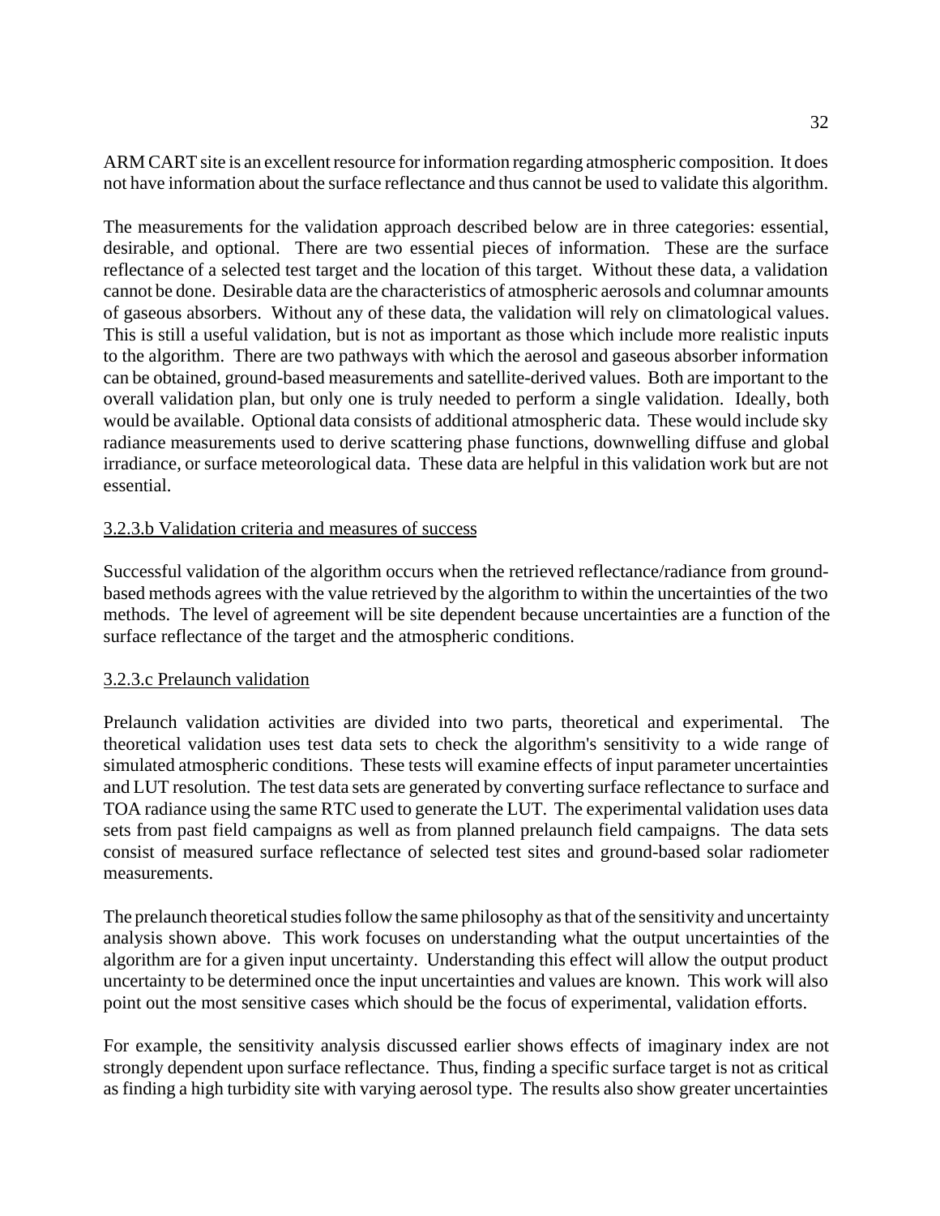ARM CART site is an excellent resource for information regarding atmospheric composition. It does not have information about the surface reflectance and thus cannot be used to validate this algorithm.

The measurements for the validation approach described below are in three categories: essential, desirable, and optional. There are two essential pieces of information. These are the surface reflectance of a selected test target and the location of this target. Without these data, a validation cannot be done. Desirable data are the characteristics of atmospheric aerosols and columnar amounts of gaseous absorbers. Without any of these data, the validation will rely on climatological values. This is still a useful validation, but is not as important as those which include more realistic inputs to the algorithm. There are two pathways with which the aerosol and gaseous absorber information can be obtained, ground-based measurements and satellite-derived values. Both are important to the overall validation plan, but only one is truly needed to perform a single validation. Ideally, both would be available. Optional data consists of additional atmospheric data. These would include sky radiance measurements used to derive scattering phase functions, downwelling diffuse and global irradiance, or surface meteorological data. These data are helpful in this validation work but are not essential.

### 3.2.3.b Validation criteria and measures of success

Successful validation of the algorithm occurs when the retrieved reflectance/radiance from ground-based methods agrees with the value retrieved by the algorithm to within the uncertainties of the two methods. The level of agreement will be site dependent because uncertainties are a function of the surface reflectance of the target and the atmospheric conditions.

### 3.2.3.c Prelaunch validation

Prelaunch validation activities are divided into two parts, theoretical and experimental. The theoretical validation uses test data sets to check the algorithm's sensitivity to a wide range of simulated atmospheric conditions. These tests will examine effects of input parameter uncertainties and LUT resolution. The test data sets are generated by converting surface reflectance to surface and TOA radiance using the same RTC used to generate the LUT. The experimental validation uses data sets from past field campaigns as well as from planned prelaunch field campaigns. The data sets consist of measured surface reflectance of selected test sites and ground-based solar radiometer measurements.

The prelaunch theoretical studies follow the same philosophy as that of the sensitivity and uncertainty analysis shown above. This work focuses on understanding what the output uncertainties of the algorithm are for a given input uncertainty. Understanding this effect will allow the output product uncertainty to be determined once the input uncertainties and values are known. This work will also point out the most sensitive cases which should be the focus of experimental, validation efforts.

For example, the sensitivity analysis discussed earlier shows effects of imaginary index are not strongly dependent upon surface reflectance. Thus, finding a specific surface target is not as critical as finding a high turbidity site with varying aerosol type. The results also show greater uncertainties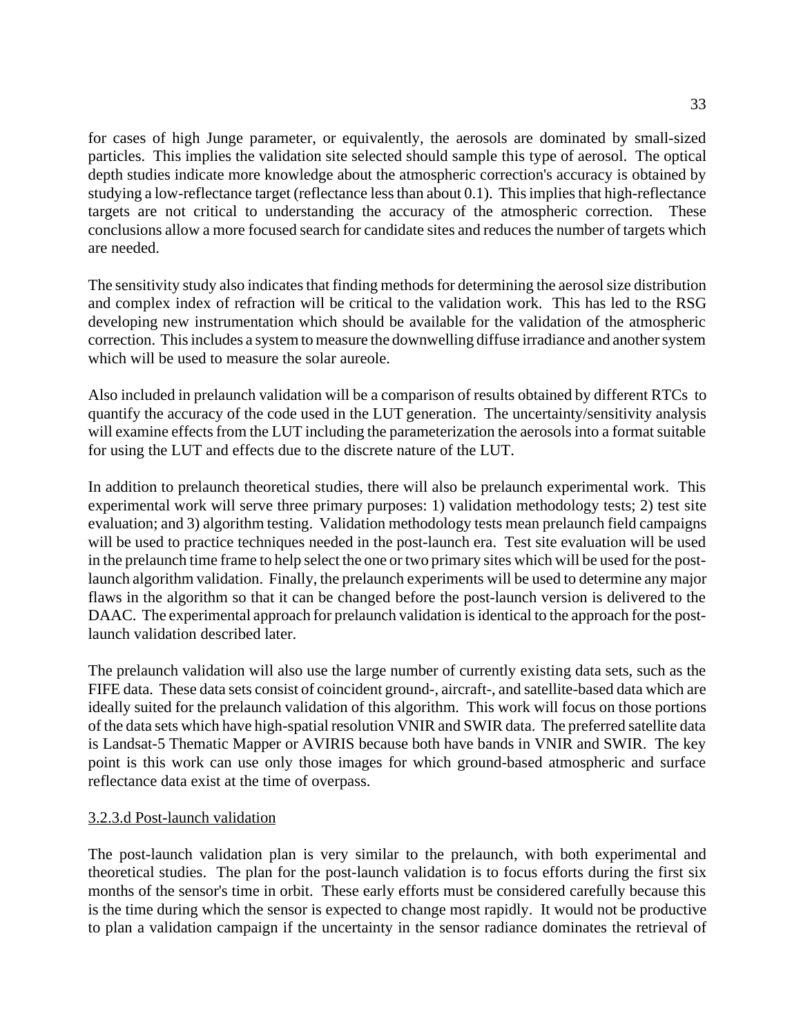for cases of high Junge parameter, or equivalently, the aerosols are dominated by small-sized particles. This implies the validation site selected should sample this type of aerosol. The optical depth studies indicate more knowledge about the atmospheric correction's accuracy is obtained by studying a low-reflectance target (reflectance less than about 0.1). This implies that high-reflectance targets are not critical to understanding the accuracy of the atmospheric correction. These conclusions allow a more focused search for candidate sites and reduces the number of targets which are needed.

The sensitivity study also indicates that finding methods for determining the aerosol size distribution and complex index of refraction will be critical to the validation work. This has led to the RSG developing new instrumentation which should be available for the validation of the atmospheric correction. This includes a system to measure the downwelling diffuse irradiance and another system which will be used to measure the solar aureole.

Also included in prelaunch validation will be a comparison of results obtained by different RTCs to quantify the accuracy of the code used in the LUT generation. The uncertainty/sensitivity analysis will examine effects from the LUT including the parameterization the aerosols into a format suitable for using the LUT and effects due to the discrete nature of the LUT.

In addition to prelaunch theoretical studies, there will also be prelaunch experimental work. This experimental work will serve three primary purposes: 1) validation methodology tests; 2) test site evaluation; and 3) algorithm testing. Validation methodology tests mean prelaunch field campaigns will be used to practice techniques needed in the post-launch era. Test site evaluation will be used in the prelaunch time frame to help select the one or two primary sites which will be used for the post-launch algorithm validation. Finally, the prelaunch experiments will be used to determine any major flaws in the algorithm so that it can be changed before the post-launch version is delivered to the DAAC. The experimental approach for prelaunch validation is identical to the approach for the post-launch validation described later.

The prelaunch validation will also use the large number of currently existing data sets, such as the FIFE data. These data sets consist of coincident ground-, aircraft-, and satellite-based data which are ideally suited for the prelaunch validation of this algorithm. This work will focus on those portions of the data sets which have high-spatial resolution VNIR and SWIR data. The preferred satellite data is Landsat-5 Thematic Mapper or AVIRIS because both have bands in VNIR and SWIR. The key point is this work can use only those images for which ground-based atmospheric and surface reflectance data exist at the time of overpass.

#### 3.2.3.d Post-launch validation

The post-launch validation plan is very similar to the prelaunch, with both experimental and theoretical studies. The plan for the post-launch validation is to focus efforts during the first six months of the sensor's time in orbit. These early efforts must be considered carefully because this is the time during which the sensor is expected to change most rapidly. It would not be productive to plan a validation campaign if the uncertainty in the sensor radiance dominates the retrieval of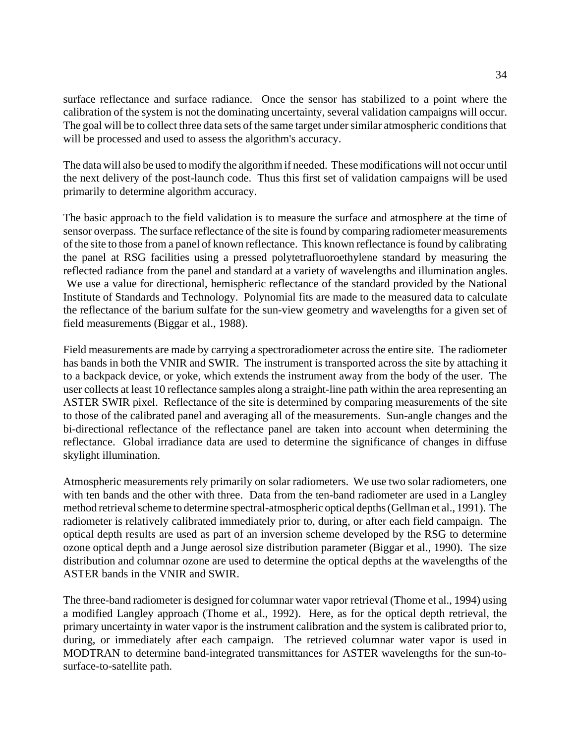surface reflectance and surface radiance. Once the sensor has stabilized to a point where the calibration of the system is not the dominating uncertainty, several validation campaigns will occur. The goal will be to collect three data sets of the same target under similar atmospheric conditions that will be processed and used to assess the algorithm's accuracy.

The data will also be used to modify the algorithm if needed. These modifications will not occur until the next delivery of the post-launch code. Thus this first set of validation campaigns will be used primarily to determine algorithm accuracy.

The basic approach to the field validation is to measure the surface and atmosphere at the time of sensor overpass. The surface reflectance of the site is found by comparing radiometer measurements of the site to those from a panel of known reflectance. This known reflectance is found by calibrating the panel at RSG facilities using a pressed polytetrafluoroethylene standard by measuring the reflected radiance from the panel and standard at a variety of wavelengths and illumination angles. We use a value for directional, hemispheric reflectance of the standard provided by the National Institute of Standards and Technology. Polynomial fits are made to the measured data to calculate the reflectance of the barium sulfate for the sun-view geometry and wavelengths for a given set of field measurements (Biggar et al., 1988).

Field measurements are made by carrying a spectroradiometer across the entire site. The radiometer has bands in both the VNIR and SWIR. The instrument is transported across the site by attaching it to a backpack device, or yoke, which extends the instrument away from the body of the user. The user collects at least 10 reflectance samples along a straight-line path within the area representing an ASTER SWIR pixel. Reflectance of the site is determined by comparing measurements of the site to those of the calibrated panel and averaging all of the measurements. Sun-angle changes and the bi-directional reflectance of the reflectance panel are taken into account when determining the reflectance. Global irradiance data are used to determine the significance of changes in diffuse skylight illumination.

Atmospheric measurements rely primarily on solar radiometers. We use two solar radiometers, one with ten bands and the other with three. Data from the ten-band radiometer are used in a Langley method retrieval scheme to determine spectral-atmospheric optical depths (Gellman et al., 1991). The radiometer is relatively calibrated immediately prior to, during, or after each field campaign. The optical depth results are used as part of an inversion scheme developed by the RSG to determine ozone optical depth and a Junge aerosol size distribution parameter (Biggar et al., 1990). The size distribution and columnar ozone are used to determine the optical depths at the wavelengths of the ASTER bands in the VNIR and SWIR.

The three-band radiometer is designed for columnar water vapor retrieval (Thome et al., 1994) using a modified Langley approach (Thome et al., 1992). Here, as for the optical depth retrieval, the primary uncertainty in water vapor is the instrument calibration and the system is calibrated prior to, during, or immediately after each campaign. The retrieved columnar water vapor is used in MODTRAN to determine band-integrated transmittances for ASTER wavelengths for the sun-to-surface-to-satellite path.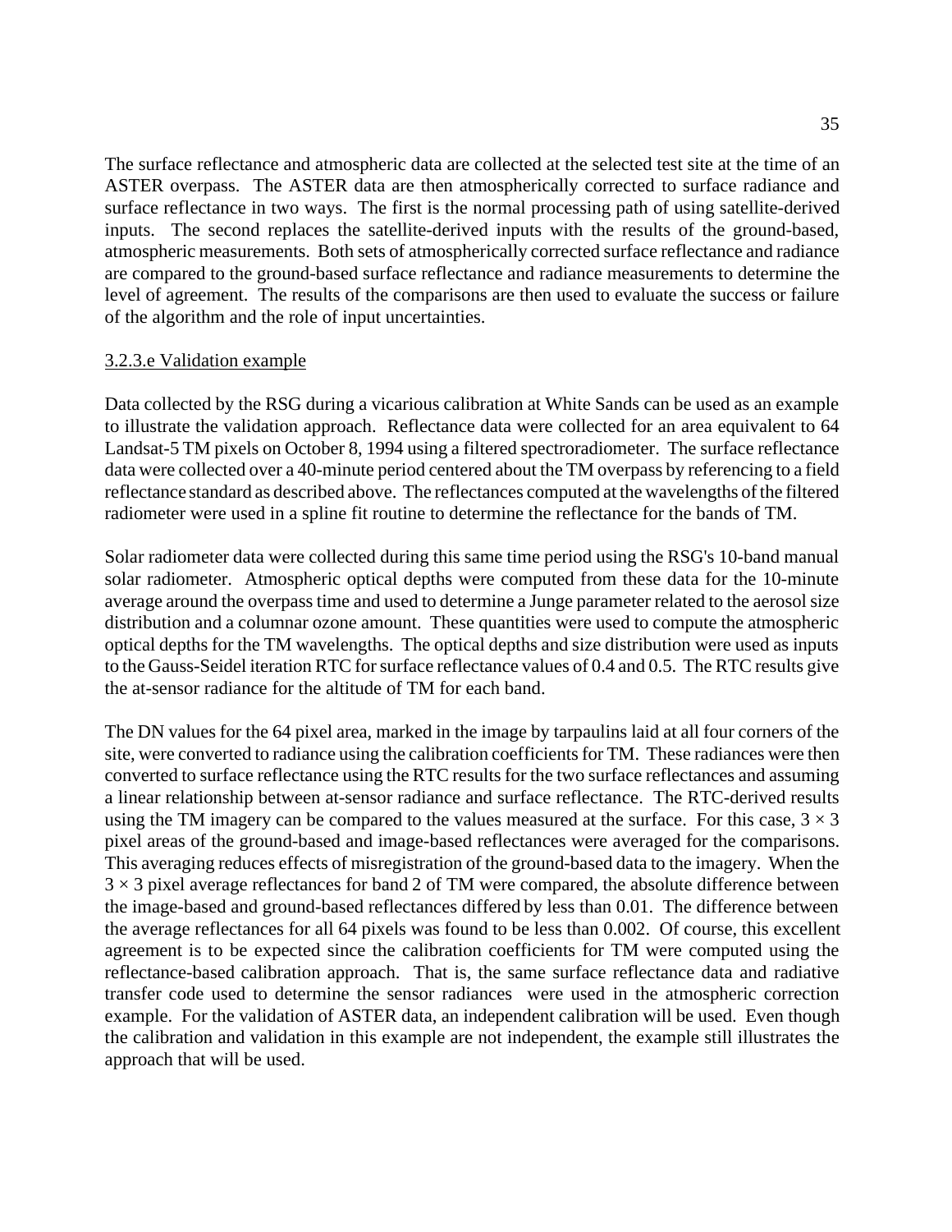The surface reflectance and atmospheric data are collected at the selected test site at the time of an ASTER overpass. The ASTER data are then atmospherically corrected to surface radiance and surface reflectance in two ways. The first is the normal processing path of using satellite-derived inputs. The second replaces the satellite-derived inputs with the results of the ground-based, atmospheric measurements. Both sets of atmospherically corrected surface reflectance and radiance are compared to the ground-based surface reflectance and radiance measurements to determine the level of agreement. The results of the comparisons are then used to evaluate the success or failure of the algorithm and the role of input uncertainties.

### 3.2.3.e Validation example

Data collected by the RSG during a vicarious calibration at White Sands can be used as an example to illustrate the validation approach. Reflectance data were collected for an area equivalent to 64 Landsat-5 TM pixels on October 8, 1994 using a filtered spectroradiometer. The surface reflectance data were collected over a 40-minute period centered about the TM overpass by referencing to a field reflectance standard as described above. The reflectances computed at the wavelengths of the filtered radiometer were used in a spline fit routine to determine the reflectance for the bands of TM.

Solar radiometer data were collected during this same time period using the RSG's 10-band manual solar radiometer. Atmospheric optical depths were computed from these data for the 10-minute average around the overpass time and used to determine a Junge parameter related to the aerosol size distribution and a columnar ozone amount. These quantities were used to compute the atmospheric optical depths for the TM wavelengths. The optical depths and size distribution were used as inputs to the Gauss-Seidel iteration RTC for surface reflectance values of 0.4 and 0.5. The RTC results give the at-sensor radiance for the altitude of TM for each band.

The DN values for the 64 pixel area, marked in the image by tarpaulins laid at all four corners of the site, were converted to radiance using the calibration coefficients for TM. These radiances were then converted to surface reflectance using the RTC results for the two surface reflectances and assuming a linear relationship between at-sensor radiance and surface reflectance. The RTC-derived results using the TM imagery can be compared to the values measured at the surface. For this case, $3 \times 3$ pixel areas of the ground-based and image-based reflectances were averaged for the comparisons. This averaging reduces effects of misregistration of the ground-based data to the imagery. When the $3 \times 3$ pixel average reflectances for band 2 of TM were compared, the absolute difference between the image-based and ground-based reflectances differed by less than 0.01. The difference between the average reflectances for all 64 pixels was found to be less than 0.002. Of course, this excellent agreement is to be expected since the calibration coefficients for TM were computed using the reflectance-based calibration approach. That is, the same surface reflectance data and radiative transfer code used to determine the sensor radiances were used in the atmospheric correction example. For the validation of ASTER data, an independent calibration will be used. Even though the calibration and validation in this example are not independent, the example still illustrates the approach that will be used.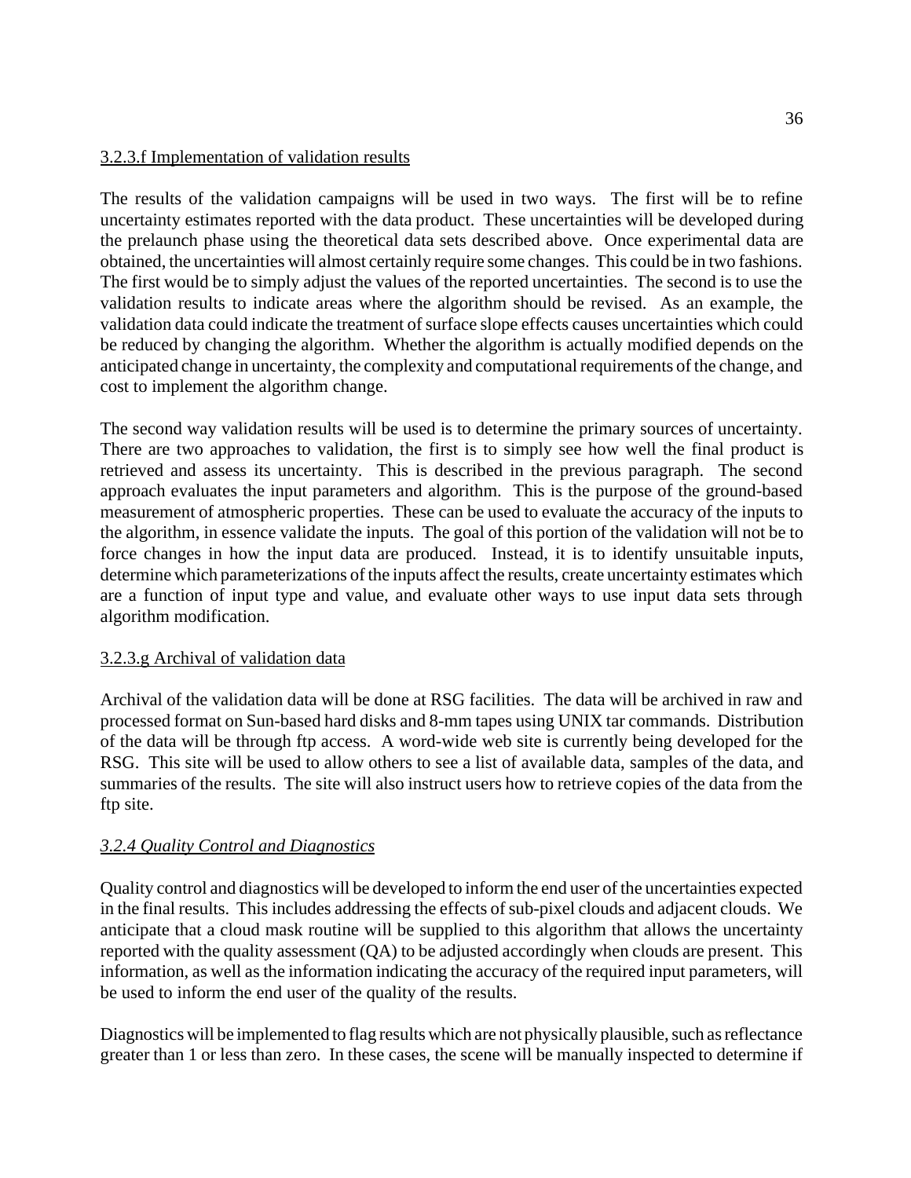### 3.2.3.f Implementation of validation results

The results of the validation campaigns will be used in two ways. The first will be to refine uncertainty estimates reported with the data product. These uncertainties will be developed during the prelaunch phase using the theoretical data sets described above. Once experimental data are obtained, the uncertainties will almost certainly require some changes. This could be in two fashions. The first would be to simply adjust the values of the reported uncertainties. The second is to use the validation results to indicate areas where the algorithm should be revised. As an example, the validation data could indicate the treatment of surface slope effects causes uncertainties which could be reduced by changing the algorithm. Whether the algorithm is actually modified depends on the anticipated change in uncertainty, the complexity and computational requirements of the change, and cost to implement the algorithm change.

The second way validation results will be used is to determine the primary sources of uncertainty. There are two approaches to validation, the first is to simply see how well the final product is retrieved and assess its uncertainty. This is described in the previous paragraph. The second approach evaluates the input parameters and algorithm. This is the purpose of the ground-based measurement of atmospheric properties. These can be used to evaluate the accuracy of the inputs to the algorithm, in essence validate the inputs. The goal of this portion of the validation will not be to force changes in how the input data are produced. Instead, it is to identify unsuitable inputs, determine which parameterizations of the inputs affect the results, create uncertainty estimates which are a function of input type and value, and evaluate other ways to use input data sets through algorithm modification.

### 3.2.3.g Archival of validation data

Archival of the validation data will be done at RSG facilities. The data will be archived in raw and processed format on Sun-based hard disks and 8-mm tapes using UNIX tar commands. Distribution of the data will be through ftp access. A word-wide web site is currently being developed for the RSG. This site will be used to allow others to see a list of available data, samples of the data, and summaries of the results. The site will also instruct users how to retrieve copies of the data from the ftp site.

### *3.2.4 Quality Control and Diagnostics*

Quality control and diagnostics will be developed to inform the end user of the uncertainties expected in the final results. This includes addressing the effects of sub-pixel clouds and adjacent clouds. We anticipate that a cloud mask routine will be supplied to this algorithm that allows the uncertainty reported with the quality assessment (QA) to be adjusted accordingly when clouds are present. This information, as well as the information indicating the accuracy of the required input parameters, will be used to inform the end user of the quality of the results.

Diagnostics will be implemented to flag results which are not physically plausible, such as reflectance greater than 1 or less than zero. In these cases, the scene will be manually inspected to determine if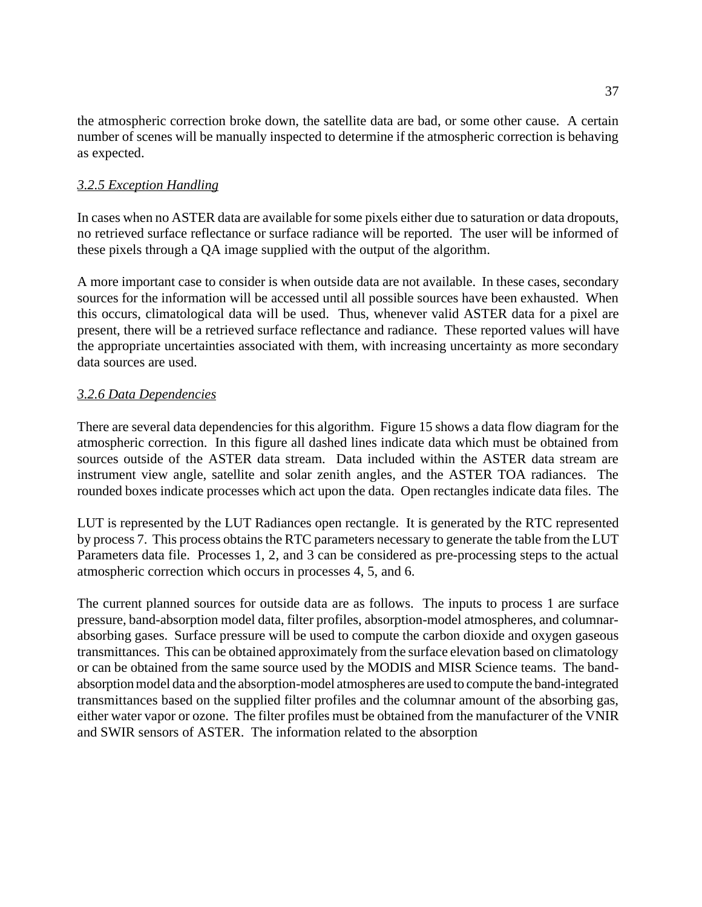the atmospheric correction broke down, the satellite data are bad, or some other cause. A certain number of scenes will be manually inspected to determine if the atmospheric correction is behaving as expected.

### *3.2.5 Exception Handling*

In cases when no ASTER data are available for some pixels either due to saturation or data dropouts, no retrieved surface reflectance or surface radiance will be reported. The user will be informed of these pixels through a QA image supplied with the output of the algorithm.

A more important case to consider is when outside data are not available. In these cases, secondary sources for the information will be accessed until all possible sources have been exhausted. When this occurs, climatological data will be used. Thus, whenever valid ASTER data for a pixel are present, there will be a retrieved surface reflectance and radiance. These reported values will have the appropriate uncertainties associated with them, with increasing uncertainty as more secondary data sources are used.

### *3.2.6 Data Dependencies*

There are several data dependencies for this algorithm. Figure 15 shows a data flow diagram for the atmospheric correction. In this figure all dashed lines indicate data which must be obtained from sources outside of the ASTER data stream. Data included within the ASTER data stream are instrument view angle, satellite and solar zenith angles, and the ASTER TOA radiances. The rounded boxes indicate processes which act upon the data. Open rectangles indicate data files. The

LUT is represented by the LUT Radiances open rectangle. It is generated by the RTC represented by process 7. This process obtains the RTC parameters necessary to generate the table from the LUT Parameters data file. Processes 1, 2, and 3 can be considered as pre-processing steps to the actual atmospheric correction which occurs in processes 4, 5, and 6.

The current planned sources for outside data are as follows. The inputs to process 1 are surface pressure, band-absorption model data, filter profiles, absorption-model atmospheres, and columnar-absorbing gases. Surface pressure will be used to compute the carbon dioxide and oxygen gaseous transmittances. This can be obtained approximately from the surface elevation based on climatology or can be obtained from the same source used by the MODIS and MISR Science teams. The band-absorption model data and the absorption-model atmospheres are used to compute the band-integrated transmittances based on the supplied filter profiles and the columnar amount of the absorbing gas, either water vapor or ozone. The filter profiles must be obtained from the manufacturer of the VNIR and SWIR sensors of ASTER. The information related to the absorption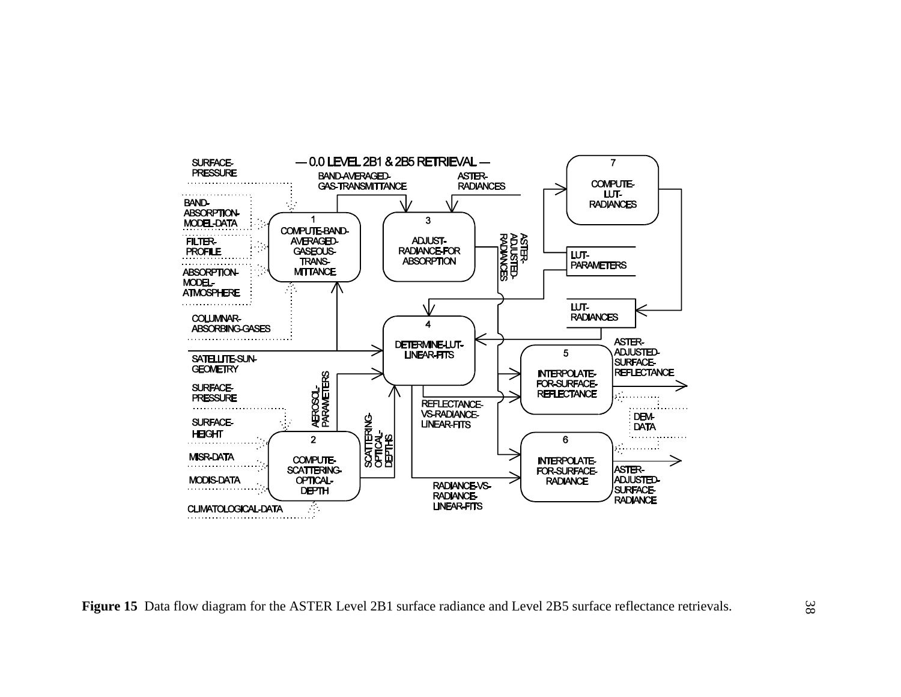**Figure 15** Data flow diagram for the ASTER Level 2B1 surface radiance and Level 2B5 surface reflectance retrievals.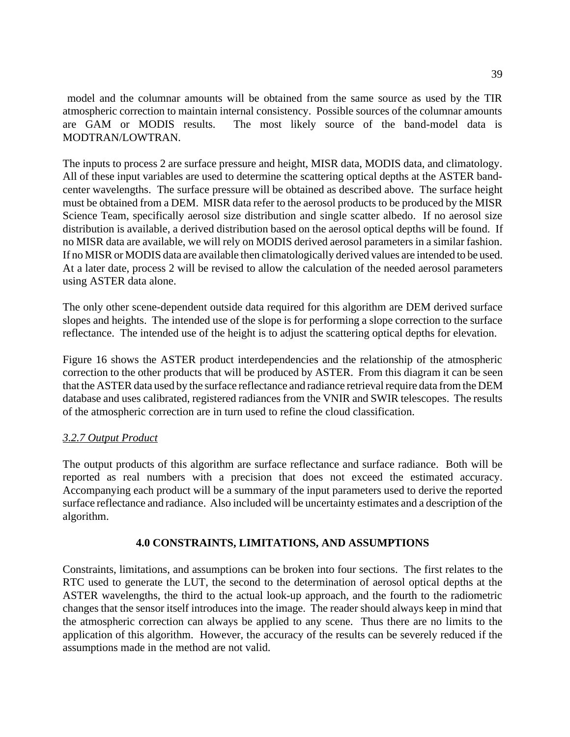model and the columnar amounts will be obtained from the same source as used by the TIR atmospheric correction to maintain internal consistency. Possible sources of the columnar amounts are GAM or MODIS results. The most likely source of the band-model data is MODTRAN/LOWTRAN.

The inputs to process 2 are surface pressure and height, MISR data, MODIS data, and climatology. All of these input variables are used to determine the scattering optical depths at the ASTER band-center wavelengths. The surface pressure will be obtained as described above. The surface height must be obtained from a DEM. MISR data refer to the aerosol products to be produced by the MISR Science Team, specifically aerosol size distribution and single scatter albedo. If no aerosol size distribution is available, a derived distribution based on the aerosol optical depths will be found. If no MISR data are available, we will rely on MODIS derived aerosol parameters in a similar fashion. If no MISR or MODIS data are available then climatologically derived values are intended to be used. At a later date, process 2 will be revised to allow the calculation of the needed aerosol parameters using ASTER data alone.

The only other scene-dependent outside data required for this algorithm are DEM derived surface slopes and heights. The intended use of the slope is for performing a slope correction to the surface reflectance. The intended use of the height is to adjust the scattering optical depths for elevation.

Figure 16 shows the ASTER product interdependencies and the relationship of the atmospheric correction to the other products that will be produced by ASTER. From this diagram it can be seen that the ASTER data used by the surface reflectance and radiance retrieval require data from the DEM database and uses calibrated, registered radiances from the VNIR and SWIR telescopes. The results of the atmospheric correction are in turn used to refine the cloud classification.

### *3.2.7 Output Product*

The output products of this algorithm are surface reflectance and surface radiance. Both will be reported as real numbers with a precision that does not exceed the estimated accuracy. Accompanying each product will be a summary of the input parameters used to derive the reported surface reflectance and radiance. Also included will be uncertainty estimates and a description of the algorithm.

## 4.0 CONSTRAINTS, LIMITATIONS, AND ASSUMPTIONS

Constraints, limitations, and assumptions can be broken into four sections. The first relates to the RTC used to generate the LUT, the second to the determination of aerosol optical depths at the ASTER wavelengths, the third to the actual look-up approach, and the fourth to the radiometric changes that the sensor itself introduces into the image. The reader should always keep in mind that the atmospheric correction can always be applied to any scene. Thus there are no limits to the application of this algorithm. However, the accuracy of the results can be severely reduced if the assumptions made in the method are not valid.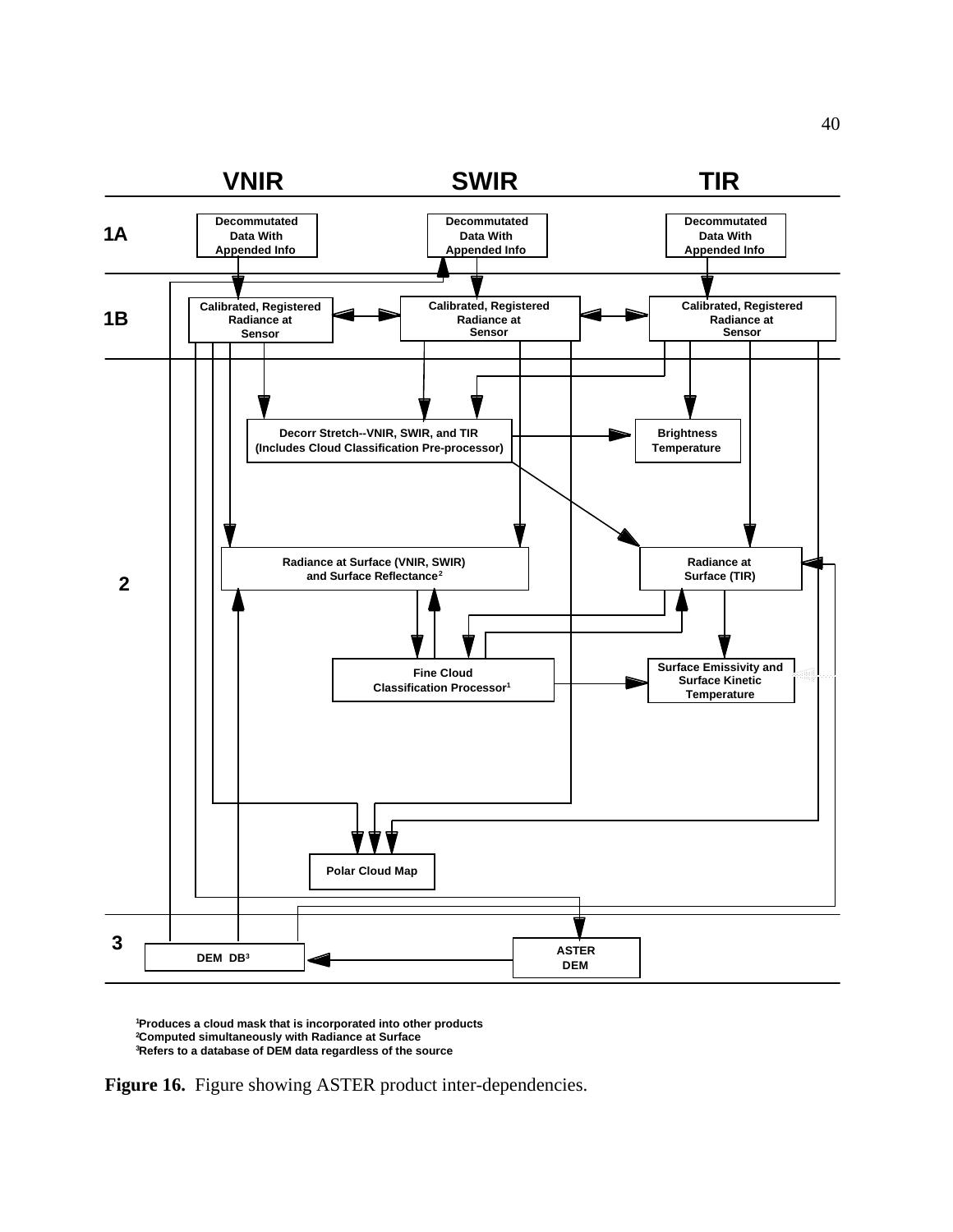**VNIR** | **SWIR** | **TIR**

**1A**

- Decommutated Data With Appended Info (VNIR)
- Decommutated Data With Appended Info (SWIR)
- Decommutated Data With Appended Info (TIR)

**1B**

- Calibrated, Registered Radiance at Sensor (VNIR)
- Calibrated, Registered Radiance at Sensor (SWIR)
- Calibrated, Registered Radiance at Sensor (TIR)

**2**

- Decorr Stretch--VNIR, SWIR, and TIR (Includes Cloud Classification Pre-processor)
- Brightness Temperature
- Radiance at Surface (VNIR, SWIR) and Surface Reflectance[2]
- Radiance at Surface (TIR)
- Fine Cloud Classification Processor[1]
- Surface Emissivity and Surface Kinetic Temperature
- Polar Cloud Map

**3**

- DEM DB[3]
- ASTER DEM

[1]Produces a cloud mask that is incorporated into other products
[2]Computed simultaneously with Radiance at Surface
[3]Refers to a database of DEM data regardless of the source

**Figure 16.** Figure showing ASTER product inter-dependencies.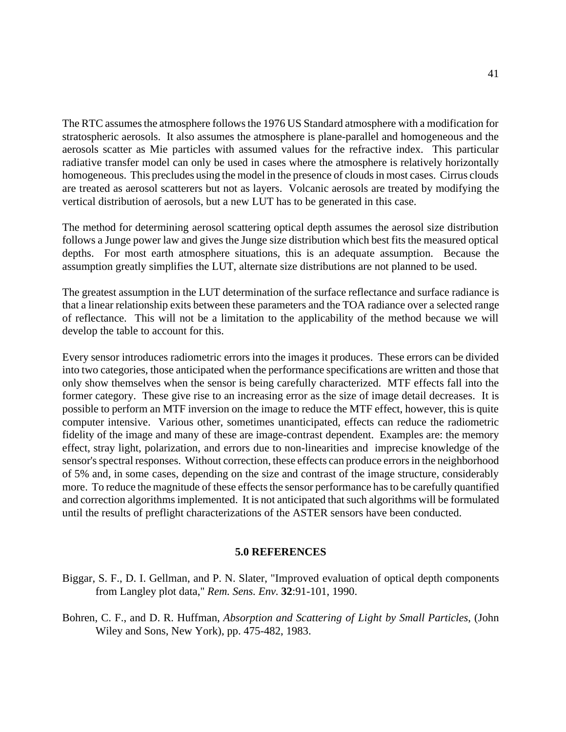The RTC assumes the atmosphere follows the 1976 US Standard atmosphere with a modification for stratospheric aerosols. It also assumes the atmosphere is plane-parallel and homogeneous and the aerosols scatter as Mie particles with assumed values for the refractive index. This particular radiative transfer model can only be used in cases where the atmosphere is relatively horizontally homogeneous. This precludes using the model in the presence of clouds in most cases. Cirrus clouds are treated as aerosol scatterers but not as layers. Volcanic aerosols are treated by modifying the vertical distribution of aerosols, but a new LUT has to be generated in this case.

The method for determining aerosol scattering optical depth assumes the aerosol size distribution follows a Junge power law and gives the Junge size distribution which best fits the measured optical depths. For most earth atmosphere situations, this is an adequate assumption. Because the assumption greatly simplifies the LUT, alternate size distributions are not planned to be used.

The greatest assumption in the LUT determination of the surface reflectance and surface radiance is that a linear relationship exits between these parameters and the TOA radiance over a selected range of reflectance. This will not be a limitation to the applicability of the method because we will develop the table to account for this.

Every sensor introduces radiometric errors into the images it produces. These errors can be divided into two categories, those anticipated when the performance specifications are written and those that only show themselves when the sensor is being carefully characterized. MTF effects fall into the former category. These give rise to an increasing error as the size of image detail decreases. It is possible to perform an MTF inversion on the image to reduce the MTF effect, however, this is quite computer intensive. Various other, sometimes unanticipated, effects can reduce the radiometric fidelity of the image and many of these are image-contrast dependent. Examples are: the memory effect, stray light, polarization, and errors due to non-linearities and imprecise knowledge of the sensor's spectral responses. Without correction, these effects can produce errors in the neighborhood of 5% and, in some cases, depending on the size and contrast of the image structure, considerably more. To reduce the magnitude of these effects the sensor performance has to be carefully quantified and correction algorithms implemented. It is not anticipated that such algorithms will be formulated until the results of preflight characterizations of the ASTER sensors have been conducted.

## 5.0 REFERENCES

Biggar, S. F., D. I. Gellman, and P. N. Slater, "Improved evaluation of optical depth components from Langley plot data," *Rem. Sens. Env.* **32**:91-101, 1990.

Bohren, C. F., and D. R. Huffman, *Absorption and Scattering of Light by Small Particles*, (John Wiley and Sons, New York), pp. 475-482, 1983.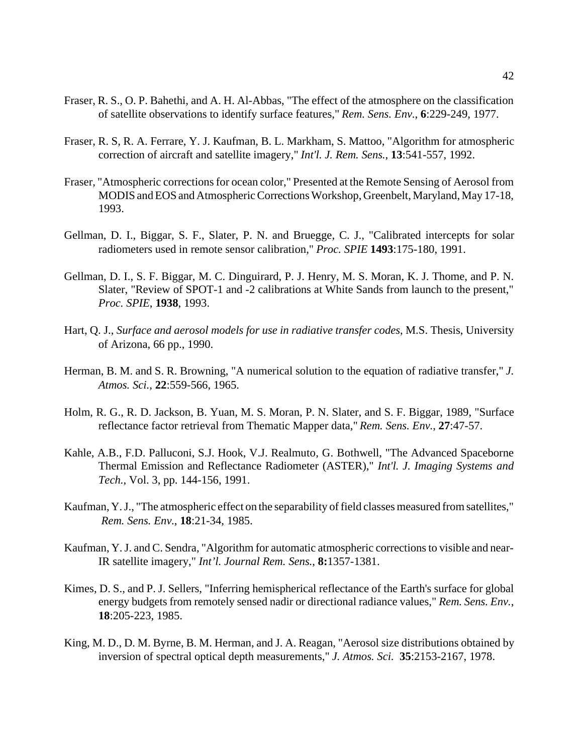Fraser, R. S., O. P. Bahethi, and A. H. Al-Abbas, "The effect of the atmosphere on the classification of satellite observations to identify surface features," *Rem. Sens. Env.*, **6**:229-249, 1977.

Fraser, R. S, R. A. Ferrare, Y. J. Kaufman, B. L. Markham, S. Mattoo, "Algorithm for atmospheric correction of aircraft and satellite imagery," *Int'l. J. Rem. Sens.*, **13**:541-557, 1992.

Fraser, "Atmospheric corrections for ocean color," Presented at the Remote Sensing of Aerosol from MODIS and EOS and Atmospheric Corrections Workshop, Greenbelt, Maryland, May 17-18, 1993.

Gellman, D. I., Biggar, S. F., Slater, P. N. and Bruegge, C. J., "Calibrated intercepts for solar radiometers used in remote sensor calibration," *Proc. SPIE* **1493**:175-180, 1991.

Gellman, D. I., S. F. Biggar, M. C. Dinguirard, P. J. Henry, M. S. Moran, K. J. Thome, and P. N. Slater, "Review of SPOT-1 and -2 calibrations at White Sands from launch to the present," *Proc. SPIE*, **1938**, 1993.

Hart, Q. J., *Surface and aerosol models for use in radiative transfer codes*, M.S. Thesis, University of Arizona, 66 pp., 1990.

Herman, B. M. and S. R. Browning, "A numerical solution to the equation of radiative transfer," *J. Atmos. Sci.*, **22**:559-566, 1965.

Holm, R. G., R. D. Jackson, B. Yuan, M. S. Moran, P. N. Slater, and S. F. Biggar, 1989, "Surface reflectance factor retrieval from Thematic Mapper data," *Rem. Sens. Env.*, **27**:47-57.

Kahle, A.B., F.D. Palluconi, S.J. Hook, V.J. Realmuto, G. Bothwell, "The Advanced Spaceborne Thermal Emission and Reflectance Radiometer (ASTER)," *Int'l. J. Imaging Systems and Tech.*, Vol. 3, pp. 144-156, 1991.

Kaufman, Y. J., "The atmospheric effect on the separability of field classes measured from satellites," *Rem. Sens. Env.*, **18**:21-34, 1985.

Kaufman, Y. J. and C. Sendra, "Algorithm for automatic atmospheric corrections to visible and near-IR satellite imagery," *Int'l. Journal Rem. Sens.*, **8:**1357-1381.

Kimes, D. S., and P. J. Sellers, "Inferring hemispherical reflectance of the Earth's surface for global energy budgets from remotely sensed nadir or directional radiance values," *Rem. Sens. Env.*, **18**:205-223, 1985.

King, M. D., D. M. Byrne, B. M. Herman, and J. A. Reagan, "Aerosol size distributions obtained by inversion of spectral optical depth measurements," *J. Atmos. Sci.* **35**:2153-2167, 1978.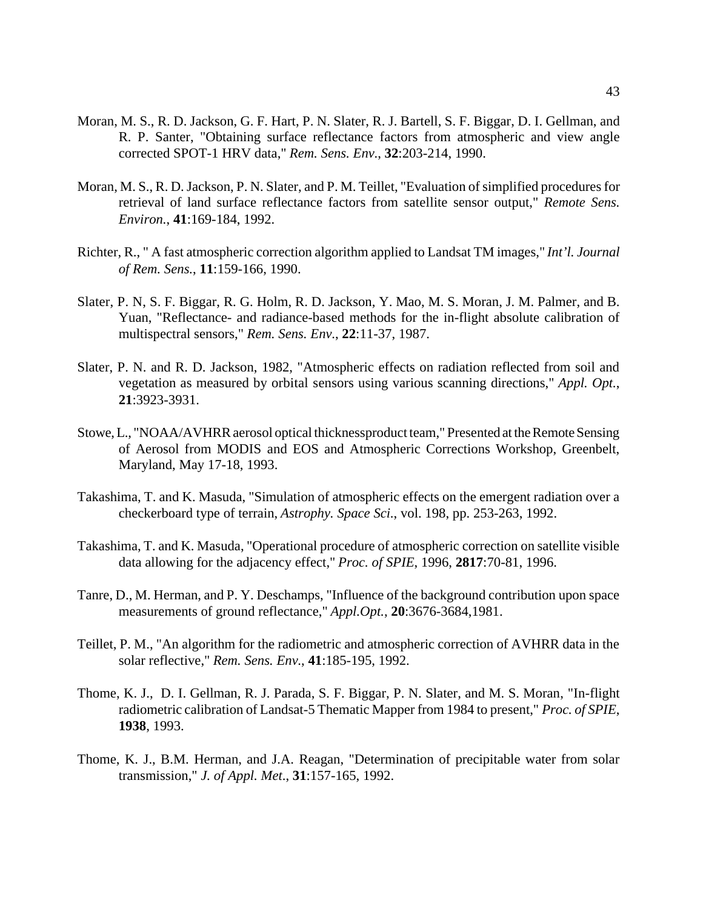Moran, M. S., R. D. Jackson, G. F. Hart, P. N. Slater, R. J. Bartell, S. F. Biggar, D. I. Gellman, and R. P. Santer, "Obtaining surface reflectance factors from atmospheric and view angle corrected SPOT-1 HRV data," *Rem. Sens. Env.*, **32**:203-214, 1990.

Moran, M. S., R. D. Jackson, P. N. Slater, and P. M. Teillet, "Evaluation of simplified procedures for retrieval of land surface reflectance factors from satellite sensor output," *Remote Sens. Environ.*, **41**:169-184, 1992.

Richter, R., " A fast atmospheric correction algorithm applied to Landsat TM images," *Int'l. Journal of Rem. Sens.*, **11**:159-166, 1990.

Slater, P. N, S. F. Biggar, R. G. Holm, R. D. Jackson, Y. Mao, M. S. Moran, J. M. Palmer, and B. Yuan, "Reflectance- and radiance-based methods for the in-flight absolute calibration of multispectral sensors," *Rem. Sens. Env.*, **22**:11-37, 1987.

Slater, P. N. and R. D. Jackson, 1982, "Atmospheric effects on radiation reflected from soil and vegetation as measured by orbital sensors using various scanning directions," *Appl. Opt.*, **21**:3923-3931.

Stowe, L., "NOAA/AVHRR aerosol optical thicknessproduct team," Presented at the Remote Sensing of Aerosol from MODIS and EOS and Atmospheric Corrections Workshop, Greenbelt, Maryland, May 17-18, 1993.

Takashima, T. and K. Masuda, "Simulation of atmospheric effects on the emergent radiation over a checkerboard type of terrain, *Astrophy. Space Sci.*, vol. 198, pp. 253-263, 1992.

Takashima, T. and K. Masuda, "Operational procedure of atmospheric correction on satellite visible data allowing for the adjacency effect," *Proc. of SPIE*, 1996, **2817**:70-81, 1996.

Tanre, D., M. Herman, and P. Y. Deschamps, "Influence of the background contribution upon space measurements of ground reflectance," *Appl.Opt.*, **20**:3676-3684,1981.

Teillet, P. M., "An algorithm for the radiometric and atmospheric correction of AVHRR data in the solar reflective," *Rem. Sens. Env.*, **41**:185-195, 1992.

Thome, K. J., D. I. Gellman, R. J. Parada, S. F. Biggar, P. N. Slater, and M. S. Moran, "In-flight radiometric calibration of Landsat-5 Thematic Mapper from 1984 to present," *Proc. of SPIE*, **1938**, 1993.

Thome, K. J., B.M. Herman, and J.A. Reagan, "Determination of precipitable water from solar transmission," *J. of Appl. Met*., **31**:157-165, 1992.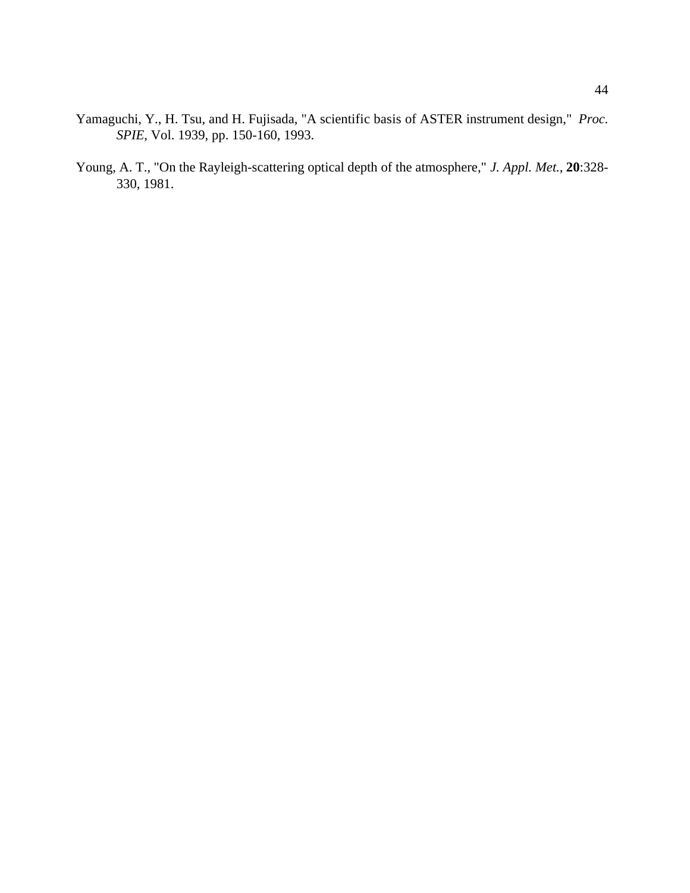Yamaguchi, Y., H. Tsu, and H. Fujisada, "A scientific basis of ASTER instrument design," *Proc. SPIE*, Vol. 1939, pp. 150-160, 1993.

Young, A. T., "On the Rayleigh-scattering optical depth of the atmosphere," *J. Appl. Met.*, **20**:328-330, 1981.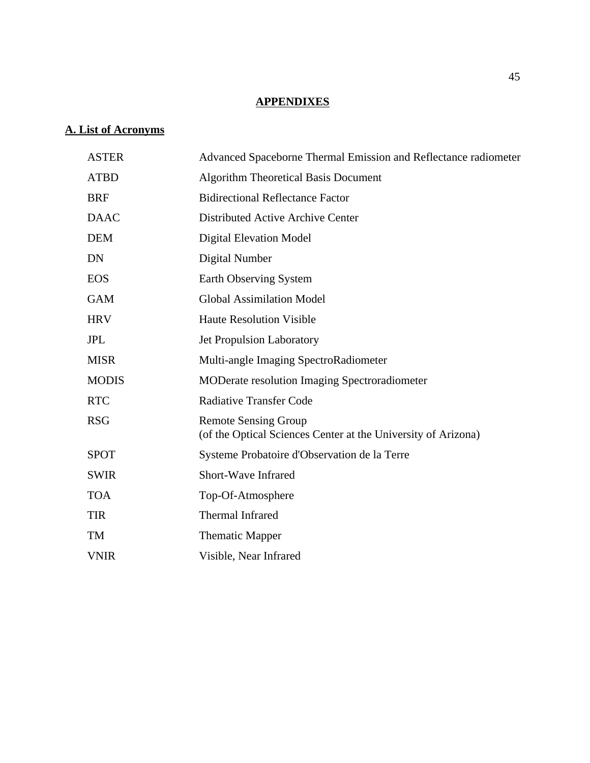# APPENDIXES

## A. List of Acronyms

| | |
|---|---|
| ASTER | Advanced Spaceborne Thermal Emission and Reflectance radiometer |
| ATBD | Algorithm Theoretical Basis Document |
| BRF | Bidirectional Reflectance Factor |
| DAAC | Distributed Active Archive Center |
| DEM | Digital Elevation Model |
| DN | Digital Number |
| EOS | Earth Observing System |
| GAM | Global Assimilation Model |
| HRV | Haute Resolution Visible |
| JPL | Jet Propulsion Laboratory |
| MISR | Multi-angle Imaging SpectroRadiometer |
| MODIS | MODerate resolution Imaging Spectroradiometer |
| RTC | Radiative Transfer Code |
| RSG | Remote Sensing Group (of the Optical Sciences Center at the University of Arizona) |
| SPOT | Systeme Probatoire d'Observation de la Terre |
| SWIR | Short-Wave Infrared |
| TOA | Top-Of-Atmosphere |
| TIR | Thermal Infrared |
| TM | Thematic Mapper |
| VNIR | Visible, Near Infrared |